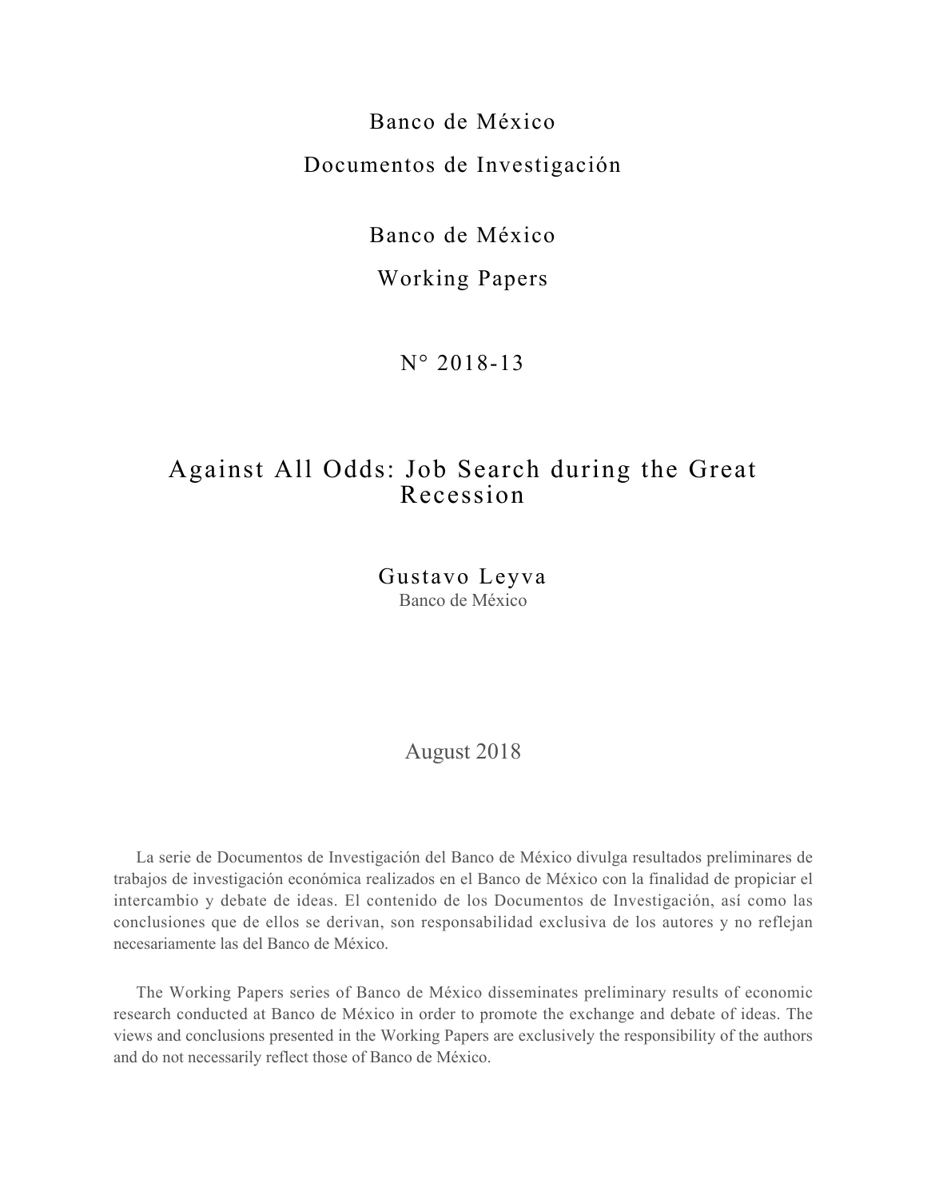Banco de México

Documentos de Investigación

Banco de México

Working Papers

N° 2018-13

# Against All Odds: Job Search during the Great Recession

Gustavo Leyva
Banco de México

August 2018

La serie de Documentos de Investigación del Banco de México divulga resultados preliminares de trabajos de investigación económica realizados en el Banco de México con la finalidad de propiciar el intercambio y debate de ideas. El contenido de los Documentos de Investigación, así como las conclusiones que de ellos se derivan, son responsabilidad exclusiva de los autores y no reflejan necesariamente las del Banco de México.

The Working Papers series of Banco de México disseminates preliminary results of economic research conducted at Banco de México in order to promote the exchange and debate of ideas. The views and conclusions presented in the Working Papers are exclusively the responsibility of the authors and do not necessarily reflect those of Banco de México.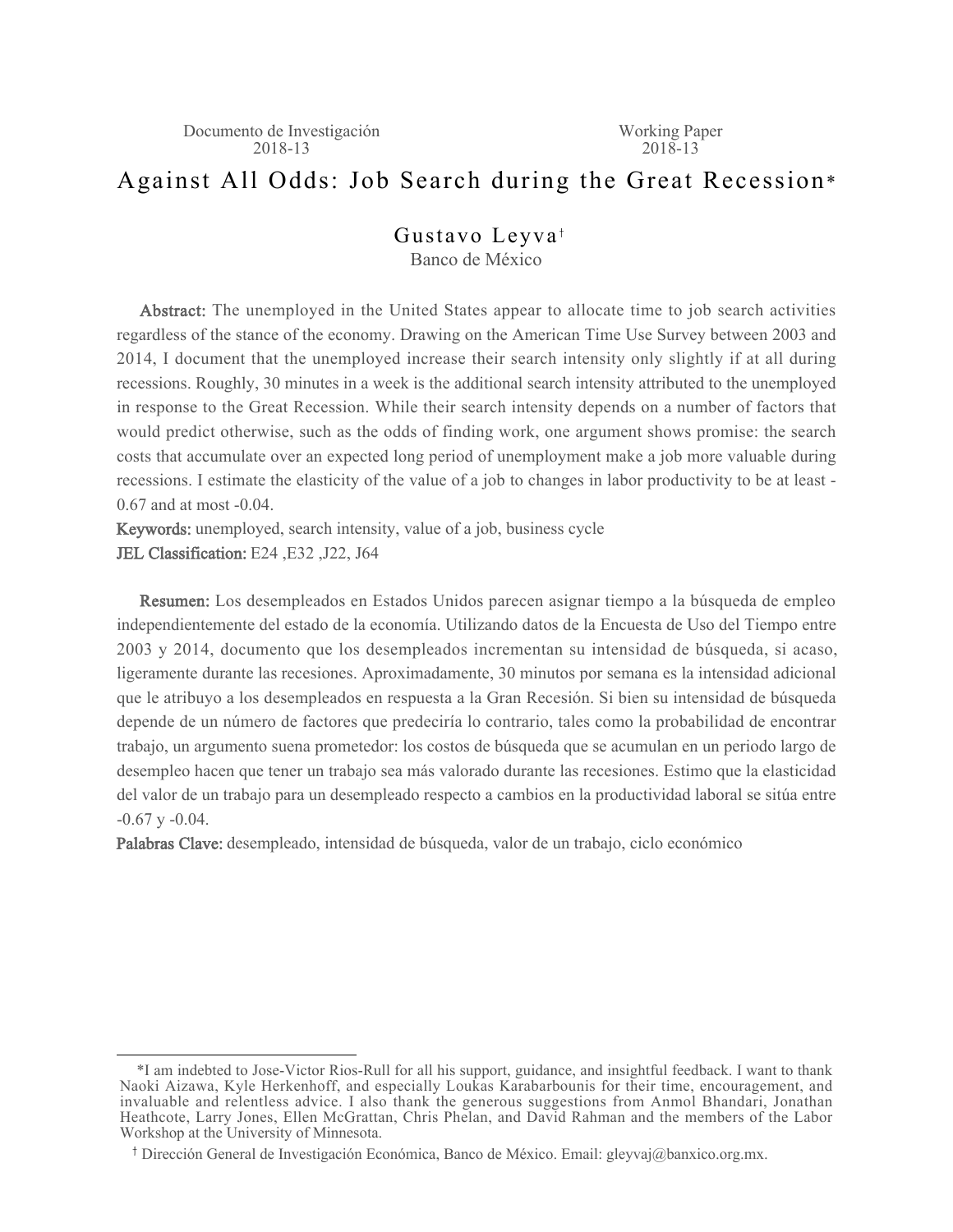Documento de Investigación 2018-13

Working Paper 2018-13

# Against All Odds: Job Search during the Great Recession*

Gustavo Leyva†

Banco de México

**Abstract:** The unemployed in the United States appear to allocate time to job search activities regardless of the stance of the economy. Drawing on the American Time Use Survey between 2003 and 2014, I document that the unemployed increase their search intensity only slightly if at all during recessions. Roughly, 30 minutes in a week is the additional search intensity attributed to the unemployed in response to the Great Recession. While their search intensity depends on a number of factors that would predict otherwise, such as the odds of finding work, one argument shows promise: the search costs that accumulate over an expected long period of unemployment make a job more valuable during recessions. I estimate the elasticity of the value of a job to changes in labor productivity to be at least -0.67 and at most -0.04.

**Keywords:** unemployed, search intensity, value of a job, business cycle

**JEL Classification:** E24 ,E32 ,J22, J64

**Resumen:** Los desempleados en Estados Unidos parecen asignar tiempo a la búsqueda de empleo independientemente del estado de la economía. Utilizando datos de la Encuesta de Uso del Tiempo entre 2003 y 2014, documento que los desempleados incrementan su intensidad de búsqueda, si acaso, ligeramente durante las recesiones. Aproximadamente, 30 minutos por semana es la intensidad adicional que le atribuyo a los desempleados en respuesta a la Gran Recesión. Si bien su intensidad de búsqueda depende de un número de factores que predeciría lo contrario, tales como la probabilidad de encontrar trabajo, un argumento suena prometedor: los costos de búsqueda que se acumulan en un periodo largo de desempleo hacen que tener un trabajo sea más valorado durante las recesiones. Estimo que la elasticidad del valor de un trabajo para un desempleado respecto a cambios en la productividad laboral se sitúa entre -0.67 y -0.04.

**Palabras Clave:** desempleado, intensidad de búsqueda, valor de un trabajo, ciclo económico

---

*I am indebted to Jose-Victor Rios-Rull for all his support, guidance, and insightful feedback. I want to thank Naoki Aizawa, Kyle Herkenhoff, and especially Loukas Karabarbounis for their time, encouragement, and invaluable and relentless advice. I also thank the generous suggestions from Anmol Bhandari, Jonathan Heathcote, Larry Jones, Ellen McGrattan, Chris Phelan, and David Rahman and the members of the Labor Workshop at the University of Minnesota.

† Dirección General de Investigación Económica, Banco de México. Email: gleyvaj@banxico.org.mx.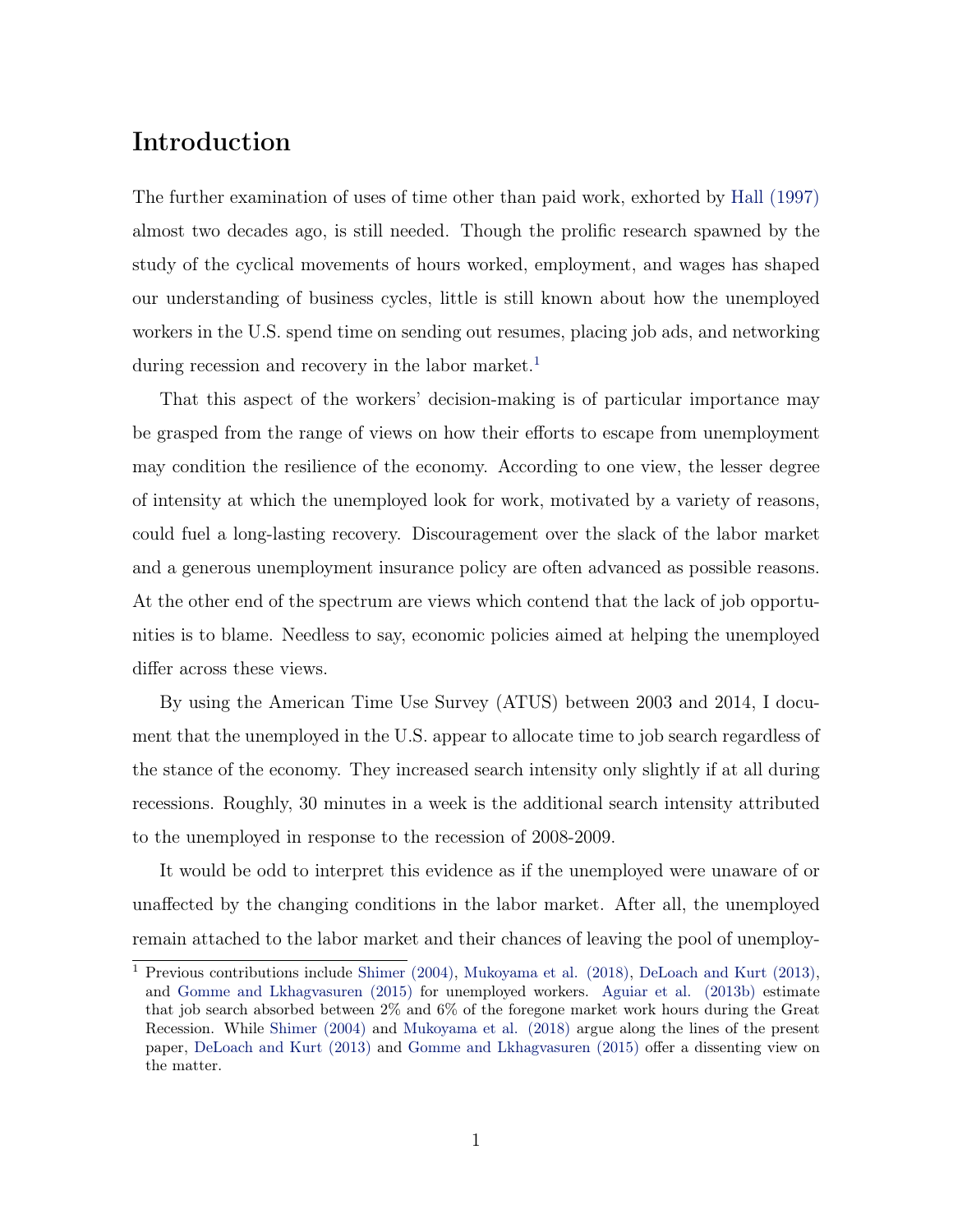# Introduction

The further examination of uses of time other than paid work, exhorted by Hall (1997) almost two decades ago, is still needed. Though the prolific research spawned by the study of the cyclical movements of hours worked, employment, and wages has shaped our understanding of business cycles, little is still known about how the unemployed workers in the U.S. spend time on sending out resumes, placing job ads, and networking during recession and recovery in the labor market.[1]

That this aspect of the workers' decision-making is of particular importance may be grasped from the range of views on how their efforts to escape from unemployment may condition the resilience of the economy. According to one view, the lesser degree of intensity at which the unemployed look for work, motivated by a variety of reasons, could fuel a long-lasting recovery. Discouragement over the slack of the labor market and a generous unemployment insurance policy are often advanced as possible reasons. At the other end of the spectrum are views which contend that the lack of job opportunities is to blame. Needless to say, economic policies aimed at helping the unemployed differ across these views.

By using the American Time Use Survey (ATUS) between 2003 and 2014, I document that the unemployed in the U.S. appear to allocate time to job search regardless of the stance of the economy. They increased search intensity only slightly if at all during recessions. Roughly, 30 minutes in a week is the additional search intensity attributed to the unemployed in response to the recession of 2008-2009.

It would be odd to interpret this evidence as if the unemployed were unaware of or unaffected by the changing conditions in the labor market. After all, the unemployed remain attached to the labor market and their chances of leaving the pool of unemploy-

[1] Previous contributions include Shimer (2004), Mukoyama et al. (2018), DeLoach and Kurt (2013), and Gomme and Lkhagvasuren (2015) for unemployed workers. Aguiar et al. (2013b) estimate that job search absorbed between 2% and 6% of the foregone market work hours during the Great Recession. While Shimer (2004) and Mukoyama et al. (2018) argue along the lines of the present paper, DeLoach and Kurt (2013) and Gomme and Lkhagvasuren (2015) offer a dissenting view on the matter.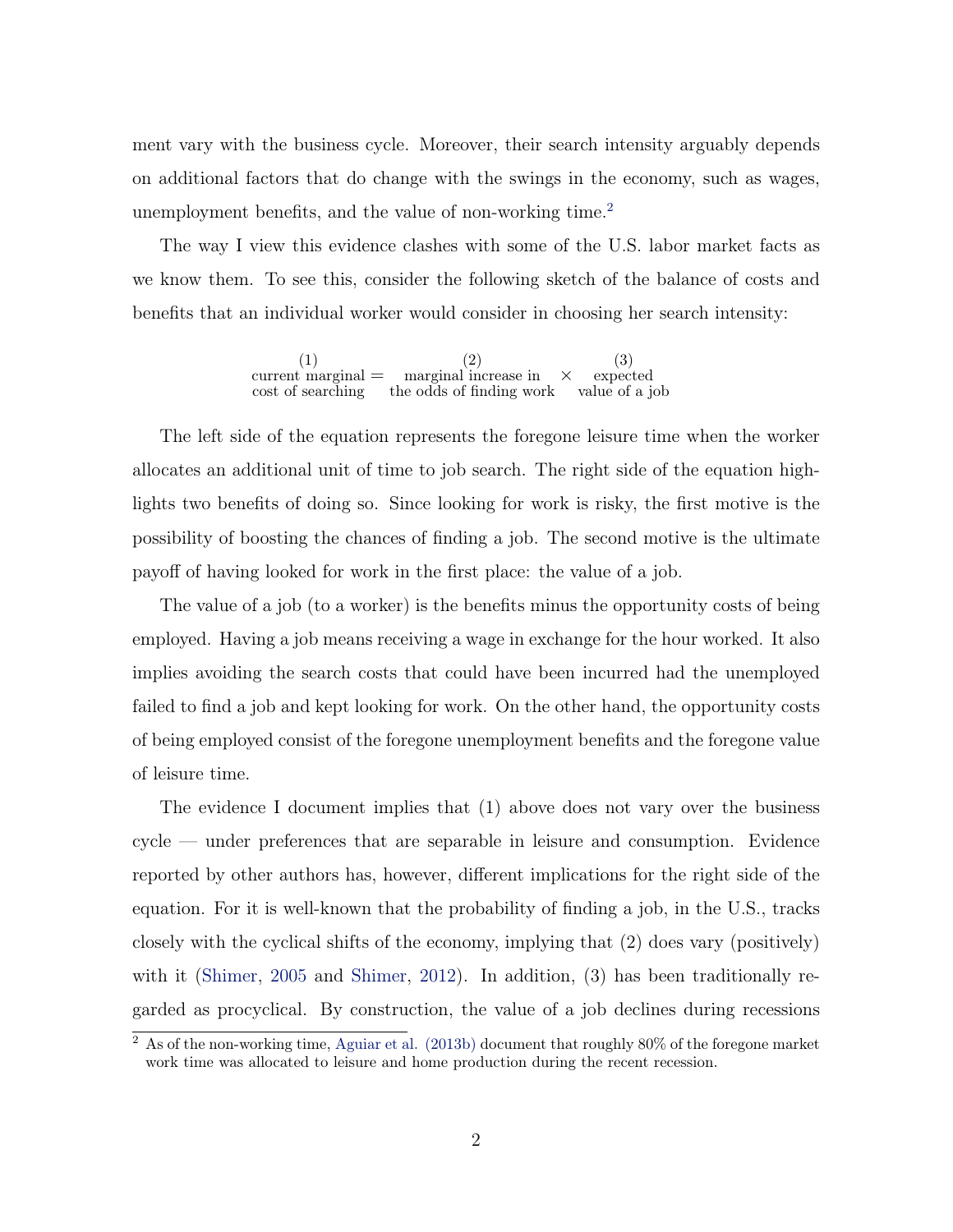ment vary with the business cycle. Moreover, their search intensity arguably depends on additional factors that do change with the swings in the economy, such as wages, unemployment benefits, and the value of non-working time.[2]

The way I view this evidence clashes with some of the U.S. labor market facts as we know them. To see this, consider the following sketch of the balance of costs and benefits that an individual worker would consider in choosing her search intensity:

$$\underset{\substack{\text{current marginal}\\ \text{cost of searching}}}{(1)} = \underset{\substack{\text{marginal increase in}\\ \text{the odds of finding work}}}{(2)} \times \underset{\substack{\text{expected}\\ \text{value of a job}}}{(3)}$$

The left side of the equation represents the foregone leisure time when the worker allocates an additional unit of time to job search. The right side of the equation highlights two benefits of doing so. Since looking for work is risky, the first motive is the possibility of boosting the chances of finding a job. The second motive is the ultimate payoff of having looked for work in the first place: the value of a job.

The value of a job (to a worker) is the benefits minus the opportunity costs of being employed. Having a job means receiving a wage in exchange for the hour worked. It also implies avoiding the search costs that could have been incurred had the unemployed failed to find a job and kept looking for work. On the other hand, the opportunity costs of being employed consist of the foregone unemployment benefits and the foregone value of leisure time.

The evidence I document implies that (1) above does not vary over the business cycle — under preferences that are separable in leisure and consumption. Evidence reported by other authors has, however, different implications for the right side of the equation. For it is well-known that the probability of finding a job, in the U.S., tracks closely with the cyclical shifts of the economy, implying that (2) does vary (positively) with it (Shimer, 2005 and Shimer, 2012). In addition, (3) has been traditionally regarded as procyclical. By construction, the value of a job declines during recessions

[2] As of the non-working time, Aguiar et al. (2013b) document that roughly 80% of the foregone market work time was allocated to leisure and home production during the recent recession.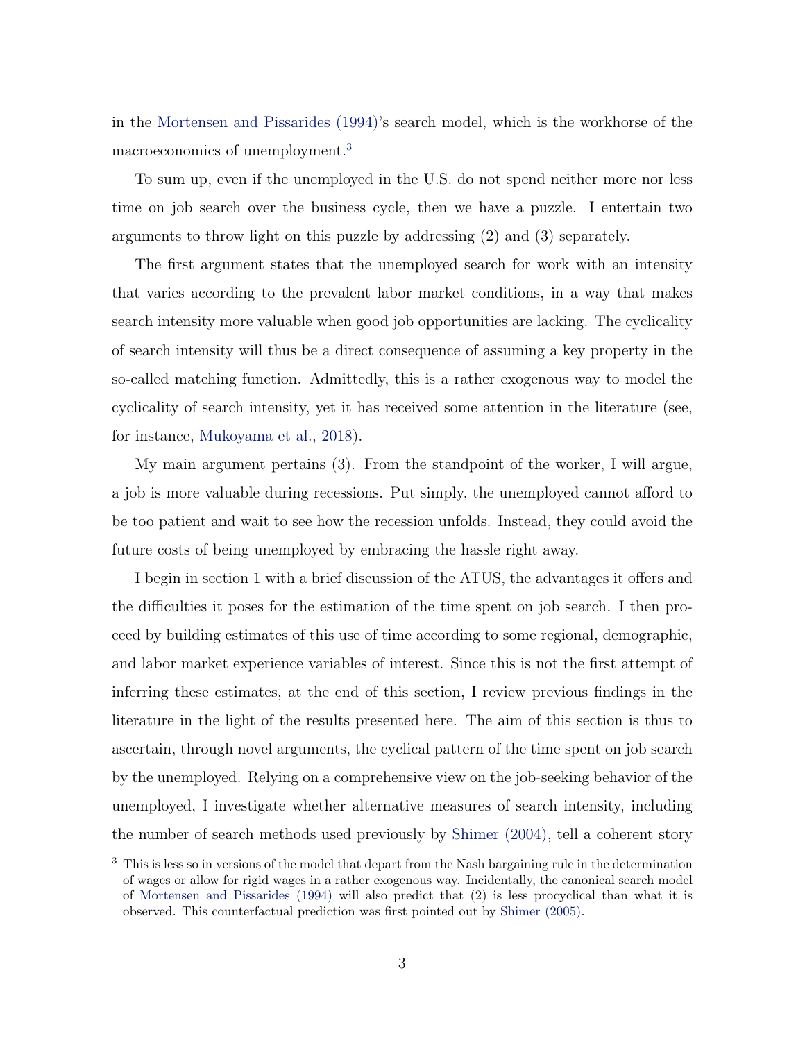in the Mortensen and Pissarides (1994)'s search model, which is the workhorse of the macroeconomics of unemployment.[3]

To sum up, even if the unemployed in the U.S. do not spend neither more nor less time on job search over the business cycle, then we have a puzzle. I entertain two arguments to throw light on this puzzle by addressing (2) and (3) separately.

The first argument states that the unemployed search for work with an intensity that varies according to the prevalent labor market conditions, in a way that makes search intensity more valuable when good job opportunities are lacking. The cyclicality of search intensity will thus be a direct consequence of assuming a key property in the so-called matching function. Admittedly, this is a rather exogenous way to model the cyclicality of search intensity, yet it has received some attention in the literature (see, for instance, Mukoyama et al., 2018).

My main argument pertains (3). From the standpoint of the worker, I will argue, a job is more valuable during recessions. Put simply, the unemployed cannot afford to be too patient and wait to see how the recession unfolds. Instead, they could avoid the future costs of being unemployed by embracing the hassle right away.

I begin in section 1 with a brief discussion of the ATUS, the advantages it offers and the difficulties it poses for the estimation of the time spent on job search. I then proceed by building estimates of this use of time according to some regional, demographic, and labor market experience variables of interest. Since this is not the first attempt of inferring these estimates, at the end of this section, I review previous findings in the literature in the light of the results presented here. The aim of this section is thus to ascertain, through novel arguments, the cyclical pattern of the time spent on job search by the unemployed. Relying on a comprehensive view on the job-seeking behavior of the unemployed, I investigate whether alternative measures of search intensity, including the number of search methods used previously by Shimer (2004), tell a coherent story

[3] This is less so in versions of the model that depart from the Nash bargaining rule in the determination of wages or allow for rigid wages in a rather exogenous way. Incidentally, the canonical search model of Mortensen and Pissarides (1994) will also predict that (2) is less procyclical than what it is observed. This counterfactual prediction was first pointed out by Shimer (2005).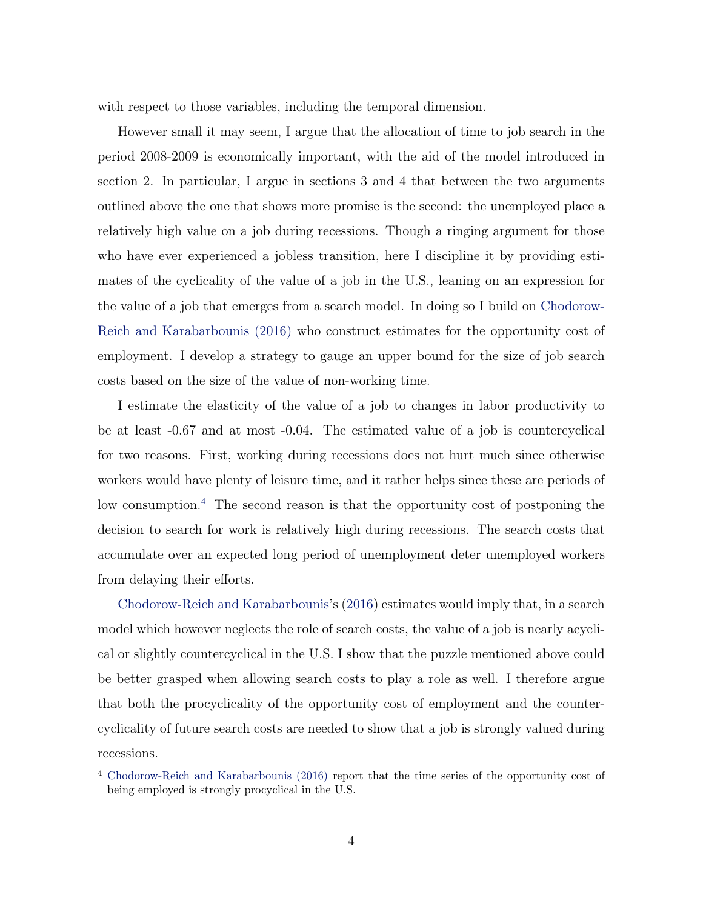with respect to those variables, including the temporal dimension.

However small it may seem, I argue that the allocation of time to job search in the period 2008-2009 is economically important, with the aid of the model introduced in section 2. In particular, I argue in sections 3 and 4 that between the two arguments outlined above the one that shows more promise is the second: the unemployed place a relatively high value on a job during recessions. Though a ringing argument for those who have ever experienced a jobless transition, here I discipline it by providing estimates of the cyclicality of the value of a job in the U.S., leaning on an expression for the value of a job that emerges from a search model. In doing so I build on Chodorow-Reich and Karabarbounis (2016) who construct estimates for the opportunity cost of employment. I develop a strategy to gauge an upper bound for the size of job search costs based on the size of the value of non-working time.

I estimate the elasticity of the value of a job to changes in labor productivity to be at least -0.67 and at most -0.04. The estimated value of a job is countercyclical for two reasons. First, working during recessions does not hurt much since otherwise workers would have plenty of leisure time, and it rather helps since these are periods of low consumption.[4] The second reason is that the opportunity cost of postponing the decision to search for work is relatively high during recessions. The search costs that accumulate over an expected long period of unemployment deter unemployed workers from delaying their efforts.

Chodorow-Reich and Karabarbounis's (2016) estimates would imply that, in a search model which however neglects the role of search costs, the value of a job is nearly acyclical or slightly countercyclical in the U.S. I show that the puzzle mentioned above could be better grasped when allowing search costs to play a role as well. I therefore argue that both the procyclicality of the opportunity cost of employment and the countercyclicality of future search costs are needed to show that a job is strongly valued during recessions.

[4] Chodorow-Reich and Karabarbounis (2016) report that the time series of the opportunity cost of being employed is strongly procyclical in the U.S.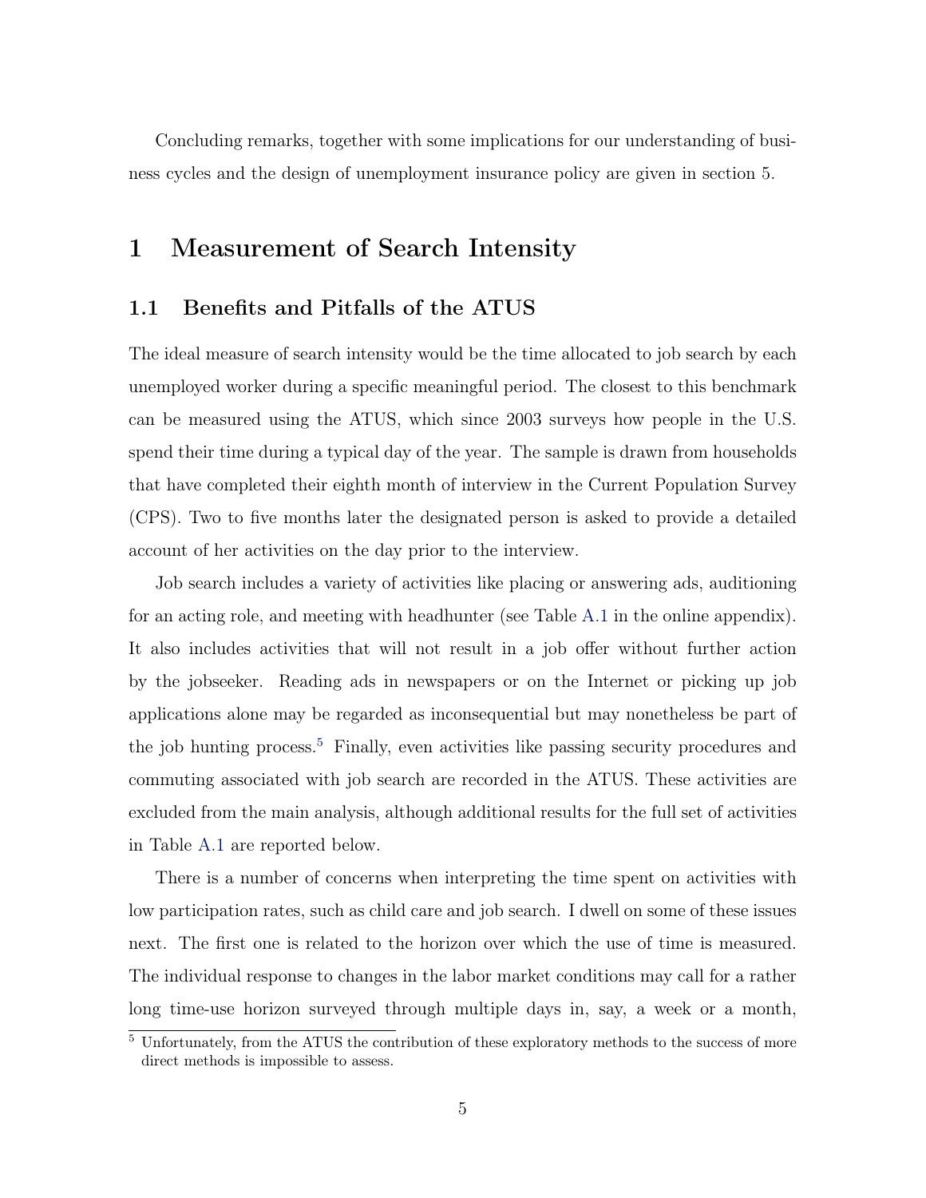Concluding remarks, together with some implications for our understanding of business cycles and the design of unemployment insurance policy are given in section 5.

# 1 Measurement of Search Intensity

## 1.1 Benefits and Pitfalls of the ATUS

The ideal measure of search intensity would be the time allocated to job search by each unemployed worker during a specific meaningful period. The closest to this benchmark can be measured using the ATUS, which since 2003 surveys how people in the U.S. spend their time during a typical day of the year. The sample is drawn from households that have completed their eighth month of interview in the Current Population Survey (CPS). Two to five months later the designated person is asked to provide a detailed account of her activities on the day prior to the interview.

Job search includes a variety of activities like placing or answering ads, auditioning for an acting role, and meeting with headhunter (see Table A.1 in the online appendix). It also includes activities that will not result in a job offer without further action by the jobseeker. Reading ads in newspapers or on the Internet or picking up job applications alone may be regarded as inconsequential but may nonetheless be part of the job hunting process.[5] Finally, even activities like passing security procedures and commuting associated with job search are recorded in the ATUS. These activities are excluded from the main analysis, although additional results for the full set of activities in Table A.1 are reported below.

There is a number of concerns when interpreting the time spent on activities with low participation rates, such as child care and job search. I dwell on some of these issues next. The first one is related to the horizon over which the use of time is measured. The individual response to changes in the labor market conditions may call for a rather long time-use horizon surveyed through multiple days in, say, a week or a month,

[5] Unfortunately, from the ATUS the contribution of these exploratory methods to the success of more direct methods is impossible to assess.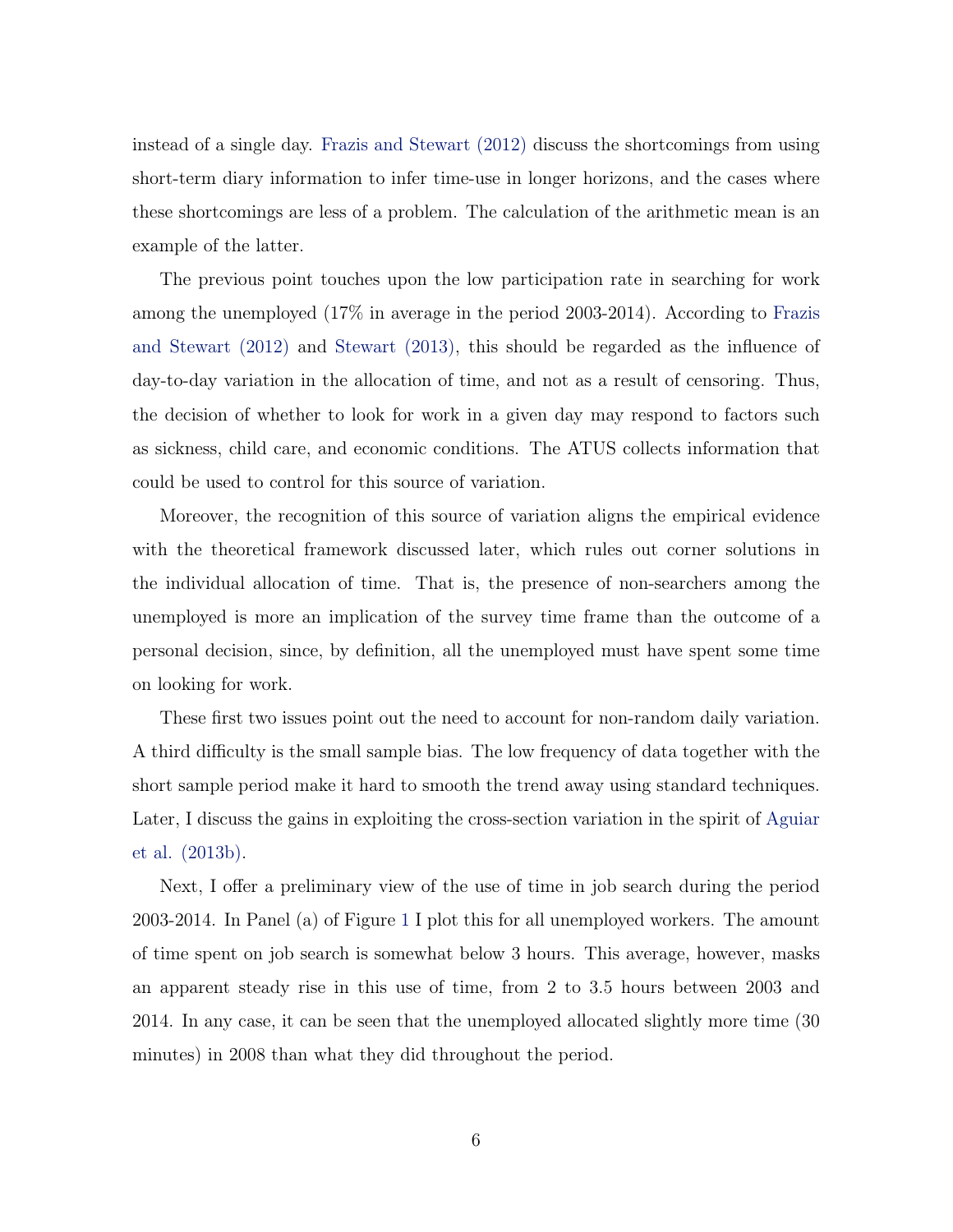instead of a single day. Frazis and Stewart (2012) discuss the shortcomings from using short-term diary information to infer time-use in longer horizons, and the cases where these shortcomings are less of a problem. The calculation of the arithmetic mean is an example of the latter.

The previous point touches upon the low participation rate in searching for work among the unemployed (17% in average in the period 2003-2014). According to Frazis and Stewart (2012) and Stewart (2013), this should be regarded as the influence of day-to-day variation in the allocation of time, and not as a result of censoring. Thus, the decision of whether to look for work in a given day may respond to factors such as sickness, child care, and economic conditions. The ATUS collects information that could be used to control for this source of variation.

Moreover, the recognition of this source of variation aligns the empirical evidence with the theoretical framework discussed later, which rules out corner solutions in the individual allocation of time. That is, the presence of non-searchers among the unemployed is more an implication of the survey time frame than the outcome of a personal decision, since, by definition, all the unemployed must have spent some time on looking for work.

These first two issues point out the need to account for non-random daily variation. A third difficulty is the small sample bias. The low frequency of data together with the short sample period make it hard to smooth the trend away using standard techniques. Later, I discuss the gains in exploiting the cross-section variation in the spirit of Aguiar et al. (2013b).

Next, I offer a preliminary view of the use of time in job search during the period 2003-2014. In Panel (a) of Figure 1 I plot this for all unemployed workers. The amount of time spent on job search is somewhat below 3 hours. This average, however, masks an apparent steady rise in this use of time, from 2 to 3.5 hours between 2003 and 2014. In any case, it can be seen that the unemployed allocated slightly more time (30 minutes) in 2008 than what they did throughout the period.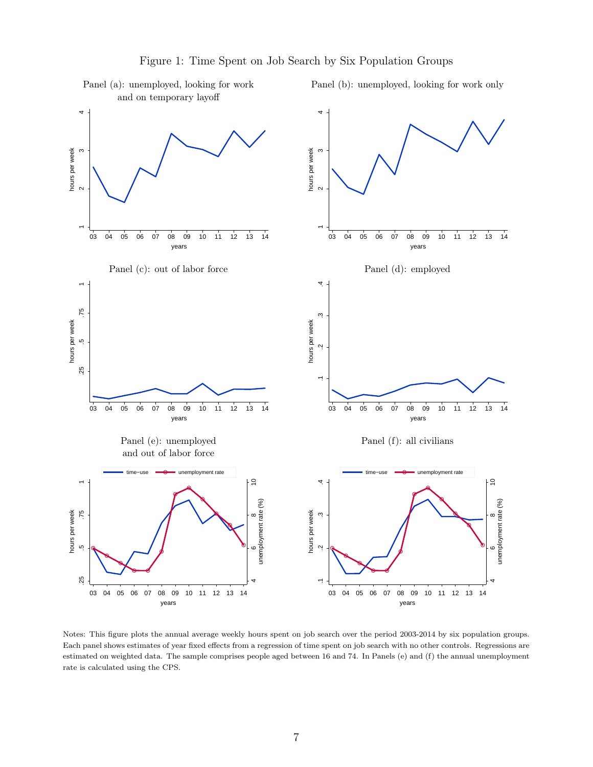Figure 1: Time Spent on Job Search by Six Population Groups

Panel (a): unemployed, looking for work and on temporary layoff

Panel (b): unemployed, looking for work only

Panel (c): out of labor force

Panel (d): employed

Panel (e): unemployed and out of labor force

Panel (f): all civilians

Notes: This figure plots the annual average weekly hours spent on job search over the period 2003-2014 by six population groups. Each panel shows estimates of year fixed effects from a regression of time spent on job search with no other controls. Regressions are estimated on weighted data. The sample comprises people aged between 16 and 74. In Panels (e) and (f) the annual unemployment rate is calculated using the CPS.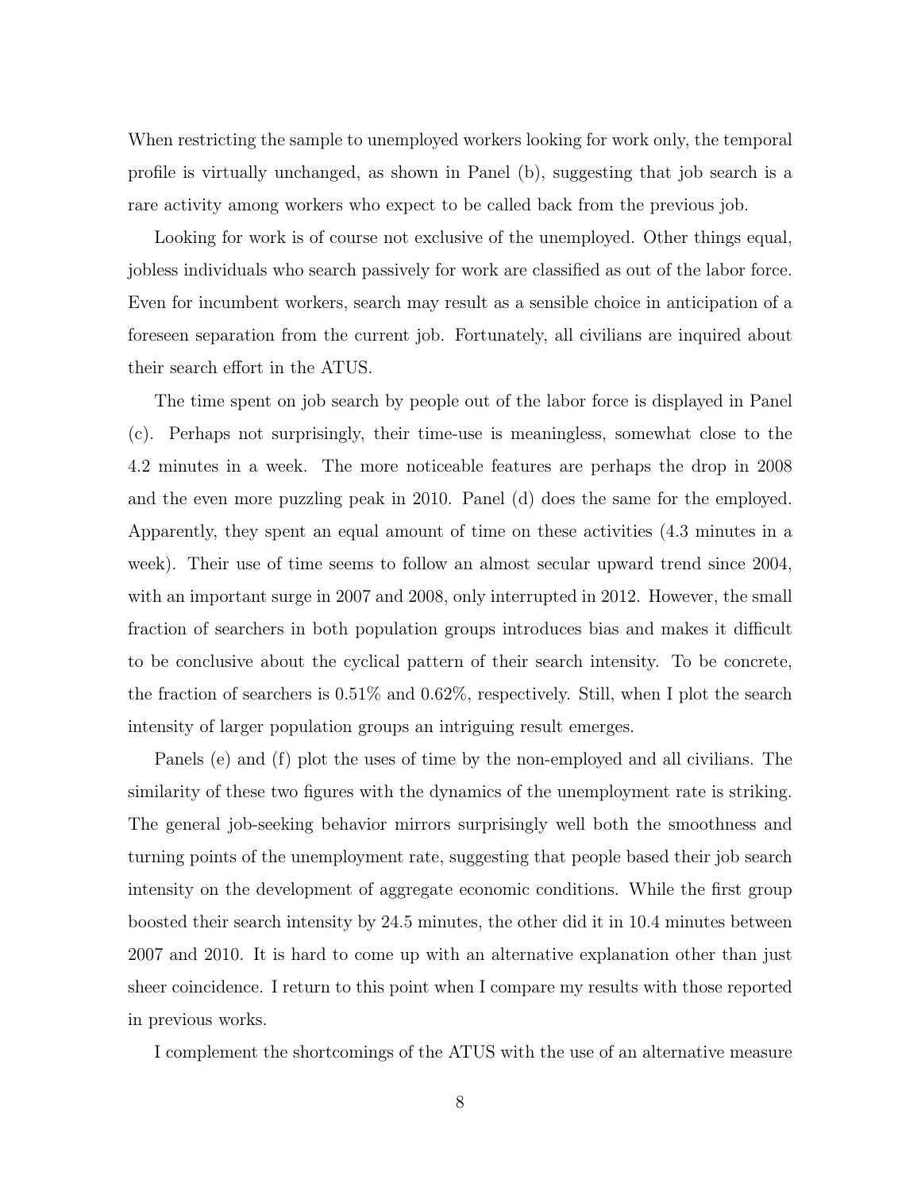When restricting the sample to unemployed workers looking for work only, the temporal profile is virtually unchanged, as shown in Panel (b), suggesting that job search is a rare activity among workers who expect to be called back from the previous job.

Looking for work is of course not exclusive of the unemployed. Other things equal, jobless individuals who search passively for work are classified as out of the labor force. Even for incumbent workers, search may result as a sensible choice in anticipation of a foreseen separation from the current job. Fortunately, all civilians are inquired about their search effort in the ATUS.

The time spent on job search by people out of the labor force is displayed in Panel (c). Perhaps not surprisingly, their time-use is meaningless, somewhat close to the 4.2 minutes in a week. The more noticeable features are perhaps the drop in 2008 and the even more puzzling peak in 2010. Panel (d) does the same for the employed. Apparently, they spent an equal amount of time on these activities (4.3 minutes in a week). Their use of time seems to follow an almost secular upward trend since 2004, with an important surge in 2007 and 2008, only interrupted in 2012. However, the small fraction of searchers in both population groups introduces bias and makes it difficult to be conclusive about the cyclical pattern of their search intensity. To be concrete, the fraction of searchers is 0.51% and 0.62%, respectively. Still, when I plot the search intensity of larger population groups an intriguing result emerges.

Panels (e) and (f) plot the uses of time by the non-employed and all civilians. The similarity of these two figures with the dynamics of the unemployment rate is striking. The general job-seeking behavior mirrors surprisingly well both the smoothness and turning points of the unemployment rate, suggesting that people based their job search intensity on the development of aggregate economic conditions. While the first group boosted their search intensity by 24.5 minutes, the other did it in 10.4 minutes between 2007 and 2010. It is hard to come up with an alternative explanation other than just sheer coincidence. I return to this point when I compare my results with those reported in previous works.

I complement the shortcomings of the ATUS with the use of an alternative measure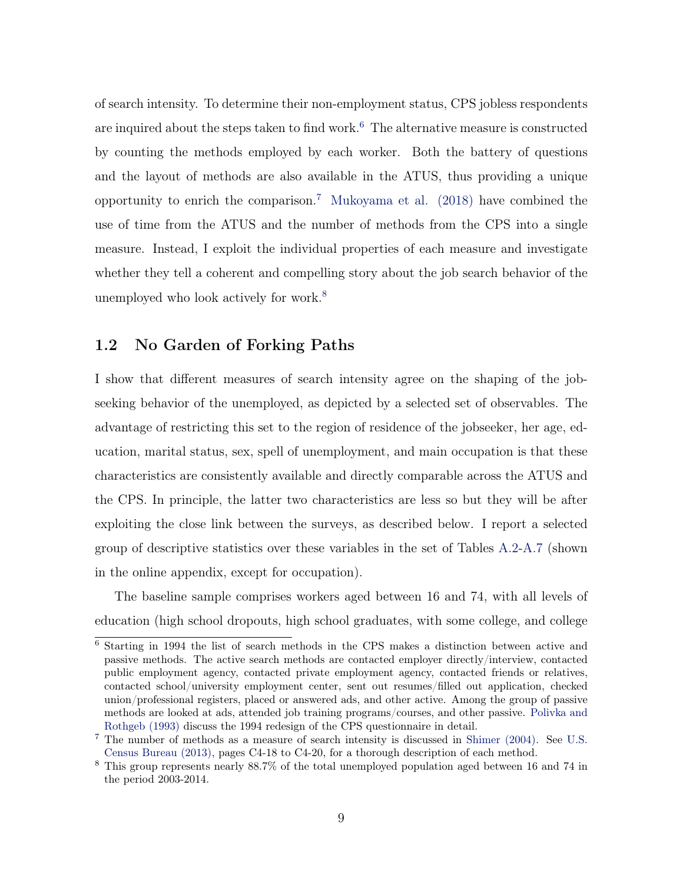of search intensity. To determine their non-employment status, CPS jobless respondents are inquired about the steps taken to find work.[6] The alternative measure is constructed by counting the methods employed by each worker. Both the battery of questions and the layout of methods are also available in the ATUS, thus providing a unique opportunity to enrich the comparison.[7] Mukoyama et al. (2018) have combined the use of time from the ATUS and the number of methods from the CPS into a single measure. Instead, I exploit the individual properties of each measure and investigate whether they tell a coherent and compelling story about the job search behavior of the unemployed who look actively for work.[8]

## 1.2 No Garden of Forking Paths

I show that different measures of search intensity agree on the shaping of the job-seeking behavior of the unemployed, as depicted by a selected set of observables. The advantage of restricting this set to the region of residence of the jobseeker, her age, education, marital status, sex, spell of unemployment, and main occupation is that these characteristics are consistently available and directly comparable across the ATUS and the CPS. In principle, the latter two characteristics are less so but they will be after exploiting the close link between the surveys, as described below. I report a selected group of descriptive statistics over these variables in the set of Tables A.2-A.7 (shown in the online appendix, except for occupation).

The baseline sample comprises workers aged between 16 and 74, with all levels of education (high school dropouts, high school graduates, with some college, and college

---

[6] Starting in 1994 the list of search methods in the CPS makes a distinction between active and passive methods. The active search methods are contacted employer directly/interview, contacted public employment agency, contacted private employment agency, contacted friends or relatives, contacted school/university employment center, sent out resumes/filled out application, checked union/professional registers, placed or answered ads, and other active. Among the group of passive methods are looked at ads, attended job training programs/courses, and other passive. Polivka and Rothgeb (1993) discuss the 1994 redesign of the CPS questionnaire in detail.

[7] The number of methods as a measure of search intensity is discussed in Shimer (2004). See U.S. Census Bureau (2013), pages C4-18 to C4-20, for a thorough description of each method.

[8] This group represents nearly 88.7% of the total unemployed population aged between 16 and 74 in the period 2003-2014.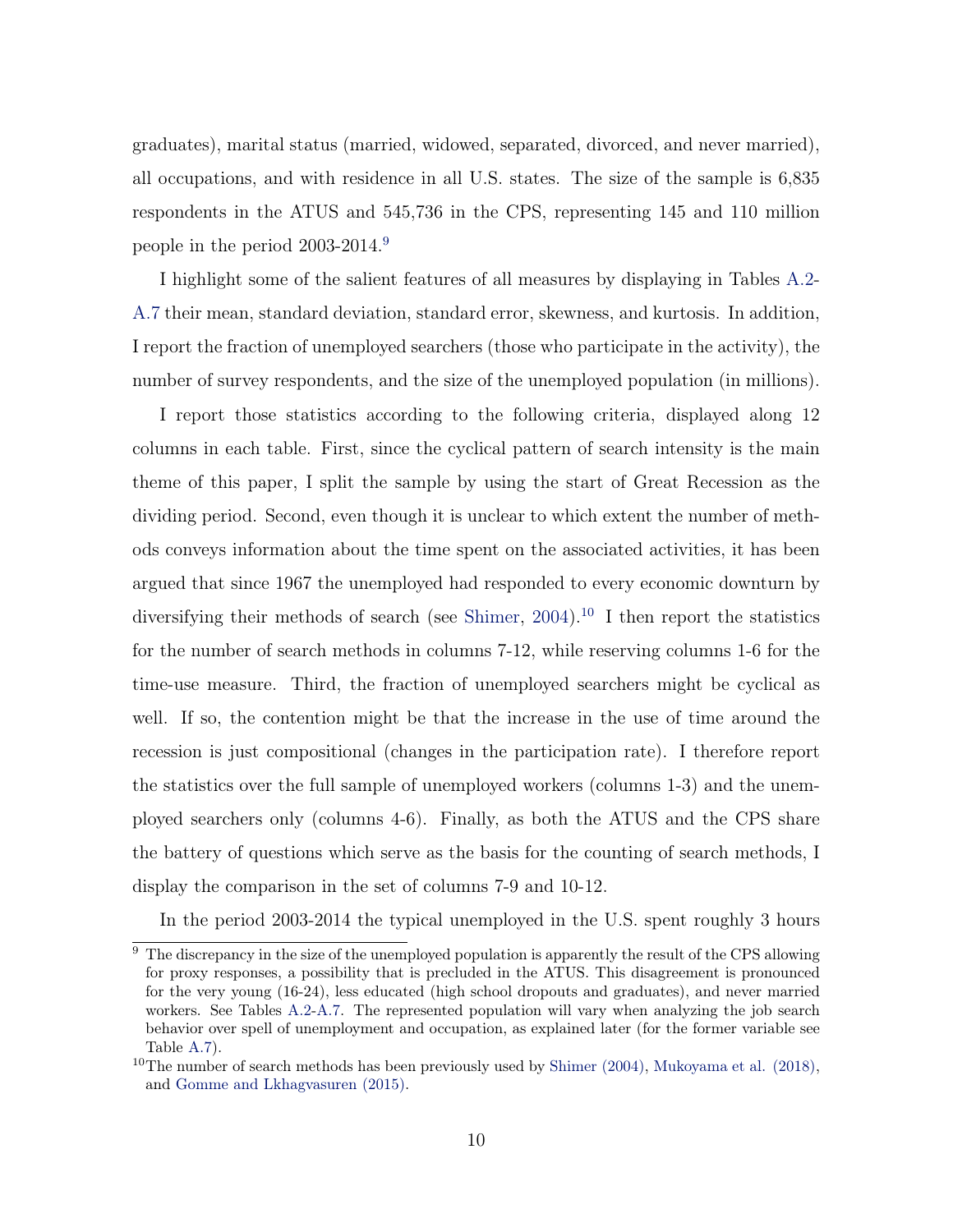graduates), marital status (married, widowed, separated, divorced, and never married), all occupations, and with residence in all U.S. states. The size of the sample is 6,835 respondents in the ATUS and 545,736 in the CPS, representing 145 and 110 million people in the period 2003-2014.[9]

I highlight some of the salient features of all measures by displaying in Tables A.2-A.7 their mean, standard deviation, standard error, skewness, and kurtosis. In addition, I report the fraction of unemployed searchers (those who participate in the activity), the number of survey respondents, and the size of the unemployed population (in millions).

I report those statistics according to the following criteria, displayed along 12 columns in each table. First, since the cyclical pattern of search intensity is the main theme of this paper, I split the sample by using the start of Great Recession as the dividing period. Second, even though it is unclear to which extent the number of methods conveys information about the time spent on the associated activities, it has been argued that since 1967 the unemployed had responded to every economic downturn by diversifying their methods of search (see Shimer, 2004).[10] I then report the statistics for the number of search methods in columns 7-12, while reserving columns 1-6 for the time-use measure. Third, the fraction of unemployed searchers might be cyclical as well. If so, the contention might be that the increase in the use of time around the recession is just compositional (changes in the participation rate). I therefore report the statistics over the full sample of unemployed workers (columns 1-3) and the unemployed searchers only (columns 4-6). Finally, as both the ATUS and the CPS share the battery of questions which serve as the basis for the counting of search methods, I display the comparison in the set of columns 7-9 and 10-12.

In the period 2003-2014 the typical unemployed in the U.S. spent roughly 3 hours

[9] The discrepancy in the size of the unemployed population is apparently the result of the CPS allowing for proxy responses, a possibility that is precluded in the ATUS. This disagreement is pronounced for the very young (16-24), less educated (high school dropouts and graduates), and never married workers. See Tables A.2-A.7. The represented population will vary when analyzing the job search behavior over spell of unemployment and occupation, as explained later (for the former variable see Table A.7).

[10] The number of search methods has been previously used by Shimer (2004), Mukoyama et al. (2018), and Gomme and Lkhagvasuren (2015).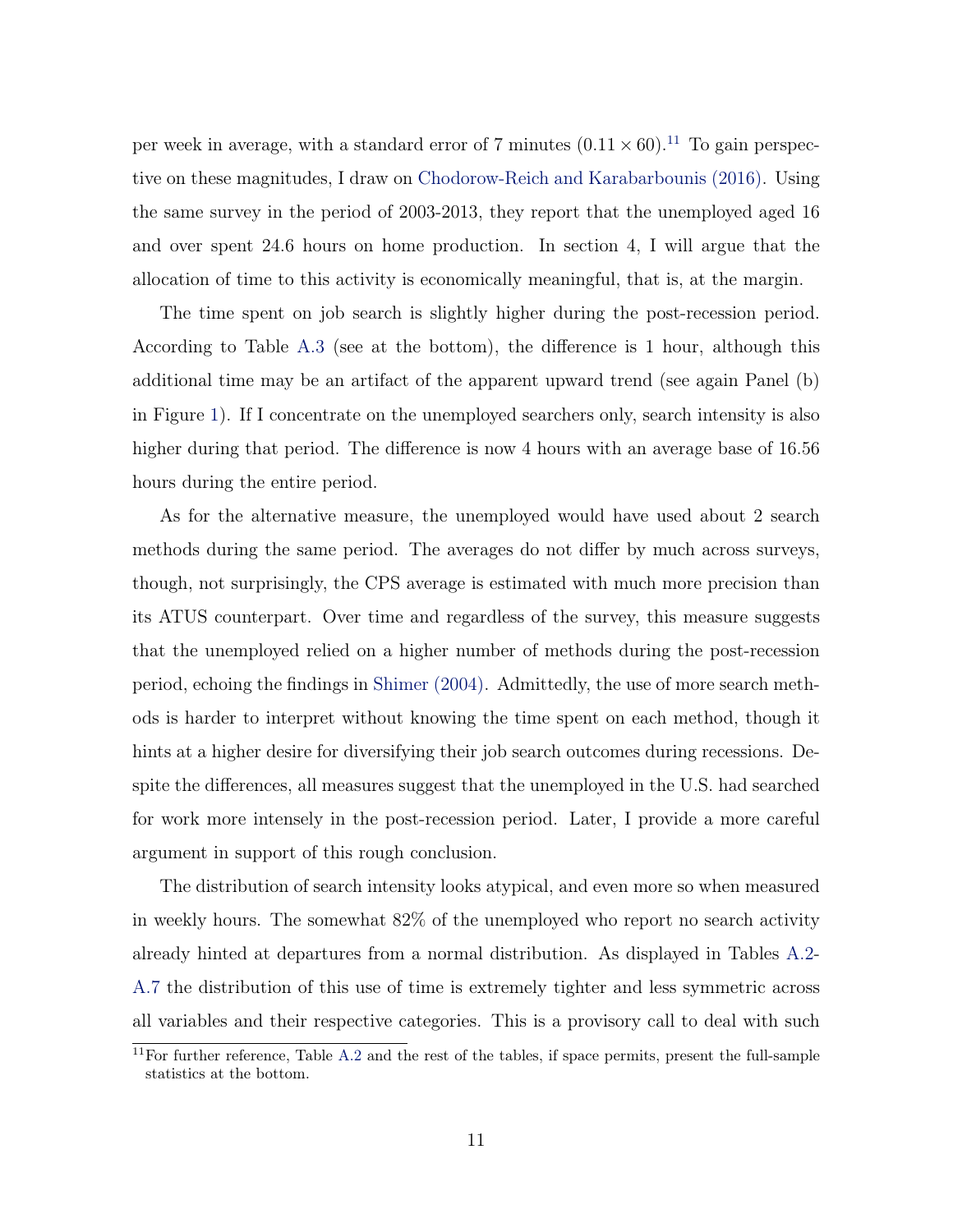per week in average, with a standard error of 7 minutes $(0.11 \times 60)$.[11] To gain perspective on these magnitudes, I draw on Chodorow-Reich and Karabarbounis (2016). Using the same survey in the period of 2003-2013, they report that the unemployed aged 16 and over spent 24.6 hours on home production. In section 4, I will argue that the allocation of time to this activity is economically meaningful, that is, at the margin.

The time spent on job search is slightly higher during the post-recession period. According to Table A.3 (see at the bottom), the difference is 1 hour, although this additional time may be an artifact of the apparent upward trend (see again Panel (b) in Figure 1). If I concentrate on the unemployed searchers only, search intensity is also higher during that period. The difference is now 4 hours with an average base of 16.56 hours during the entire period.

As for the alternative measure, the unemployed would have used about 2 search methods during the same period. The averages do not differ by much across surveys, though, not surprisingly, the CPS average is estimated with much more precision than its ATUS counterpart. Over time and regardless of the survey, this measure suggests that the unemployed relied on a higher number of methods during the post-recession period, echoing the findings in Shimer (2004). Admittedly, the use of more search methods is harder to interpret without knowing the time spent on each method, though it hints at a higher desire for diversifying their job search outcomes during recessions. Despite the differences, all measures suggest that the unemployed in the U.S. had searched for work more intensely in the post-recession period. Later, I provide a more careful argument in support of this rough conclusion.

The distribution of search intensity looks atypical, and even more so when measured in weekly hours. The somewhat 82% of the unemployed who report no search activity already hinted at departures from a normal distribution. As displayed in Tables A.2-A.7 the distribution of this use of time is extremely tighter and less symmetric across all variables and their respective categories. This is a provisory call to deal with such

[11] For further reference, Table A.2 and the rest of the tables, if space permits, present the full-sample statistics at the bottom.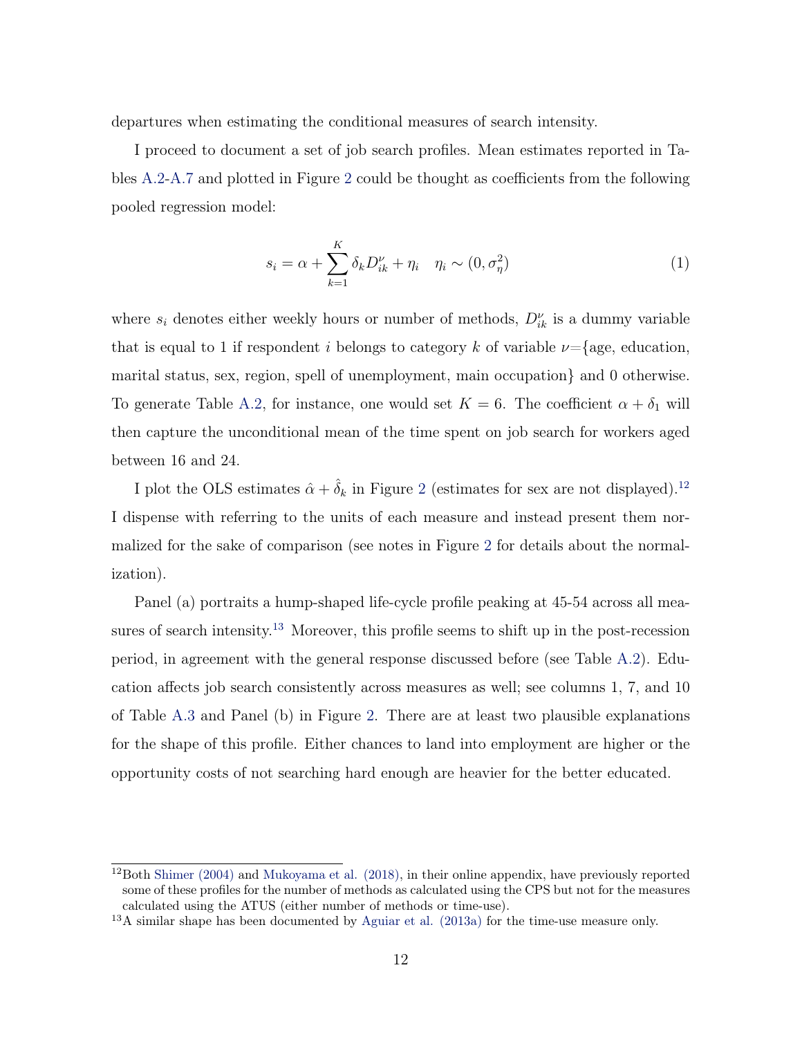departures when estimating the conditional measures of search intensity.

I proceed to document a set of job search profiles. Mean estimates reported in Tables A.2-A.7 and plotted in Figure 2 could be thought as coefficients from the following pooled regression model:

$$s_i = \alpha + \sum_{k=1}^{K} \delta_k D_{ik}^{\nu} + \eta_i \quad \eta_i \sim (0, \sigma_\eta^2) \tag{1}$$

where $s_i$ denotes either weekly hours or number of methods, $D_{ik}^{\nu}$ is a dummy variable that is equal to 1 if respondent $i$ belongs to category $k$ of variable $\nu$={age, education, marital status, sex, region, spell of unemployment, main occupation} and 0 otherwise. To generate Table A.2, for instance, one would set $K = 6$. The coefficient $\alpha + \delta_1$ will then capture the unconditional mean of the time spent on job search for workers aged between 16 and 24.

I plot the OLS estimates $\hat{\alpha} + \hat{\delta}_k$ in Figure 2 (estimates for sex are not displayed).[12] I dispense with referring to the units of each measure and instead present them normalized for the sake of comparison (see notes in Figure 2 for details about the normalization).

Panel (a) portraits a hump-shaped life-cycle profile peaking at 45-54 across all measures of search intensity.[13] Moreover, this profile seems to shift up in the post-recession period, in agreement with the general response discussed before (see Table A.2). Education affects job search consistently across measures as well; see columns 1, 7, and 10 of Table A.3 and Panel (b) in Figure 2. There are at least two plausible explanations for the shape of this profile. Either chances to land into employment are higher or the opportunity costs of not searching hard enough are heavier for the better educated.

[12] Both Shimer (2004) and Mukoyama et al. (2018), in their online appendix, have previously reported some of these profiles for the number of methods as calculated using the CPS but not for the measures calculated using the ATUS (either number of methods or time-use).

[13] A similar shape has been documented by Aguiar et al. (2013a) for the time-use measure only.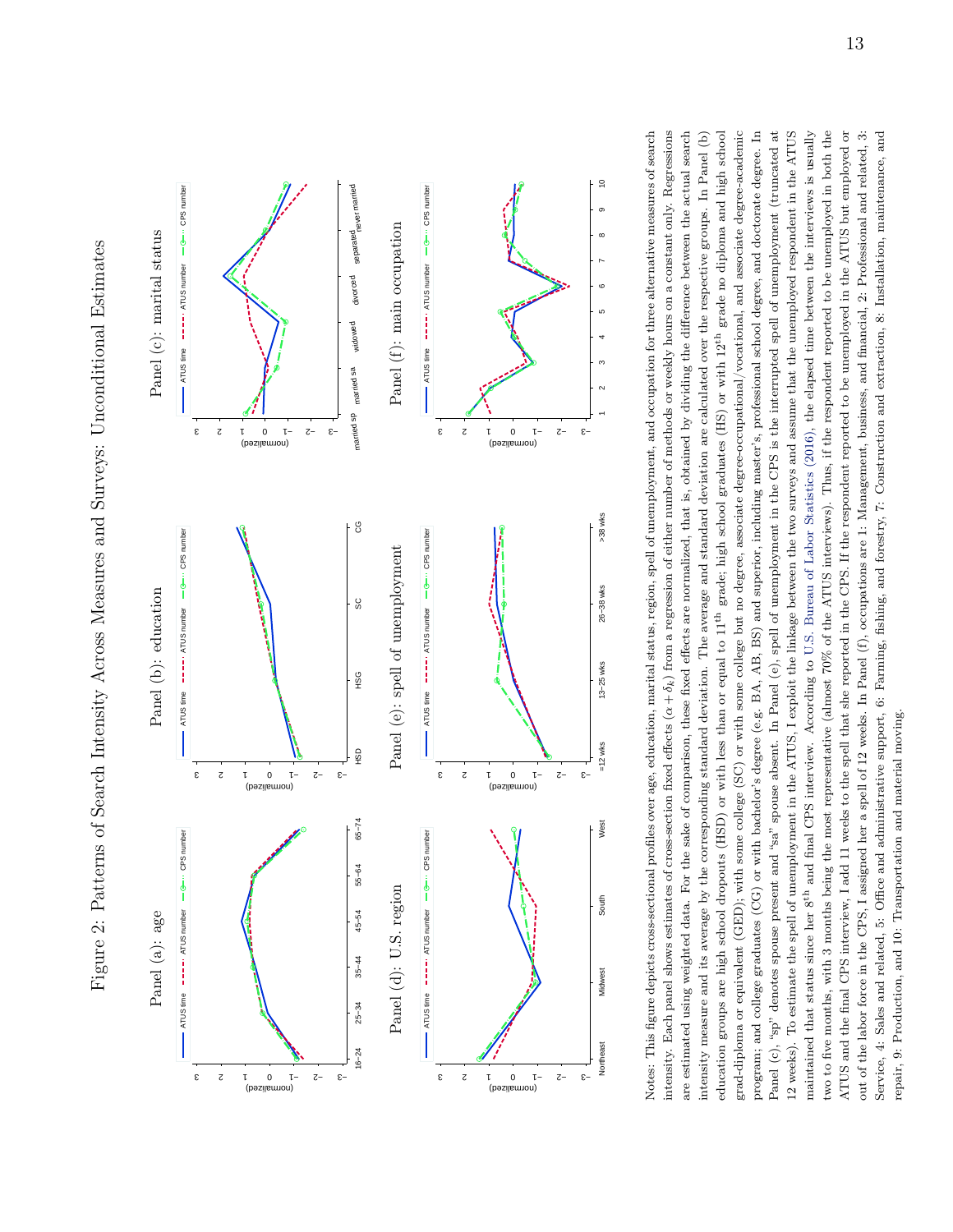Figure 2: Patterns of Search Intensity Across Measures and Surveys: Unconditional Estimates

Panel (a): age

Panel (b): education

Panel (c): marital status

Panel (d): U.S. region

Panel (e): spell of unemployment

Panel (f): main occupation

Notes: This figure depicts cross-sectional profiles over age, education, marital status, region, spell of unemployment, and occupation for three alternative measures of search intensity. Each panel shows estimates of cross-section fixed effects $(\alpha + \delta_k)$ from a regression of either number of methods or weekly hours on a constant only. Regressions are estimated using weighted data. For the sake of comparison, these fixed effects are normalized, that is, obtained by dividing the difference between the actual search intensity measure and its average by the corresponding standard deviation. The average and standard deviation are calculated over the respective groups. In Panel (b) education groups are high school dropouts (HSD) or with less than or equal to 11[th] grade; high school graduates (HS) or with 12[th] grade no diploma and high school grad-diploma or equivalent (GED); with some college (SC) or with some college but no degree, associate degree-occupational/vocational, and associate degree-academic program; and college graduates (CG) or with bachelor's degree (e.g. BA, AB, BS) and superior, including master's, professional school degree, and doctorate degree. In Panel (c), "sp" denotes spouse present and "sa" spouse absent. In Panel (e), spell of unemployment in the CPS is the interrupted spell of unemployment (truncated at 12 weeks). To estimate the spell of unemployment in the ATUS, I exploit the linkage between the two surveys and assume that the unemployed respondent in the ATUS maintained that status since her 8[th] and final CPS interview. According to U.S. Bureau of Labor Statistics (2016), the elapsed time between the interviews is usually two to five months, with 3 months being the most representative (almost 70% of the ATUS interviews). Thus, if the respondent reported to be unemployed in both the ATUS and the final CPS interview, I add 11 weeks to the spell that she reported in the CPS. If the respondent reported to be unemployed in the ATUS but employed or out of the labor force in the CPS, I assigned her a spell of 12 weeks. In Panel (f), occupations are 1: Management, business, and financial, 2: Professional and related, 3: Service, 4: Sales and related, 5: Office and administrative support, 6: Farming, fishing, and forestry, 7: Construction and extraction, 8: Installation, maintenance, and repair, 9: Production, and 10: Transportation and material moving.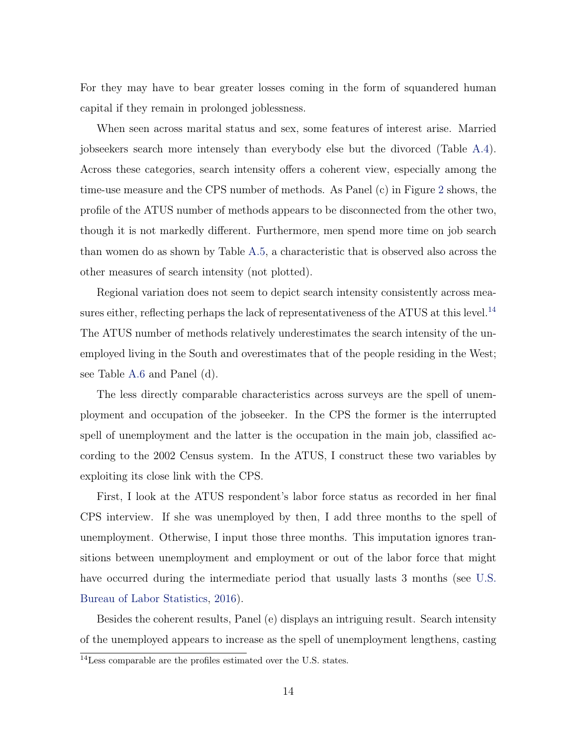For they may have to bear greater losses coming in the form of squandered human capital if they remain in prolonged joblessness.

When seen across marital status and sex, some features of interest arise. Married jobseekers search more intensely than everybody else but the divorced (Table A.4). Across these categories, search intensity offers a coherent view, especially among the time-use measure and the CPS number of methods. As Panel (c) in Figure 2 shows, the profile of the ATUS number of methods appears to be disconnected from the other two, though it is not markedly different. Furthermore, men spend more time on job search than women do as shown by Table A.5, a characteristic that is observed also across the other measures of search intensity (not plotted).

Regional variation does not seem to depict search intensity consistently across measures either, reflecting perhaps the lack of representativeness of the ATUS at this level.[14] The ATUS number of methods relatively underestimates the search intensity of the unemployed living in the South and overestimates that of the people residing in the West; see Table A.6 and Panel (d).

The less directly comparable characteristics across surveys are the spell of unemployment and occupation of the jobseeker. In the CPS the former is the interrupted spell of unemployment and the latter is the occupation in the main job, classified according to the 2002 Census system. In the ATUS, I construct these two variables by exploiting its close link with the CPS.

First, I look at the ATUS respondent's labor force status as recorded in her final CPS interview. If she was unemployed by then, I add three months to the spell of unemployment. Otherwise, I input those three months. This imputation ignores transitions between unemployment and employment or out of the labor force that might have occurred during the intermediate period that usually lasts 3 months (see U.S. Bureau of Labor Statistics, 2016).

Besides the coherent results, Panel (e) displays an intriguing result. Search intensity of the unemployed appears to increase as the spell of unemployment lengthens, casting

[14] Less comparable are the profiles estimated over the U.S. states.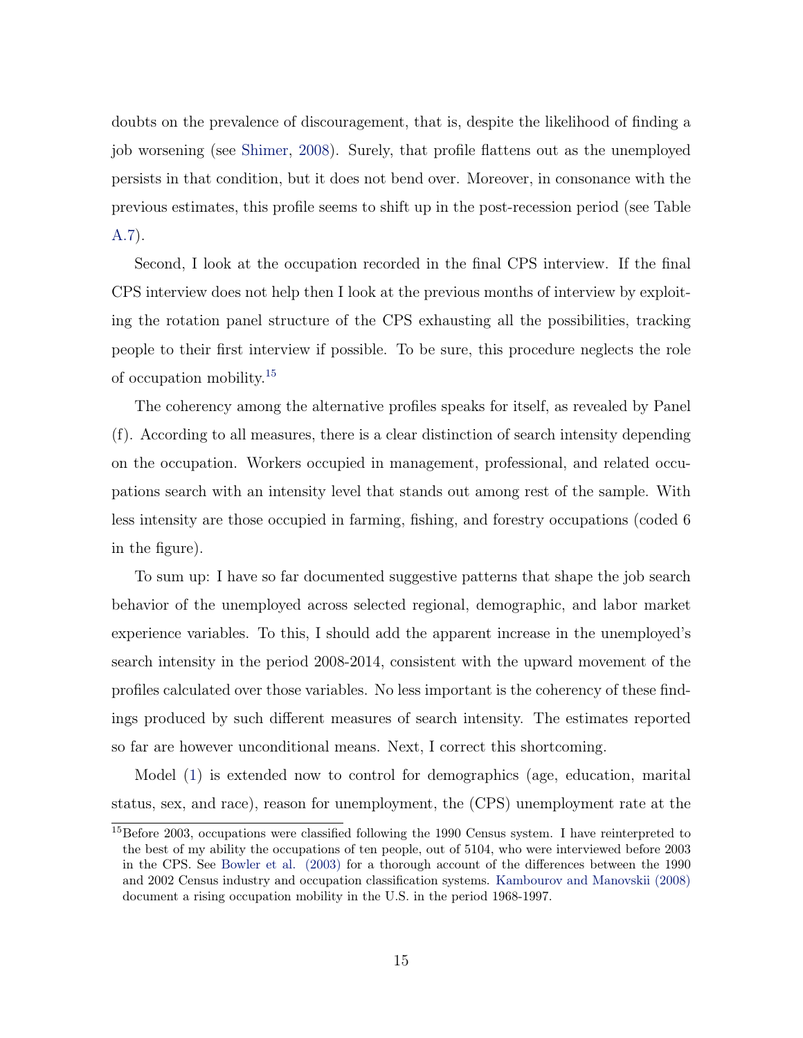doubts on the prevalence of discouragement, that is, despite the likelihood of finding a job worsening (see Shimer, 2008). Surely, that profile flattens out as the unemployed persists in that condition, but it does not bend over. Moreover, in consonance with the previous estimates, this profile seems to shift up in the post-recession period (see Table A.7).

Second, I look at the occupation recorded in the final CPS interview. If the final CPS interview does not help then I look at the previous months of interview by exploiting the rotation panel structure of the CPS exhausting all the possibilities, tracking people to their first interview if possible. To be sure, this procedure neglects the role of occupation mobility.[15]

The coherency among the alternative profiles speaks for itself, as revealed by Panel (f). According to all measures, there is a clear distinction of search intensity depending on the occupation. Workers occupied in management, professional, and related occupations search with an intensity level that stands out among rest of the sample. With less intensity are those occupied in farming, fishing, and forestry occupations (coded 6 in the figure).

To sum up: I have so far documented suggestive patterns that shape the job search behavior of the unemployed across selected regional, demographic, and labor market experience variables. To this, I should add the apparent increase in the unemployed's search intensity in the period 2008-2014, consistent with the upward movement of the profiles calculated over those variables. No less important is the coherency of these findings produced by such different measures of search intensity. The estimates reported so far are however unconditional means. Next, I correct this shortcoming.

Model (1) is extended now to control for demographics (age, education, marital status, sex, and race), reason for unemployment, the (CPS) unemployment rate at the

[15] Before 2003, occupations were classified following the 1990 Census system. I have reinterpreted to the best of my ability the occupations of ten people, out of 5104, who were interviewed before 2003 in the CPS. See Bowler et al. (2003) for a thorough account of the differences between the 1990 and 2002 Census industry and occupation classification systems. Kambourov and Manovskii (2008) document a rising occupation mobility in the U.S. in the period 1968-1997.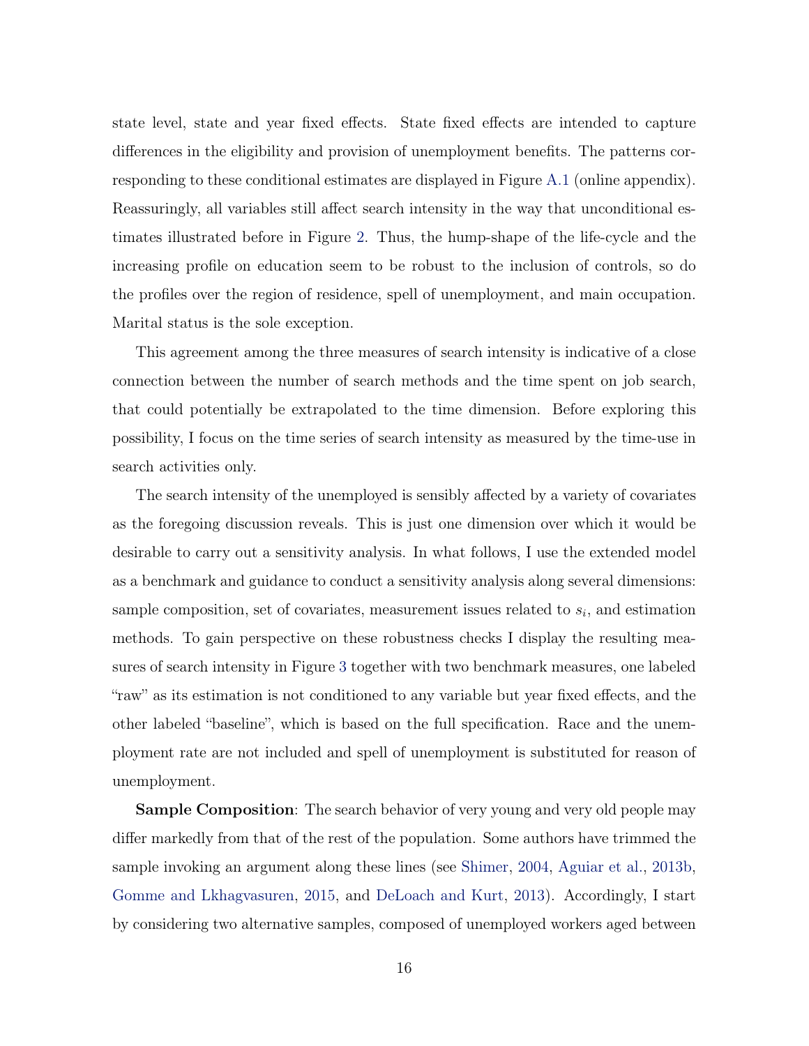state level, state and year fixed effects. State fixed effects are intended to capture differences in the eligibility and provision of unemployment benefits. The patterns corresponding to these conditional estimates are displayed in Figure A.1 (online appendix). Reassuringly, all variables still affect search intensity in the way that unconditional estimates illustrated before in Figure 2. Thus, the hump-shape of the life-cycle and the increasing profile on education seem to be robust to the inclusion of controls, so do the profiles over the region of residence, spell of unemployment, and main occupation. Marital status is the sole exception.

This agreement among the three measures of search intensity is indicative of a close connection between the number of search methods and the time spent on job search, that could potentially be extrapolated to the time dimension. Before exploring this possibility, I focus on the time series of search intensity as measured by the time-use in search activities only.

The search intensity of the unemployed is sensibly affected by a variety of covariates as the foregoing discussion reveals. This is just one dimension over which it would be desirable to carry out a sensitivity analysis. In what follows, I use the extended model as a benchmark and guidance to conduct a sensitivity analysis along several dimensions: sample composition, set of covariates, measurement issues related to $s_i$, and estimation methods. To gain perspective on these robustness checks I display the resulting measures of search intensity in Figure 3 together with two benchmark measures, one labeled "raw" as its estimation is not conditioned to any variable but year fixed effects, and the other labeled "baseline", which is based on the full specification. Race and the unemployment rate are not included and spell of unemployment is substituted for reason of unemployment.

**Sample Composition**: The search behavior of very young and very old people may differ markedly from that of the rest of the population. Some authors have trimmed the sample invoking an argument along these lines (see Shimer, 2004, Aguiar et al., 2013b, Gomme and Lkhagvasuren, 2015, and DeLoach and Kurt, 2013). Accordingly, I start by considering two alternative samples, composed of unemployed workers aged between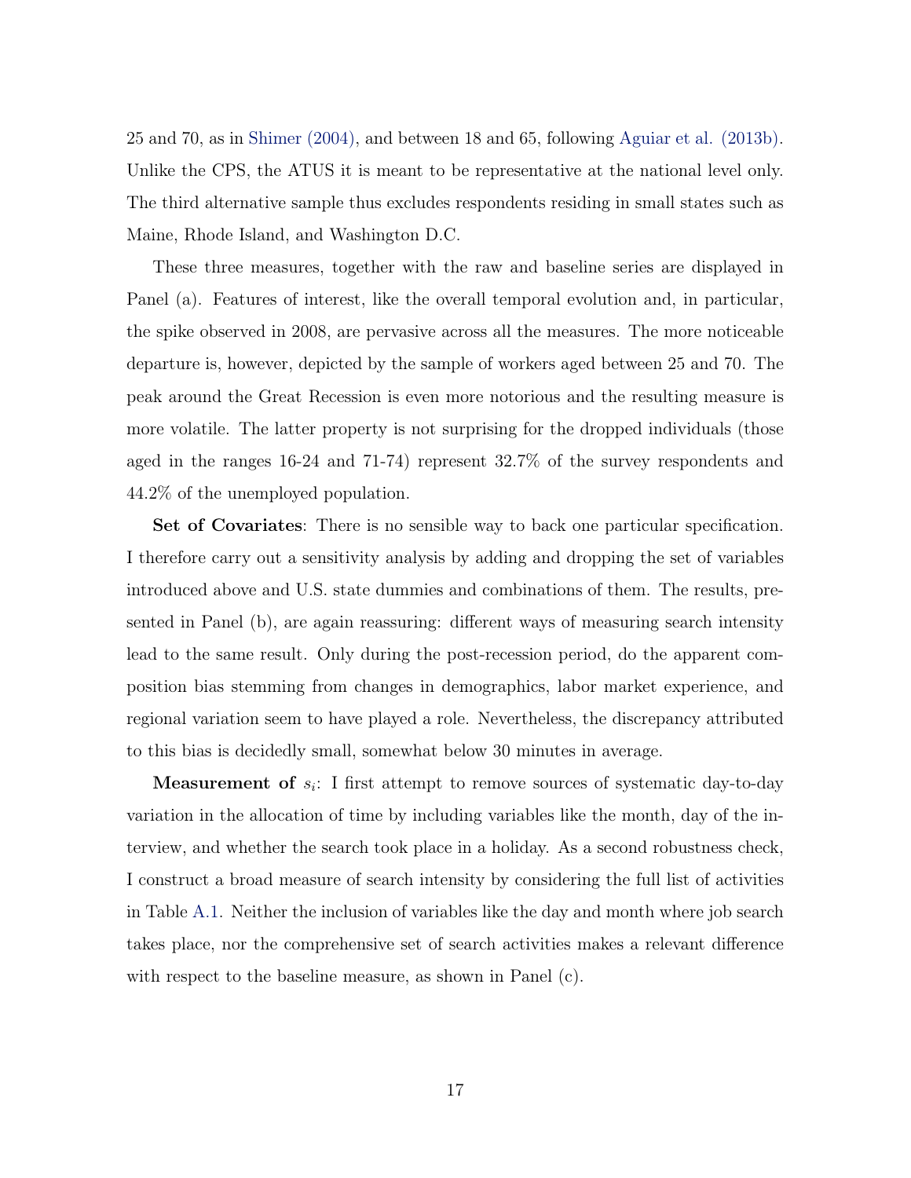25 and 70, as in Shimer (2004), and between 18 and 65, following Aguiar et al. (2013b). Unlike the CPS, the ATUS it is meant to be representative at the national level only. The third alternative sample thus excludes respondents residing in small states such as Maine, Rhode Island, and Washington D.C.

These three measures, together with the raw and baseline series are displayed in Panel (a). Features of interest, like the overall temporal evolution and, in particular, the spike observed in 2008, are pervasive across all the measures. The more noticeable departure is, however, depicted by the sample of workers aged between 25 and 70. The peak around the Great Recession is even more notorious and the resulting measure is more volatile. The latter property is not surprising for the dropped individuals (those aged in the ranges 16-24 and 71-74) represent 32.7% of the survey respondents and 44.2% of the unemployed population.

**Set of Covariates**: There is no sensible way to back one particular specification. I therefore carry out a sensitivity analysis by adding and dropping the set of variables introduced above and U.S. state dummies and combinations of them. The results, presented in Panel (b), are again reassuring: different ways of measuring search intensity lead to the same result. Only during the post-recession period, do the apparent composition bias stemming from changes in demographics, labor market experience, and regional variation seem to have played a role. Nevertheless, the discrepancy attributed to this bias is decidedly small, somewhat below 30 minutes in average.

**Measurement of $s_i$**: I first attempt to remove sources of systematic day-to-day variation in the allocation of time by including variables like the month, day of the interview, and whether the search took place in a holiday. As a second robustness check, I construct a broad measure of search intensity by considering the full list of activities in Table A.1. Neither the inclusion of variables like the day and month where job search takes place, nor the comprehensive set of search activities makes a relevant difference with respect to the baseline measure, as shown in Panel (c).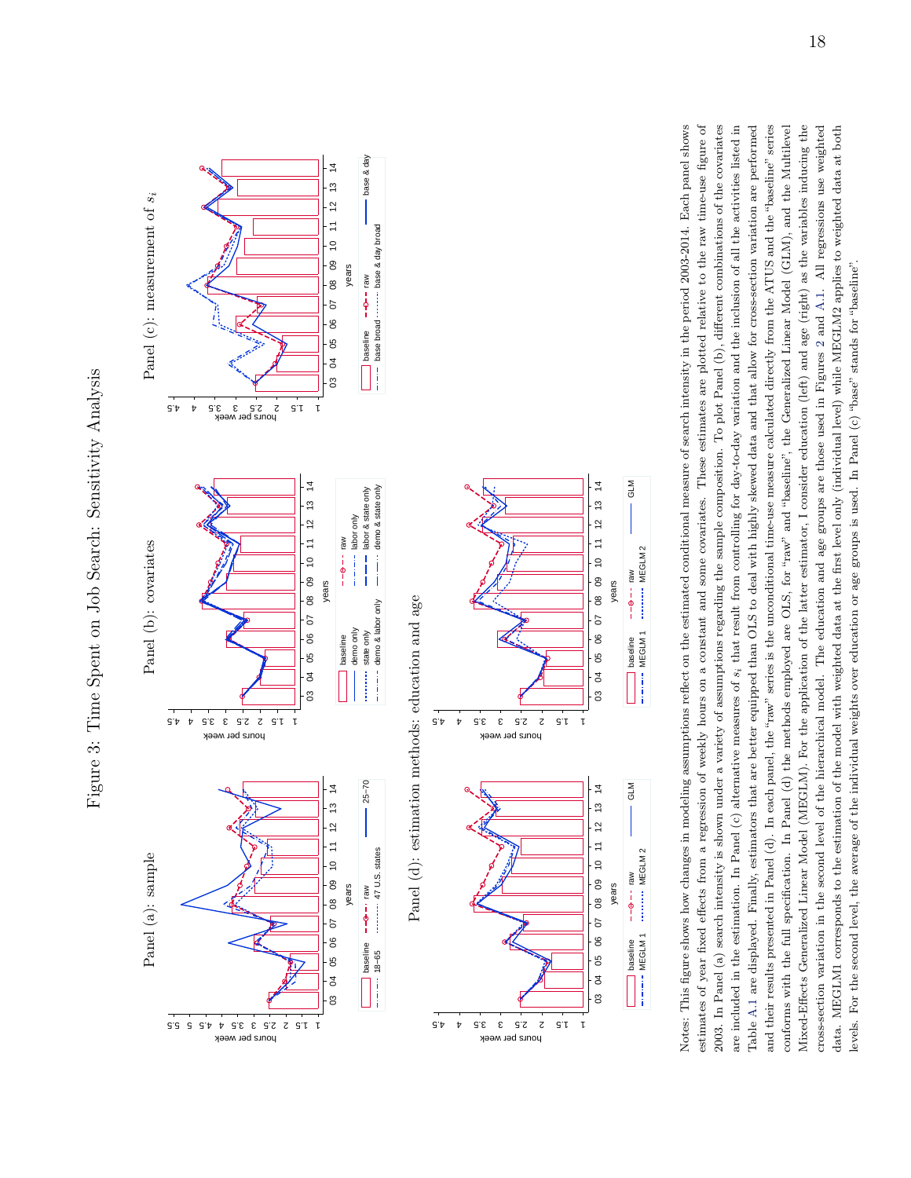Figure 3: Time Spent on Job Search: Sensitivity Analysis

Notes: This figure shows how changes in modeling assumptions reflect on the estimated conditional measure of search intensity in the period 2003-2014. Each panel shows estimates of year fixed effects from a regression of weekly hours on a constant and some covariates. These estimates are plotted relative to the raw time-use figure of 2003. In Panel (a) search intensity is shown under a variety of assumptions regarding the sample composition. To plot Panel (b), different combinations of the covariates are included in the estimation. In Panel (c) alternative measures of $s_i$ that result from controlling for day-to-day variation and the inclusion of all the activities listed in Table A.1 are displayed. Finally, estimators that are better equipped than OLS to deal with highly skewed data and that allow for cross-section variation are performed and their results presented in Panel (d). In each panel, the "raw" series is the unconditional time-use measure calculated directly from the ATUS and the "baseline" series conforms with the full specification. In Panel (d) the methods employed are OLS, for "raw" and "baseline", the Generalized Linear Model (GLM), and the Multilevel Mixed-Effects Generalized Linear Model (MEGLM). For the application of the latter estimator, I consider education (left) and age (right) as the variables inducing the cross-section variation in the second level of the hierarchical model. The education and age groups are those used in Figures 2 and A.1. All regressions use weighted data. MEGLM1 corresponds to the estimation of the model with weighted data at the first level only (individual level) while MEGLM2 applies to weighted data at both levels. For the second level, the average of the individual weights over education or age groups is used. In Panel (c) "base" stands for "baseline".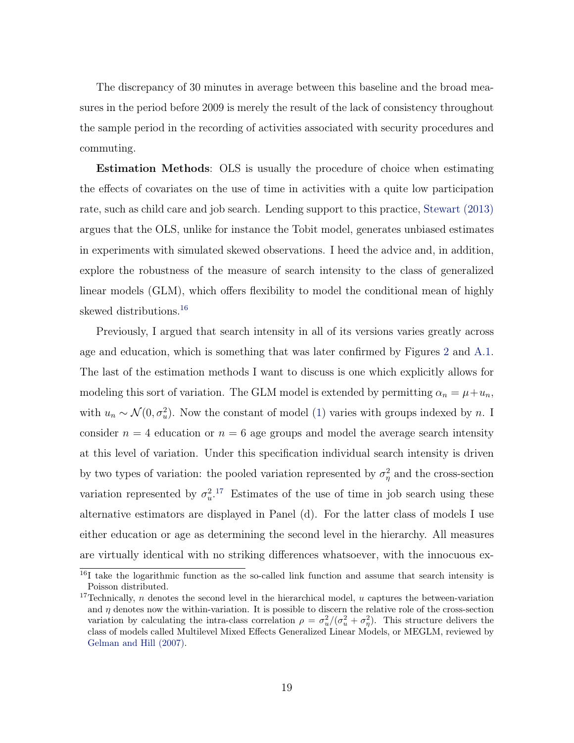The discrepancy of 30 minutes in average between this baseline and the broad measures in the period before 2009 is merely the result of the lack of consistency throughout the sample period in the recording of activities associated with security procedures and commuting.

**Estimation Methods**: OLS is usually the procedure of choice when estimating the effects of covariates on the use of time in activities with a quite low participation rate, such as child care and job search. Lending support to this practice, Stewart (2013) argues that the OLS, unlike for instance the Tobit model, generates unbiased estimates in experiments with simulated skewed observations. I heed the advice and, in addition, explore the robustness of the measure of search intensity to the class of generalized linear models (GLM), which offers flexibility to model the conditional mean of highly skewed distributions.[16]

Previously, I argued that search intensity in all of its versions varies greatly across age and education, which is something that was later confirmed by Figures 2 and A.1. The last of the estimation methods I want to discuss is one which explicitly allows for modeling this sort of variation. The GLM model is extended by permitting $\alpha_n = \mu + u_n$, with $u_n \sim \mathcal{N}(0, \sigma_u^2)$. Now the constant of model (1) varies with groups indexed by $n$. I consider $n = 4$ education or $n = 6$ age groups and model the average search intensity at this level of variation. Under this specification individual search intensity is driven by two types of variation: the pooled variation represented by $\sigma_\eta^2$ and the cross-section variation represented by $\sigma_u^2$.[17] Estimates of the use of time in job search using these alternative estimators are displayed in Panel (d). For the latter class of models I use either education or age as determining the second level in the hierarchy. All measures are virtually identical with no striking differences whatsoever, with the innocuous ex-

[16] I take the logarithmic function as the so-called link function and assume that search intensity is Poisson distributed.

[17] Technically, $n$ denotes the second level in the hierarchical model, $u$ captures the between-variation and $\eta$ denotes now the within-variation. It is possible to discern the relative role of the cross-section variation by calculating the intra-class correlation $\rho = \sigma_u^2/(\sigma_u^2 + \sigma_\eta^2)$. This structure delivers the class of models called Multilevel Mixed Effects Generalized Linear Models, or MEGLM, reviewed by Gelman and Hill (2007).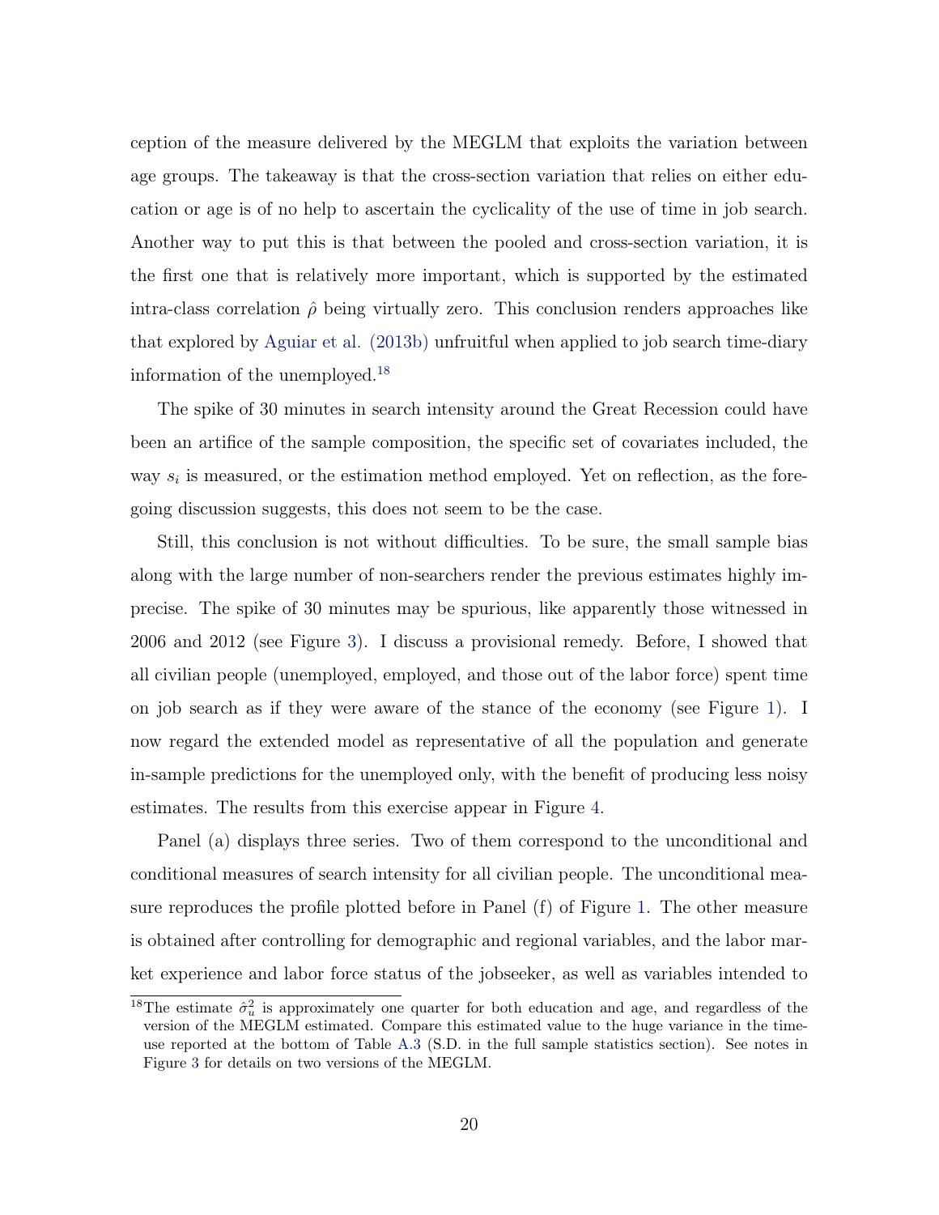ception of the measure delivered by the MEGLM that exploits the variation between age groups. The takeaway is that the cross-section variation that relies on either education or age is of no help to ascertain the cyclicality of the use of time in job search. Another way to put this is that between the pooled and cross-section variation, it is the first one that is relatively more important, which is supported by the estimated intra-class correlation $\hat{\rho}$ being virtually zero. This conclusion renders approaches like that explored by Aguiar et al. (2013b) unfruitful when applied to job search time-diary information of the unemployed.[18]

The spike of 30 minutes in search intensity around the Great Recession could have been an artifice of the sample composition, the specific set of covariates included, the way $s_i$ is measured, or the estimation method employed. Yet on reflection, as the foregoing discussion suggests, this does not seem to be the case.

Still, this conclusion is not without difficulties. To be sure, the small sample bias along with the large number of non-searchers render the previous estimates highly imprecise. The spike of 30 minutes may be spurious, like apparently those witnessed in 2006 and 2012 (see Figure 3). I discuss a provisional remedy. Before, I showed that all civilian people (unemployed, employed, and those out of the labor force) spent time on job search as if they were aware of the stance of the economy (see Figure 1). I now regard the extended model as representative of all the population and generate in-sample predictions for the unemployed only, with the benefit of producing less noisy estimates. The results from this exercise appear in Figure 4.

Panel (a) displays three series. Two of them correspond to the unconditional and conditional measures of search intensity for all civilian people. The unconditional measure reproduces the profile plotted before in Panel (f) of Figure 1. The other measure is obtained after controlling for demographic and regional variables, and the labor market experience and labor force status of the jobseeker, as well as variables intended to

[18] The estimate $\hat{\sigma}_u^2$ is approximately one quarter for both education and age, and regardless of the version of the MEGLM estimated. Compare this estimated value to the huge variance in the time-use reported at the bottom of Table A.3 (S.D. in the full sample statistics section). See notes in Figure 3 for details on two versions of the MEGLM.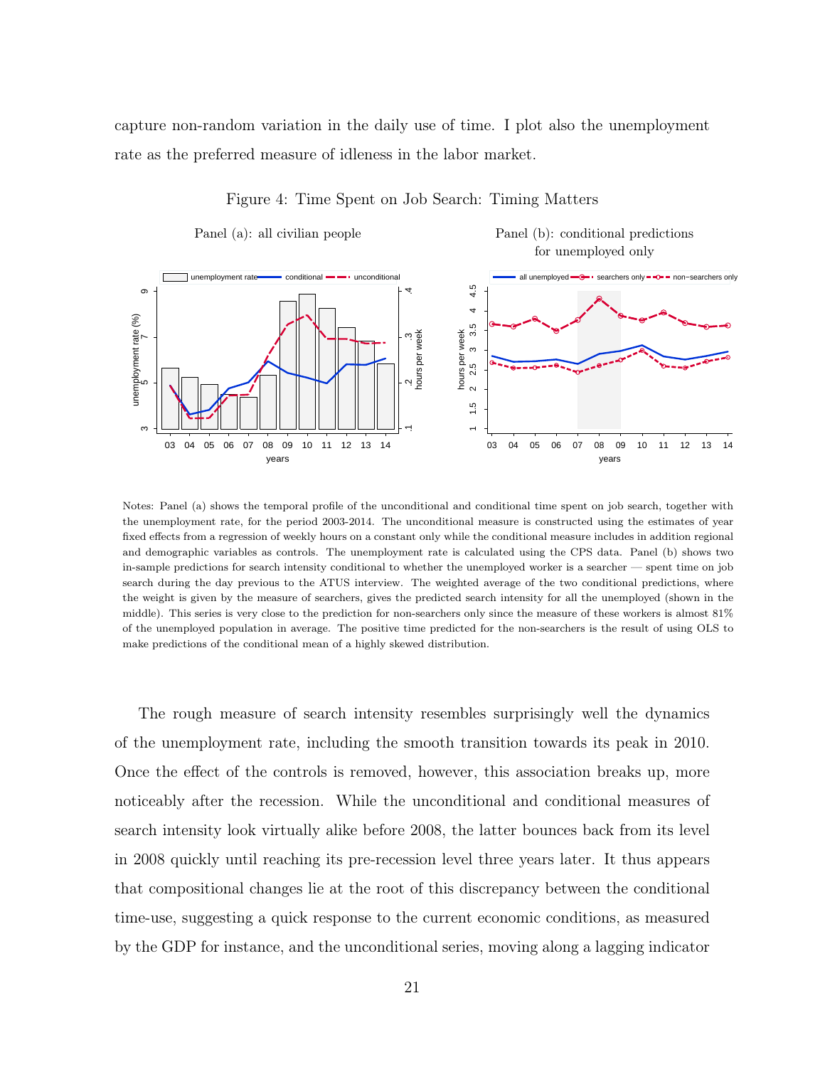capture non-random variation in the daily use of time. I plot also the unemployment rate as the preferred measure of idleness in the labor market.

Figure 4: Time Spent on Job Search: Timing Matters

Panel (a): all civilian people

Panel (b): conditional predictions for unemployed only

Notes: Panel (a) shows the temporal profile of the unconditional and conditional time spent on job search, together with the unemployment rate, for the period 2003-2014. The unconditional measure is constructed using the estimates of year fixed effects from a regression of weekly hours on a constant only while the conditional measure includes in addition regional and demographic variables as controls. The unemployment rate is calculated using the CPS data. Panel (b) shows two in-sample predictions for search intensity conditional to whether the unemployed worker is a searcher — spent time on job search during the day previous to the ATUS interview. The weighted average of the two conditional predictions, where the weight is given by the measure of searchers, gives the predicted search intensity for all the unemployed (shown in the middle). This series is very close to the prediction for non-searchers only since the measure of these workers is almost 81% of the unemployed population in average. The positive time predicted for the non-searchers is the result of using OLS to make predictions of the conditional mean of a highly skewed distribution.

The rough measure of search intensity resembles surprisingly well the dynamics of the unemployment rate, including the smooth transition towards its peak in 2010. Once the effect of the controls is removed, however, this association breaks up, more noticeably after the recession. While the unconditional and conditional measures of search intensity look virtually alike before 2008, the latter bounces back from its level in 2008 quickly until reaching its pre-recession level three years later. It thus appears that compositional changes lie at the root of this discrepancy between the conditional time-use, suggesting a quick response to the current economic conditions, as measured by the GDP for instance, and the unconditional series, moving along a lagging indicator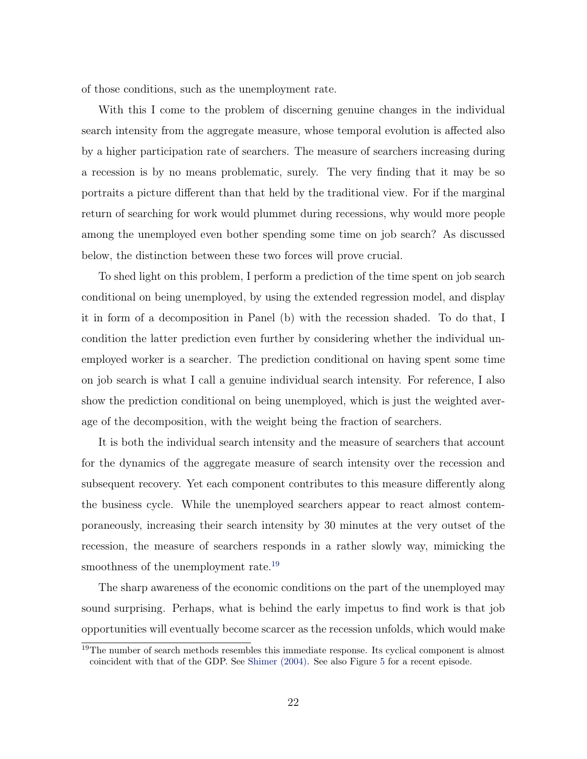of those conditions, such as the unemployment rate.

With this I come to the problem of discerning genuine changes in the individual search intensity from the aggregate measure, whose temporal evolution is affected also by a higher participation rate of searchers. The measure of searchers increasing during a recession is by no means problematic, surely. The very finding that it may be so portraits a picture different than that held by the traditional view. For if the marginal return of searching for work would plummet during recessions, why would more people among the unemployed even bother spending some time on job search? As discussed below, the distinction between these two forces will prove crucial.

To shed light on this problem, I perform a prediction of the time spent on job search conditional on being unemployed, by using the extended regression model, and display it in form of a decomposition in Panel (b) with the recession shaded. To do that, I condition the latter prediction even further by considering whether the individual unemployed worker is a searcher. The prediction conditional on having spent some time on job search is what I call a genuine individual search intensity. For reference, I also show the prediction conditional on being unemployed, which is just the weighted average of the decomposition, with the weight being the fraction of searchers.

It is both the individual search intensity and the measure of searchers that account for the dynamics of the aggregate measure of search intensity over the recession and subsequent recovery. Yet each component contributes to this measure differently along the business cycle. While the unemployed searchers appear to react almost contemporaneously, increasing their search intensity by 30 minutes at the very outset of the recession, the measure of searchers responds in a rather slowly way, mimicking the smoothness of the unemployment rate.[19]

The sharp awareness of the economic conditions on the part of the unemployed may sound surprising. Perhaps, what is behind the early impetus to find work is that job opportunities will eventually become scarcer as the recession unfolds, which would make

[19]The number of search methods resembles this immediate response. Its cyclical component is almost coincident with that of the GDP. See Shimer (2004). See also Figure 5 for a recent episode.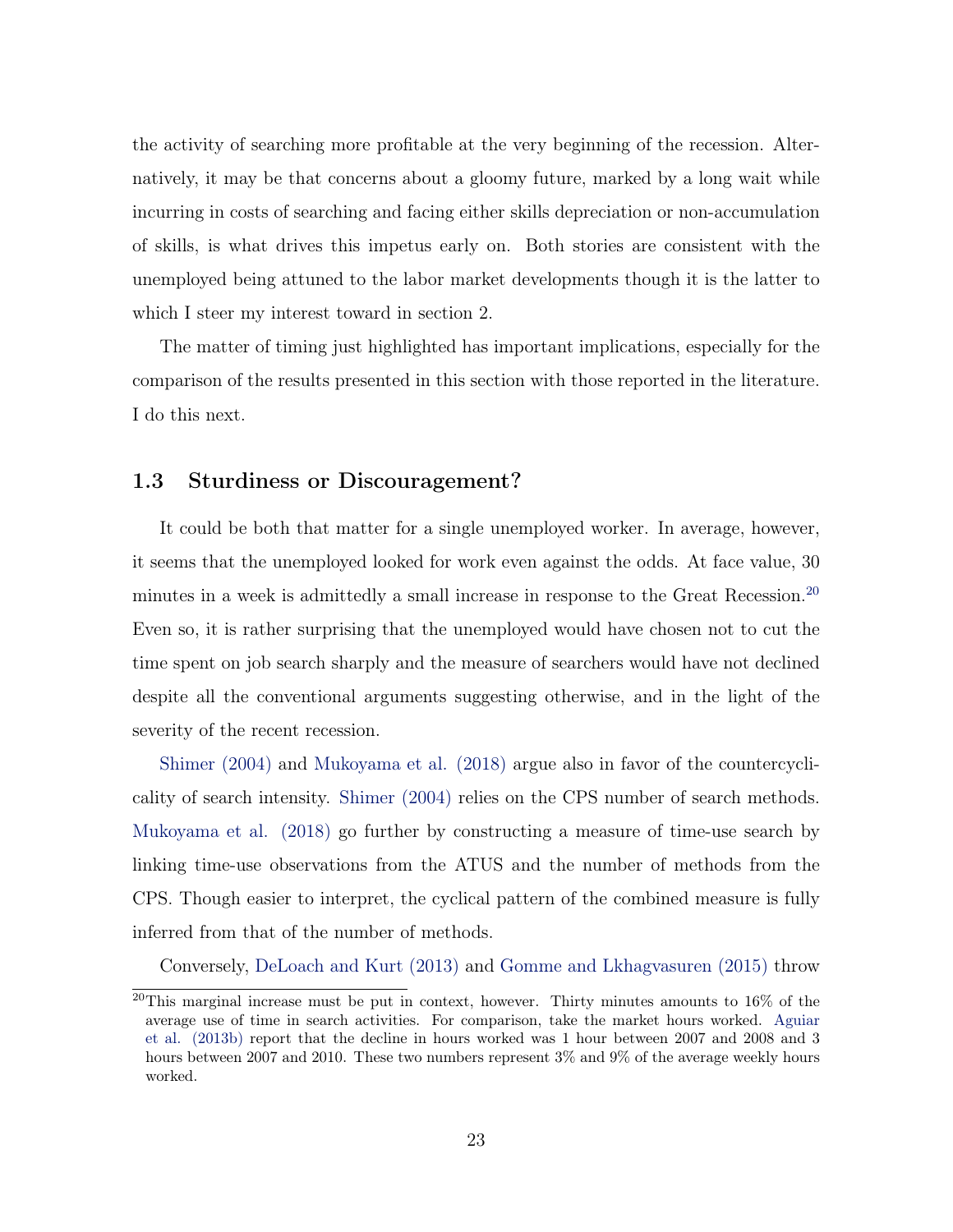the activity of searching more profitable at the very beginning of the recession. Alternatively, it may be that concerns about a gloomy future, marked by a long wait while incurring in costs of searching and facing either skills depreciation or non-accumulation of skills, is what drives this impetus early on. Both stories are consistent with the unemployed being attuned to the labor market developments though it is the latter to which I steer my interest toward in section 2.

The matter of timing just highlighted has important implications, especially for the comparison of the results presented in this section with those reported in the literature. I do this next.

### 1.3 Sturdiness or Discouragement?

It could be both that matter for a single unemployed worker. In average, however, it seems that the unemployed looked for work even against the odds. At face value, 30 minutes in a week is admittedly a small increase in response to the Great Recession.[20] Even so, it is rather surprising that the unemployed would have chosen not to cut the time spent on job search sharply and the measure of searchers would have not declined despite all the conventional arguments suggesting otherwise, and in the light of the severity of the recent recession.

Shimer (2004) and Mukoyama et al. (2018) argue also in favor of the countercyclicality of search intensity. Shimer (2004) relies on the CPS number of search methods. Mukoyama et al. (2018) go further by constructing a measure of time-use search by linking time-use observations from the ATUS and the number of methods from the CPS. Though easier to interpret, the cyclical pattern of the combined measure is fully inferred from that of the number of methods.

Conversely, DeLoach and Kurt (2013) and Gomme and Lkhagvasuren (2015) throw

[20] This marginal increase must be put in context, however. Thirty minutes amounts to 16% of the average use of time in search activities. For comparison, take the market hours worked. Aguiar et al. (2013b) report that the decline in hours worked was 1 hour between 2007 and 2008 and 3 hours between 2007 and 2010. These two numbers represent 3% and 9% of the average weekly hours worked.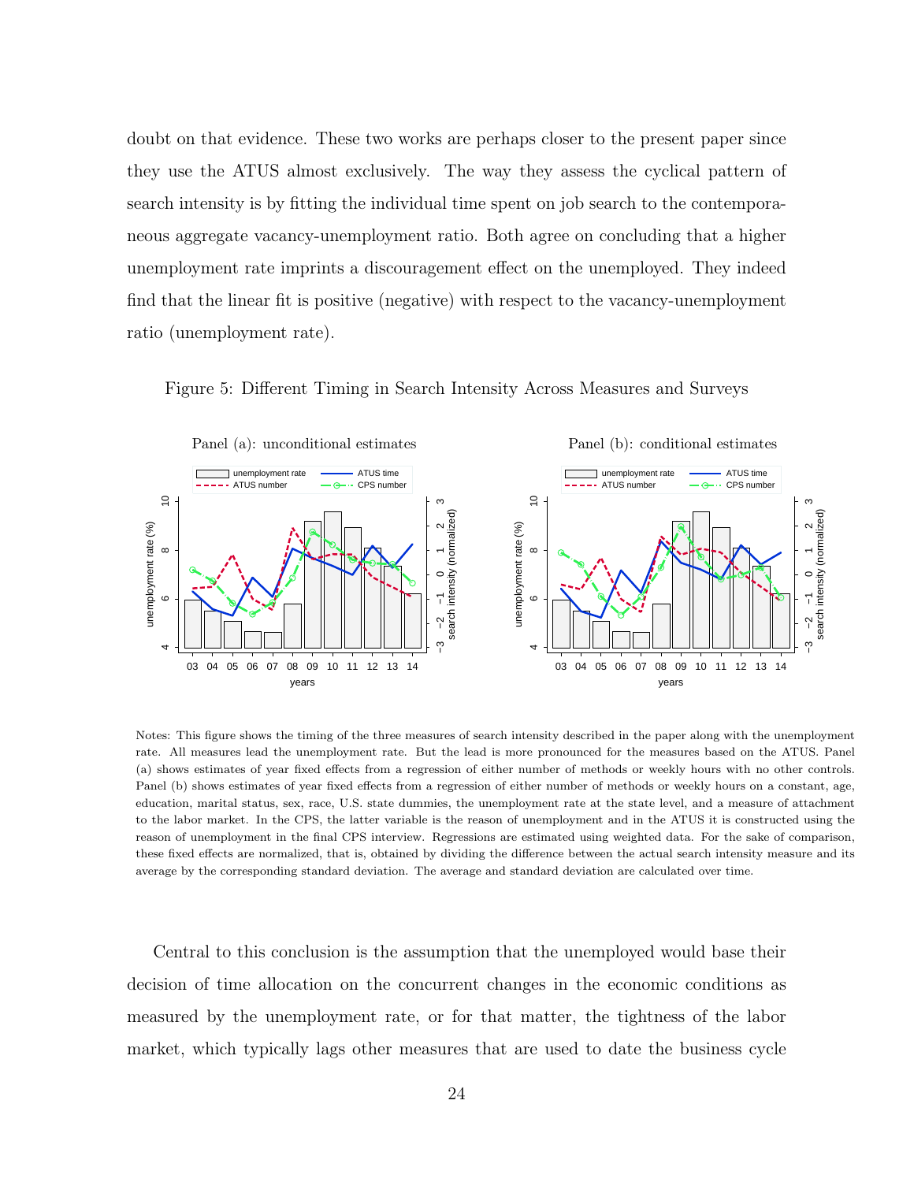doubt on that evidence. These two works are perhaps closer to the present paper since they use the ATUS almost exclusively. The way they assess the cyclical pattern of search intensity is by fitting the individual time spent on job search to the contemporaneous aggregate vacancy-unemployment ratio. Both agree on concluding that a higher unemployment rate imprints a discouragement effect on the unemployed. They indeed find that the linear fit is positive (negative) with respect to the vacancy-unemployment ratio (unemployment rate).

Figure 5: Different Timing in Search Intensity Across Measures and Surveys

Notes: This figure shows the timing of the three measures of search intensity described in the paper along with the unemployment rate. All measures lead the unemployment rate. But the lead is more pronounced for the measures based on the ATUS. Panel (a) shows estimates of year fixed effects from a regression of either number of methods or weekly hours with no other controls. Panel (b) shows estimates of year fixed effects from a regression of either number of methods or weekly hours on a constant, age, education, marital status, sex, race, U.S. state dummies, the unemployment rate at the state level, and a measure of attachment to the labor market. In the CPS, the latter variable is the reason of unemployment and in the ATUS it is constructed using the reason of unemployment in the final CPS interview. Regressions are estimated using weighted data. For the sake of comparison, these fixed effects are normalized, that is, obtained by dividing the difference between the actual search intensity measure and its average by the corresponding standard deviation. The average and standard deviation are calculated over time.

Central to this conclusion is the assumption that the unemployed would base their decision of time allocation on the concurrent changes in the economic conditions as measured by the unemployment rate, or for that matter, the tightness of the labor market, which typically lags other measures that are used to date the business cycle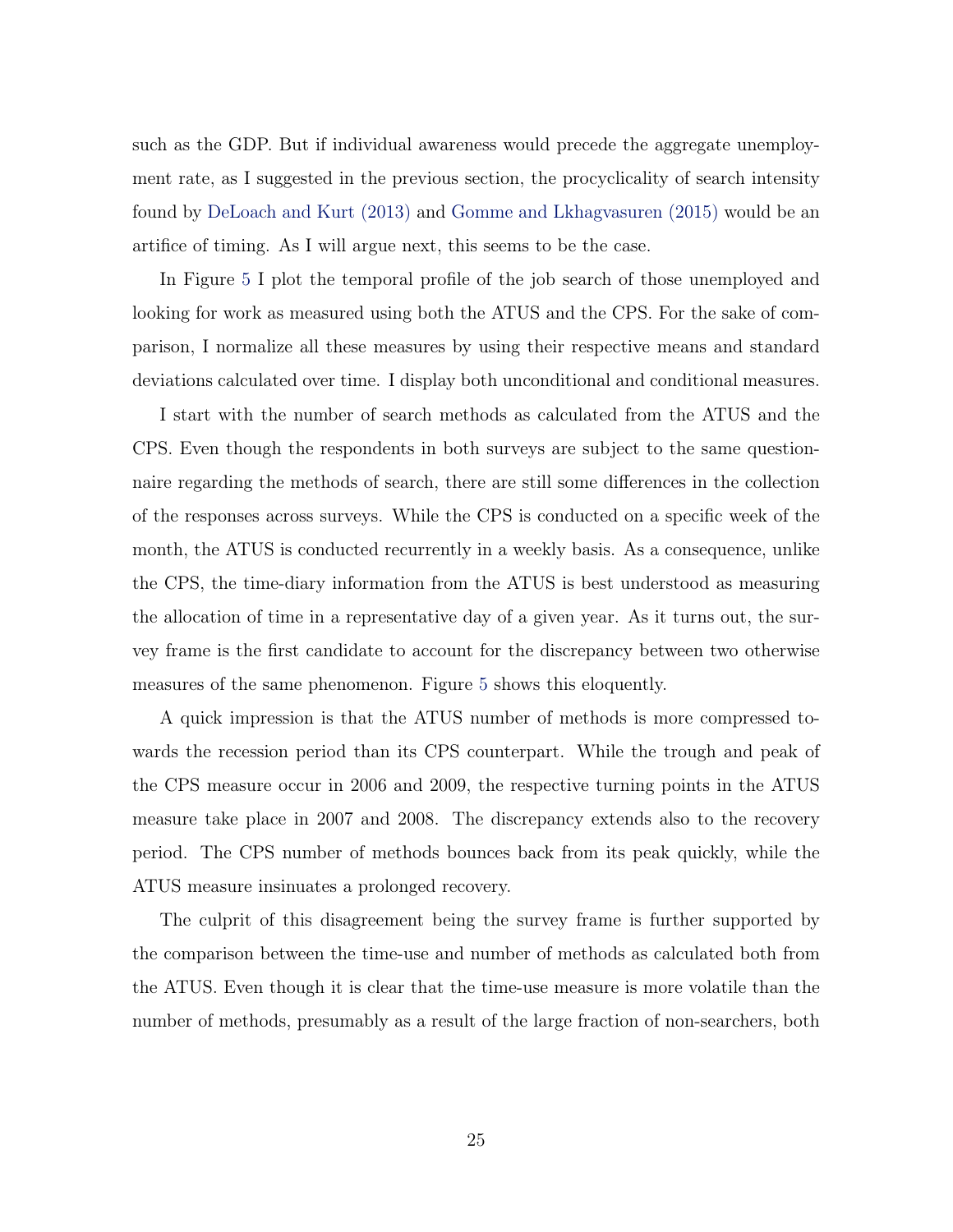such as the GDP. But if individual awareness would precede the aggregate unemployment rate, as I suggested in the previous section, the procyclicality of search intensity found by DeLoach and Kurt (2013) and Gomme and Lkhagvasuren (2015) would be an artifice of timing. As I will argue next, this seems to be the case.

In Figure 5 I plot the temporal profile of the job search of those unemployed and looking for work as measured using both the ATUS and the CPS. For the sake of comparison, I normalize all these measures by using their respective means and standard deviations calculated over time. I display both unconditional and conditional measures.

I start with the number of search methods as calculated from the ATUS and the CPS. Even though the respondents in both surveys are subject to the same questionnaire regarding the methods of search, there are still some differences in the collection of the responses across surveys. While the CPS is conducted on a specific week of the month, the ATUS is conducted recurrently in a weekly basis. As a consequence, unlike the CPS, the time-diary information from the ATUS is best understood as measuring the allocation of time in a representative day of a given year. As it turns out, the survey frame is the first candidate to account for the discrepancy between two otherwise measures of the same phenomenon. Figure 5 shows this eloquently.

A quick impression is that the ATUS number of methods is more compressed towards the recession period than its CPS counterpart. While the trough and peak of the CPS measure occur in 2006 and 2009, the respective turning points in the ATUS measure take place in 2007 and 2008. The discrepancy extends also to the recovery period. The CPS number of methods bounces back from its peak quickly, while the ATUS measure insinuates a prolonged recovery.

The culprit of this disagreement being the survey frame is further supported by the comparison between the time-use and number of methods as calculated both from the ATUS. Even though it is clear that the time-use measure is more volatile than the number of methods, presumably as a result of the large fraction of non-searchers, both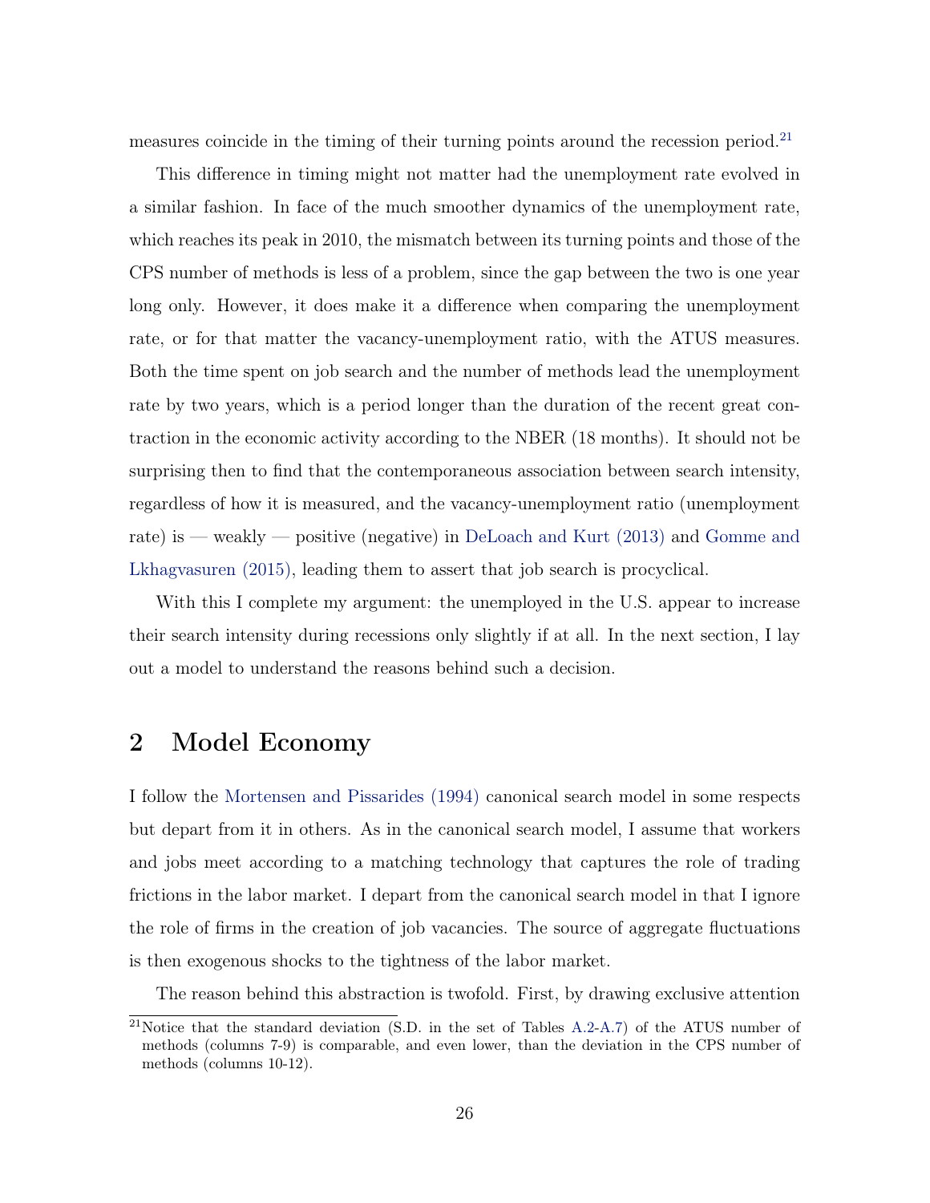measures coincide in the timing of their turning points around the recession period.[21]

This difference in timing might not matter had the unemployment rate evolved in a similar fashion. In face of the much smoother dynamics of the unemployment rate, which reaches its peak in 2010, the mismatch between its turning points and those of the CPS number of methods is less of a problem, since the gap between the two is one year long only. However, it does make it a difference when comparing the unemployment rate, or for that matter the vacancy-unemployment ratio, with the ATUS measures. Both the time spent on job search and the number of methods lead the unemployment rate by two years, which is a period longer than the duration of the recent great contraction in the economic activity according to the NBER (18 months). It should not be surprising then to find that the contemporaneous association between search intensity, regardless of how it is measured, and the vacancy-unemployment ratio (unemployment rate) is — weakly — positive (negative) in DeLoach and Kurt (2013) and Gomme and Lkhagvasuren (2015), leading them to assert that job search is procyclical.

With this I complete my argument: the unemployed in the U.S. appear to increase their search intensity during recessions only slightly if at all. In the next section, I lay out a model to understand the reasons behind such a decision.

# 2 Model Economy

I follow the Mortensen and Pissarides (1994) canonical search model in some respects but depart from it in others. As in the canonical search model, I assume that workers and jobs meet according to a matching technology that captures the role of trading frictions in the labor market. I depart from the canonical search model in that I ignore the role of firms in the creation of job vacancies. The source of aggregate fluctuations is then exogenous shocks to the tightness of the labor market.

The reason behind this abstraction is twofold. First, by drawing exclusive attention

[21] Notice that the standard deviation (S.D. in the set of Tables A.2-A.7) of the ATUS number of methods (columns 7-9) is comparable, and even lower, than the deviation in the CPS number of methods (columns 10-12).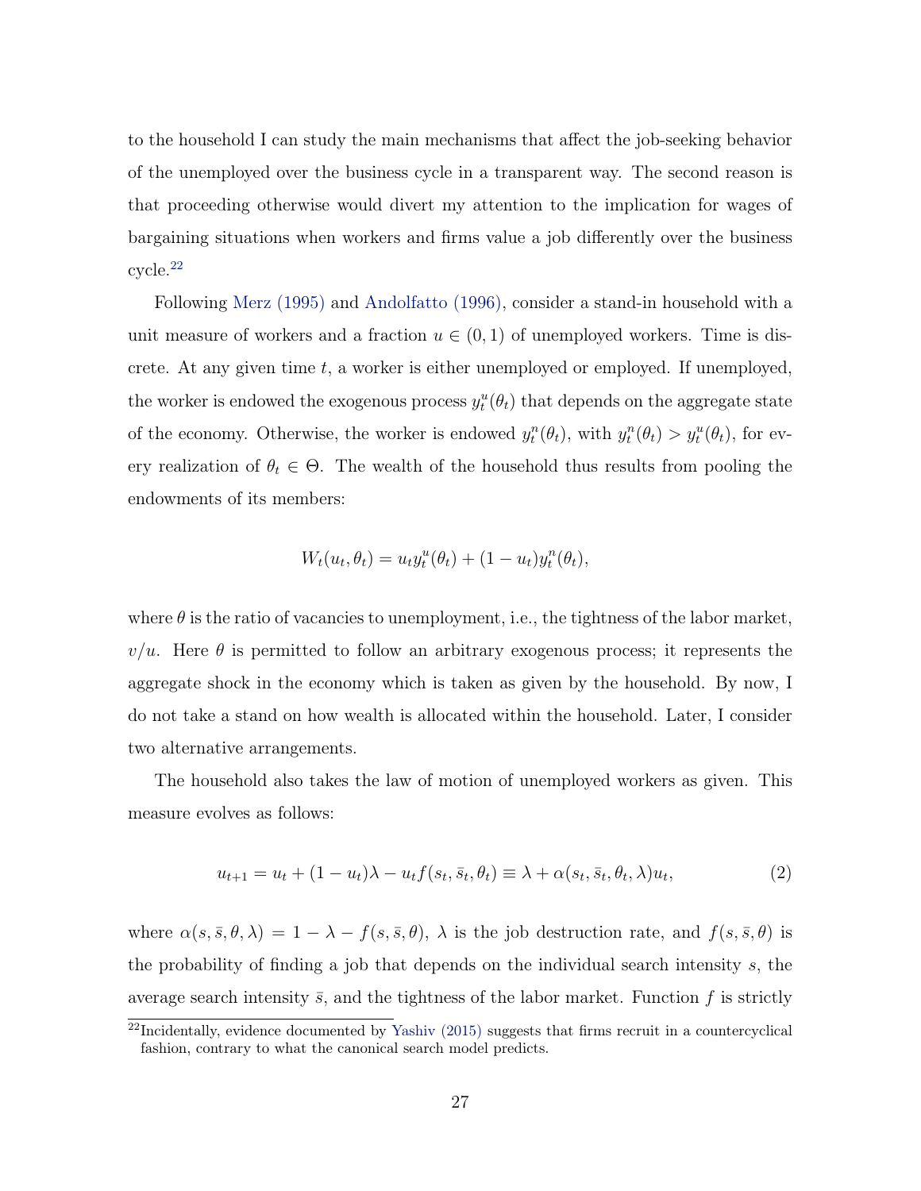to the household I can study the main mechanisms that affect the job-seeking behavior of the unemployed over the business cycle in a transparent way. The second reason is that proceeding otherwise would divert my attention to the implication for wages of bargaining situations when workers and firms value a job differently over the business cycle.[22]

Following Merz (1995) and Andolfatto (1996), consider a stand-in household with a unit measure of workers and a fraction $u \in (0, 1)$ of unemployed workers. Time is discrete. At any given time $t$, a worker is either unemployed or employed. If unemployed, the worker is endowed the exogenous process $y_t^u(\theta_t)$ that depends on the aggregate state of the economy. Otherwise, the worker is endowed $y_t^n(\theta_t)$, with $y_t^n(\theta_t) > y_t^u(\theta_t)$, for every realization of $\theta_t \in \Theta$. The wealth of the household thus results from pooling the endowments of its members:

$$W_t(u_t, \theta_t) = u_t y_t^u(\theta_t) + (1 - u_t) y_t^n(\theta_t),$$

where $\theta$ is the ratio of vacancies to unemployment, i.e., the tightness of the labor market, $v/u$. Here $\theta$ is permitted to follow an arbitrary exogenous process; it represents the aggregate shock in the economy which is taken as given by the household. By now, I do not take a stand on how wealth is allocated within the household. Later, I consider two alternative arrangements.

The household also takes the law of motion of unemployed workers as given. This measure evolves as follows:

$$u_{t+1} = u_t + (1 - u_t)\lambda - u_t f(s_t, \bar{s}_t, \theta_t) \equiv \lambda + \alpha(s_t, \bar{s}_t, \theta_t, \lambda) u_t, \tag{2}$$

where $\alpha(s, \bar{s}, \theta, \lambda) = 1 - \lambda - f(s, \bar{s}, \theta)$, $\lambda$ is the job destruction rate, and $f(s, \bar{s}, \theta)$ is the probability of finding a job that depends on the individual search intensity $s$, the average search intensity $\bar{s}$, and the tightness of the labor market. Function $f$ is strictly

[22] Incidentally, evidence documented by Yashiv (2015) suggests that firms recruit in a countercyclical fashion, contrary to what the canonical search model predicts.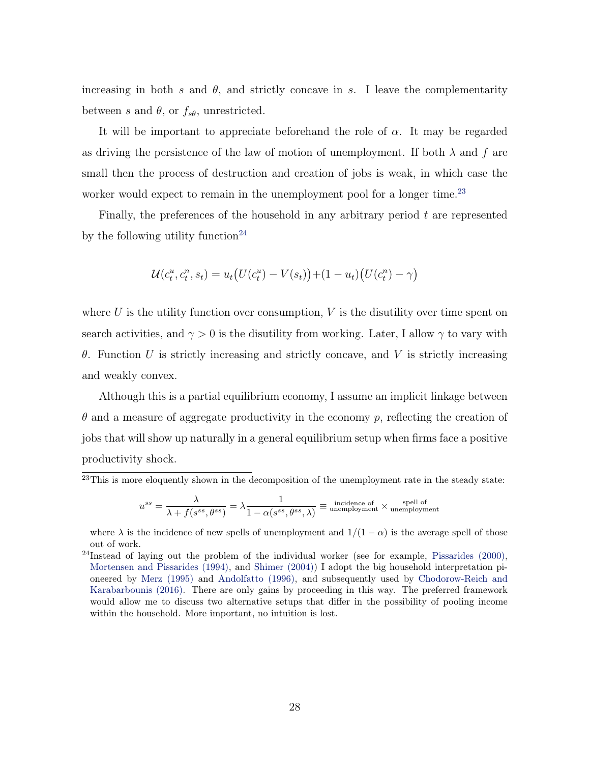increasing in both $s$ and $\theta$, and strictly concave in $s$. I leave the complementarity between $s$ and $\theta$, or $f_{s\theta}$, unrestricted.

It will be important to appreciate beforehand the role of $\alpha$. It may be regarded as driving the persistence of the law of motion of unemployment. If both $\lambda$ and $f$ are small then the process of destruction and creation of jobs is weak, in which case the worker would expect to remain in the unemployment pool for a longer time.[23]

Finally, the preferences of the household in any arbitrary period $t$ are represented by the following utility function[24]

$$\mathcal{U}(c_t^u, c_t^n, s_t) = u_t\big(U(c_t^u) - V(s_t)\big) + (1 - u_t)\big(U(c_t^n) - \gamma\big)$$

where $U$ is the utility function over consumption, $V$ is the disutility over time spent on search activities, and $\gamma > 0$ is the disutility from working. Later, I allow $\gamma$ to vary with $\theta$. Function $U$ is strictly increasing and strictly concave, and $V$ is strictly increasing and weakly convex.

Although this is a partial equilibrium economy, I assume an implicit linkage between $\theta$ and a measure of aggregate productivity in the economy $p$, reflecting the creation of jobs that will show up naturally in a general equilibrium setup when firms face a positive productivity shock.

---

[23] This is more eloquently shown in the decomposition of the unemployment rate in the steady state:

$$u^{ss} = \frac{\lambda}{\lambda + f(s^{ss}, \theta^{ss})} = \lambda \frac{1}{1 - \alpha(s^{ss}, \theta^{ss}, \lambda)} \equiv \underset{\text{unemployment}}{\text{incidence of}} \times \underset{\text{unemployment}}{\text{spell of}}$$

where $\lambda$ is the incidence of new spells of unemployment and $1/(1-\alpha)$ is the average spell of those out of work.

[24] Instead of laying out the problem of the individual worker (see for example, Pissarides (2000), Mortensen and Pissarides (1994), and Shimer (2004)) I adopt the big household interpretation pioneered by Merz (1995) and Andolfatto (1996), and subsequently used by Chodorow-Reich and Karabarbounis (2016). There are only gains by proceeding in this way. The preferred framework would allow me to discuss two alternative setups that differ in the possibility of pooling income within the household. More important, no intuition is lost.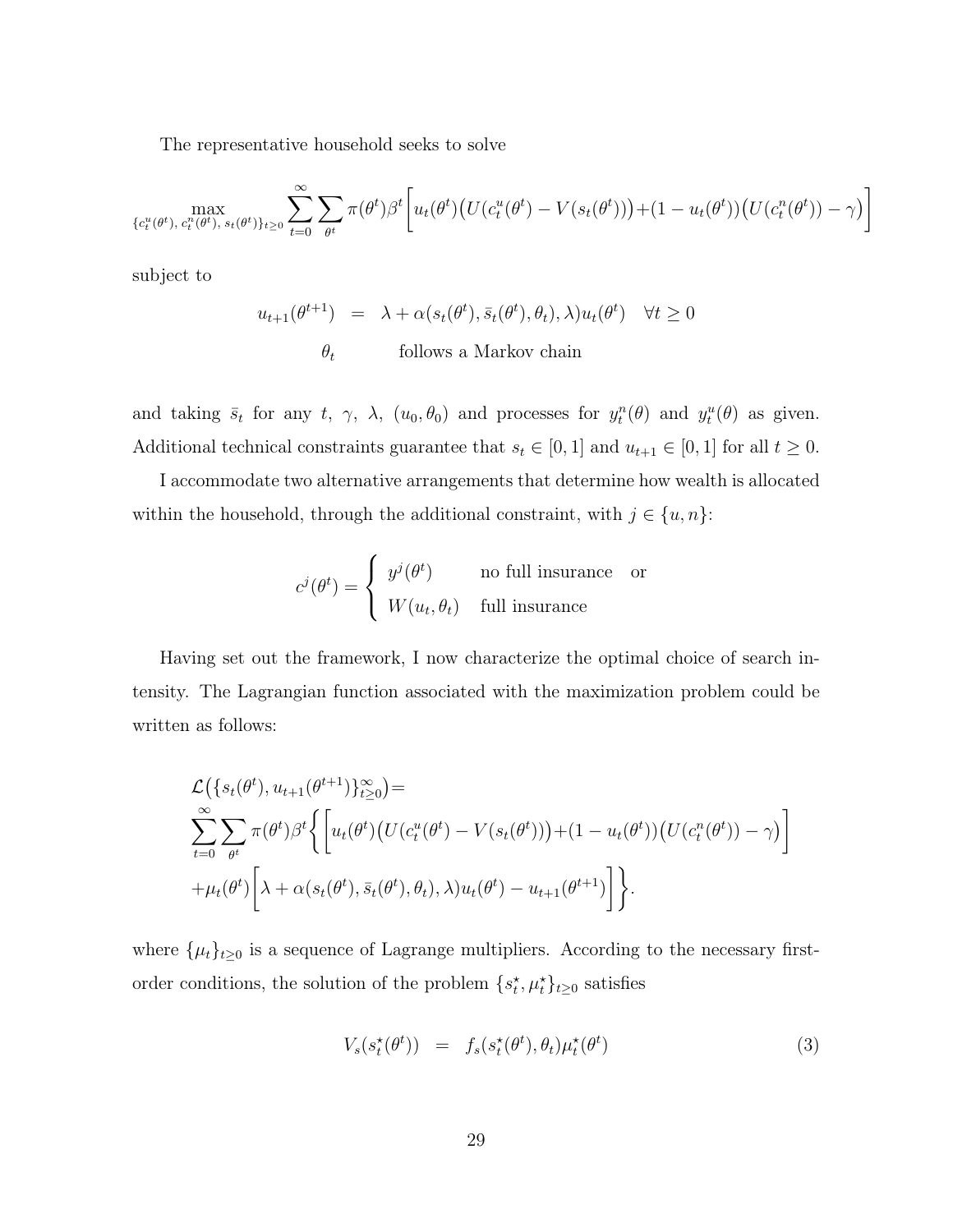The representative household seeks to solve

$$
\max_{\{c_t^u(\theta^t),\, c_t^n(\theta^t),\, s_t(\theta^t)\}_{t\geq 0}} \sum_{t=0}^{\infty}\sum_{\theta^t}\pi(\theta^t)\beta^t\Big[u_t(\theta^t)\big(U(c_t^u(\theta^t)-V(s_t(\theta^t))\big)+(1-u_t(\theta^t))\big(U(c_t^n(\theta^t))-\gamma\big)\Big]
$$

subject to

$$
\begin{aligned}
u_{t+1}(\theta^{t+1}) &= \lambda+\alpha(s_t(\theta^t),\bar{s}_t(\theta^t),\theta_t),\lambda)u_t(\theta^t) \quad \forall t\geq 0 \\
\theta_t & \qquad \text{follows a Markov chain}
\end{aligned}
$$

and taking $\bar{s}_t$ for any $t$, $\gamma$, $\lambda$, $(u_0,\theta_0)$ and processes for $y_t^n(\theta)$ and $y_t^u(\theta)$ as given. Additional technical constraints guarantee that $s_t\in[0,1]$ and $u_{t+1}\in[0,1]$ for all $t\geq 0$.

I accommodate two alternative arrangements that determine how wealth is allocated within the household, through the additional constraint, with $j\in\{u,n\}$:

$$
c^j(\theta^t)=\begin{cases} y^j(\theta^t) & \text{no full insurance} \quad \text{or} \\ W(u_t,\theta_t) & \text{full insurance} \end{cases}
$$

Having set out the framework, I now characterize the optimal choice of search intensity. The Lagrangian function associated with the maximization problem could be written as follows:

$$
\begin{aligned}
&\mathcal{L}\big(\{s_t(\theta^t),u_{t+1}(\theta^{t+1})\}_{t\geq 0}^{\infty}\big)= \\
&\sum_{t=0}^{\infty}\sum_{\theta^t}\pi(\theta^t)\beta^t\Bigg\{\Big[u_t(\theta^t)\big(U(c_t^u(\theta^t)-V(s_t(\theta^t))\big)+(1-u_t(\theta^t))\big(U(c_t^n(\theta^t))-\gamma\big)\Big] \\
&+\mu_t(\theta^t)\Big[\lambda+\alpha(s_t(\theta^t),\bar{s}_t(\theta^t),\theta_t),\lambda)u_t(\theta^t)-u_{t+1}(\theta^{t+1})\Big]\Bigg\}.
\end{aligned}
$$

where $\{\mu_t\}_{t\geq 0}$ is a sequence of Lagrange multipliers. According to the necessary first-order conditions, the solution of the problem $\{s_t^\star,\mu_t^\star\}_{t\geq 0}$ satisfies

$$
V_s(s_t^\star(\theta^t)) \;=\; f_s(s_t^\star(\theta^t),\theta_t)\mu_t^\star(\theta^t) \tag{3}
$$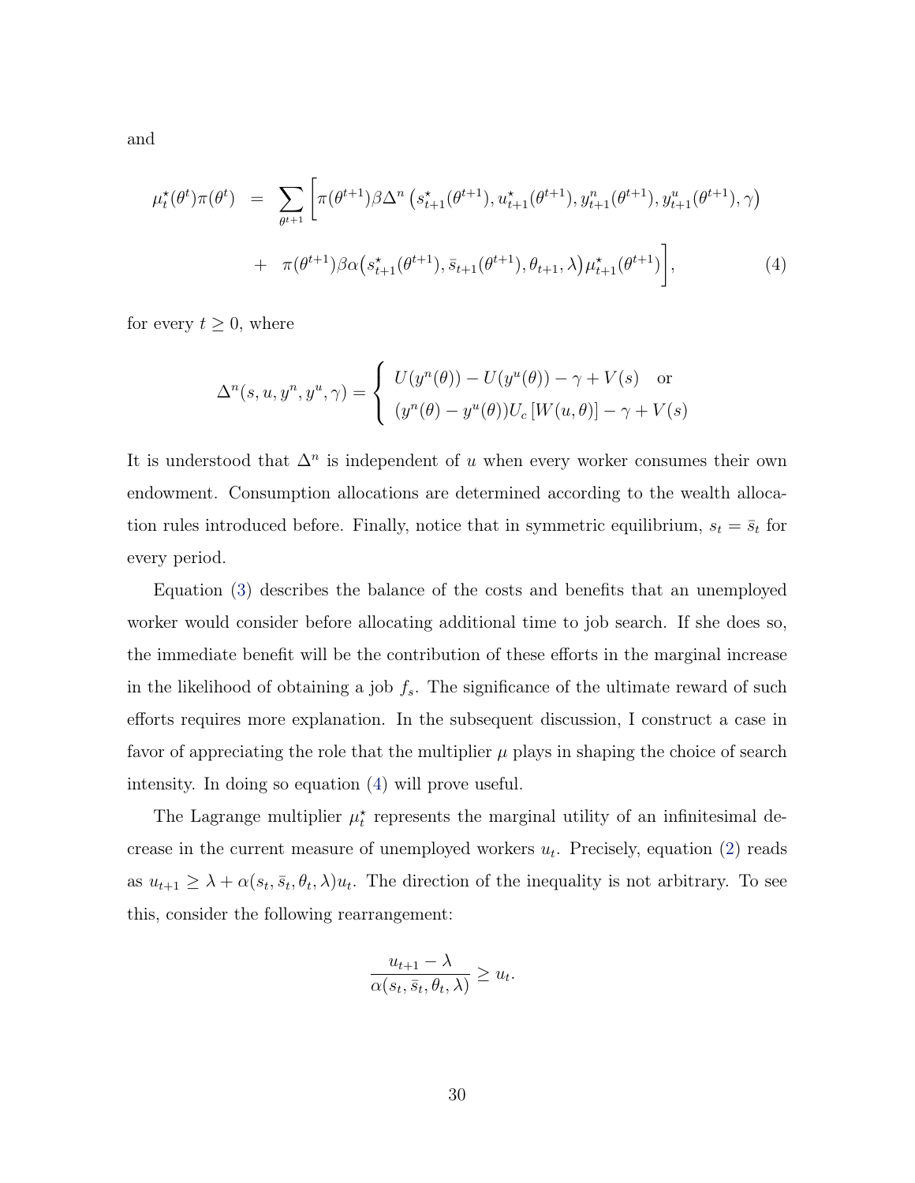and

$$
\begin{aligned}
\mu_t^\star(\theta^t)\pi(\theta^t) &= \sum_{\theta^{t+1}} \Big[ \pi(\theta^{t+1})\beta\Delta^n\left(s_{t+1}^\star(\theta^{t+1}), u_{t+1}^\star(\theta^{t+1}), y_{t+1}^n(\theta^{t+1}), y_{t+1}^u(\theta^{t+1}), \gamma\right) \\
&+ \pi(\theta^{t+1})\beta\alpha\big(s_{t+1}^\star(\theta^{t+1}), \bar{s}_{t+1}(\theta^{t+1}), \theta_{t+1}, \lambda\big)\mu_{t+1}^\star(\theta^{t+1})\Big],
\end{aligned} \tag{4}
$$

for every $t \geq 0$, where

$$
\Delta^n(s, u, y^n, y^u, \gamma) = \begin{cases} U(y^n(\theta)) - U(y^u(\theta)) - \gamma + V(s) & \text{or} \\ (y^n(\theta) - y^u(\theta))U_c\left[W(u, \theta)\right] - \gamma + V(s) \end{cases}
$$

It is understood that $\Delta^n$ is independent of $u$ when every worker consumes their own endowment. Consumption allocations are determined according to the wealth allocation rules introduced before. Finally, notice that in symmetric equilibrium, $s_t = \bar{s}_t$ for every period.

Equation (3) describes the balance of the costs and benefits that an unemployed worker would consider before allocating additional time to job search. If she does so, the immediate benefit will be the contribution of these efforts in the marginal increase in the likelihood of obtaining a job $f_s$. The significance of the ultimate reward of such efforts requires more explanation. In the subsequent discussion, I construct a case in favor of appreciating the role that the multiplier $\mu$ plays in shaping the choice of search intensity. In doing so equation (4) will prove useful.

The Lagrange multiplier $\mu_t^\star$ represents the marginal utility of an infinitesimal decrease in the current measure of unemployed workers $u_t$. Precisely, equation (2) reads as $u_{t+1} \geq \lambda + \alpha(s_t, \bar{s}_t, \theta_t, \lambda)u_t$. The direction of the inequality is not arbitrary. To see this, consider the following rearrangement:

$$
\frac{u_{t+1} - \lambda}{\alpha(s_t, \bar{s}_t, \theta_t, \lambda)} \geq u_t.
$$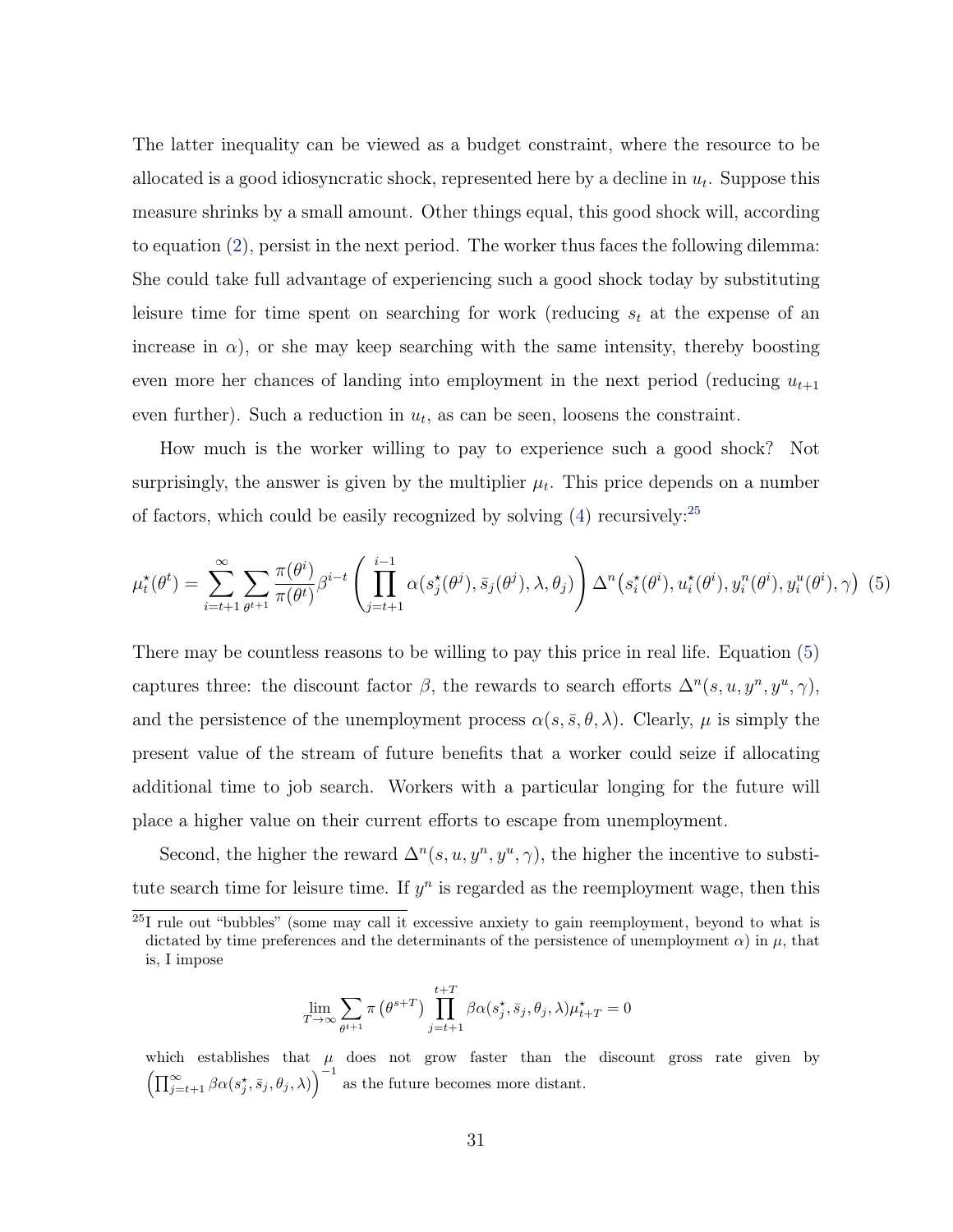The latter inequality can be viewed as a budget constraint, where the resource to be allocated is a good idiosyncratic shock, represented here by a decline in $u_t$. Suppose this measure shrinks by a small amount. Other things equal, this good shock will, according to equation (2), persist in the next period. The worker thus faces the following dilemma: She could take full advantage of experiencing such a good shock today by substituting leisure time for time spent on searching for work (reducing $s_t$ at the expense of an increase in $\alpha$), or she may keep searching with the same intensity, thereby boosting even more her chances of landing into employment in the next period (reducing $u_{t+1}$ even further). Such a reduction in $u_t$, as can be seen, loosens the constraint.

How much is the worker willing to pay to experience such a good shock? Not surprisingly, the answer is given by the multiplier $\mu_t$. This price depends on a number of factors, which could be easily recognized by solving (4) recursively:[25]

$$\mu_t^\star(\theta^t) = \sum_{i=t+1}^{\infty} \sum_{\theta^{t+1}} \frac{\pi(\theta^i)}{\pi(\theta^t)} \beta^{i-t} \left( \prod_{j=t+1}^{i-1} \alpha(s_j^\star(\theta^j), \bar{s}_j(\theta^j), \lambda, \theta_j) \right) \Delta^n\big(s_i^\star(\theta^i), u_i^\star(\theta^i), y_i^n(\theta^i), y_i^u(\theta^i), \gamma\big) \quad (5)$$

There may be countless reasons to be willing to pay this price in real life. Equation (5) captures three: the discount factor $\beta$, the rewards to search efforts $\Delta^n(s, u, y^n, y^u, \gamma)$, and the persistence of the unemployment process $\alpha(s, \bar{s}, \theta, \lambda)$. Clearly, $\mu$ is simply the present value of the stream of future benefits that a worker could seize if allocating additional time to job search. Workers with a particular longing for the future will place a higher value on their current efforts to escape from unemployment.

Second, the higher the reward $\Delta^n(s, u, y^n, y^u, \gamma)$, the higher the incentive to substitute search time for leisure time. If $y^n$ is regarded as the reemployment wage, then this

[25] I rule out "bubbles" (some may call it excessive anxiety to gain reemployment, beyond to what is dictated by time preferences and the determinants of the persistence of unemployment $\alpha$) in $\mu$, that is, I impose

$$\lim_{T\to\infty} \sum_{\theta^{t+1}} \pi\left(\theta^{s+T}\right) \prod_{j=t+1}^{t+T} \beta\alpha(s_j^\star, \bar{s}_j, \theta_j, \lambda)\mu_{t+T}^\star = 0$$

which establishes that $\mu$ does not grow faster than the discount gross rate given by $\left(\prod_{j=t+1}^{\infty} \beta\alpha(s_j^\star, \bar{s}_j, \theta_j, \lambda)\right)^{-1}$ as the future becomes more distant.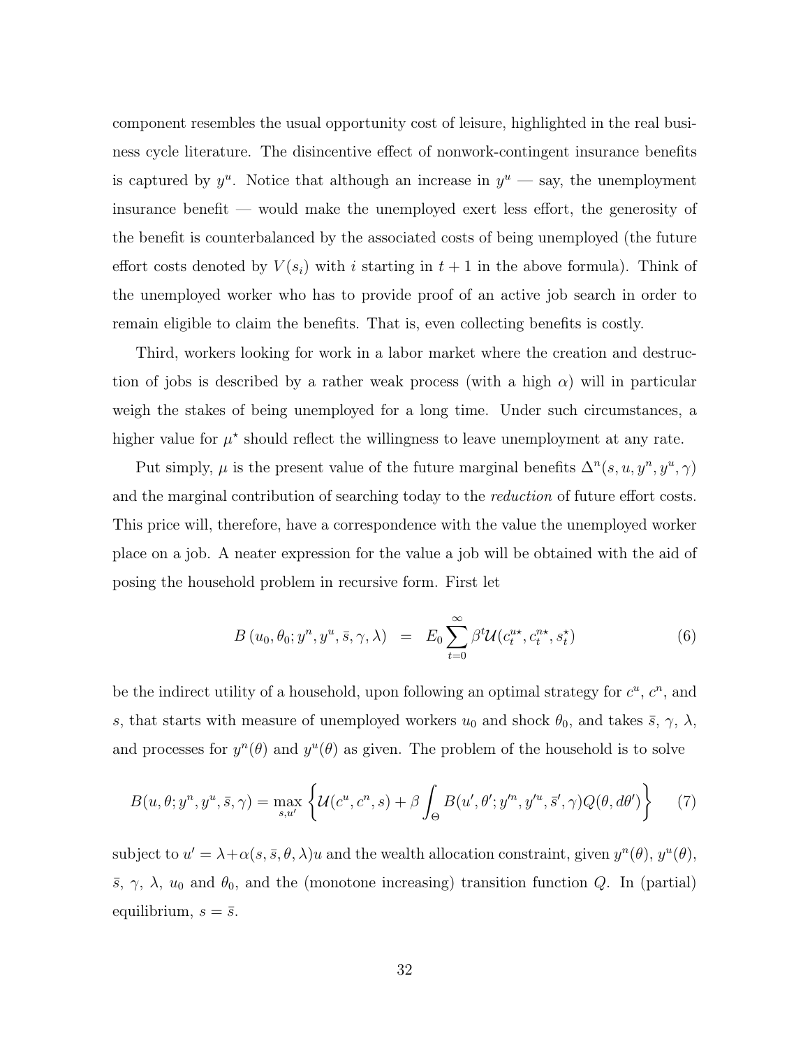component resembles the usual opportunity cost of leisure, highlighted in the real business cycle literature. The disincentive effect of nonwork-contingent insurance benefits is captured by $y^u$. Notice that although an increase in $y^u$ — say, the unemployment insurance benefit — would make the unemployed exert less effort, the generosity of the benefit is counterbalanced by the associated costs of being unemployed (the future effort costs denoted by $V(s_i)$ with $i$ starting in $t+1$ in the above formula). Think of the unemployed worker who has to provide proof of an active job search in order to remain eligible to claim the benefits. That is, even collecting benefits is costly.

Third, workers looking for work in a labor market where the creation and destruction of jobs is described by a rather weak process (with a high $\alpha$) will in particular weigh the stakes of being unemployed for a long time. Under such circumstances, a higher value for $\mu^\star$ should reflect the willingness to leave unemployment at any rate.

Put simply, $\mu$ is the present value of the future marginal benefits $\Delta^n(s, u, y^n, y^u, \gamma)$ and the marginal contribution of searching today to the *reduction* of future effort costs. This price will, therefore, have a correspondence with the value the unemployed worker place on a job. A neater expression for the value a job will be obtained with the aid of posing the household problem in recursive form. First let

$$B\left(u_0, \theta_0; y^n, y^u, \bar{s}, \gamma, \lambda\right) \;\; = \;\; E_0 \sum_{t=0}^{\infty} \beta^t \mathcal{U}(c_t^{u\star}, c_t^{n\star}, s_t^\star) \tag{6}$$

be the indirect utility of a household, upon following an optimal strategy for $c^u$, $c^n$, and $s$, that starts with measure of unemployed workers $u_0$ and shock $\theta_0$, and takes $\bar{s}$, $\gamma$, $\lambda$, and processes for $y^n(\theta)$ and $y^u(\theta)$ as given. The problem of the household is to solve

$$B(u, \theta; y^n, y^u, \bar{s}, \gamma) = \max_{s, u'} \left\{ \mathcal{U}(c^u, c^n, s) + \beta \int_{\Theta} B(u', \theta'; y'^n, y'^u, \bar{s}', \gamma) Q(\theta, d\theta') \right\} \tag{7}$$

subject to $u' = \lambda + \alpha(s, \bar{s}, \theta, \lambda)u$ and the wealth allocation constraint, given $y^n(\theta)$, $y^u(\theta)$, $\bar{s}$, $\gamma$, $\lambda$, $u_0$ and $\theta_0$, and the (monotone increasing) transition function $Q$. In (partial) equilibrium, $s = \bar{s}$.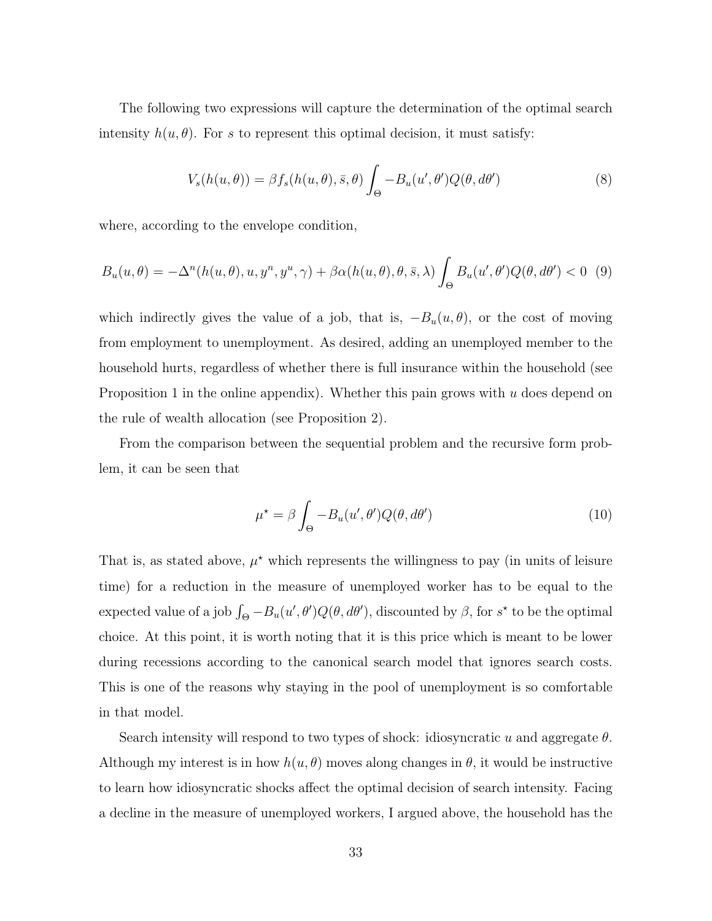The following two expressions will capture the determination of the optimal search intensity $h(u, \theta)$. For $s$ to represent this optimal decision, it must satisfy:

$$V_s(h(u, \theta)) = \beta f_s(h(u, \theta), \bar{s}, \theta) \int_{\Theta} -B_u(u', \theta') Q(\theta, d\theta') \tag{8}$$

where, according to the envelope condition,

$$B_u(u, \theta) = -\Delta^n(h(u, \theta), u, y^n, y^u, \gamma) + \beta \alpha(h(u, \theta), \theta, \bar{s}, \lambda) \int_{\Theta} B_u(u', \theta') Q(\theta, d\theta') < 0 \tag{9}$$

which indirectly gives the value of a job, that is, $-B_u(u, \theta)$, or the cost of moving from employment to unemployment. As desired, adding an unemployed member to the household hurts, regardless of whether there is full insurance within the household (see Proposition 1 in the online appendix). Whether this pain grows with $u$ does depend on the rule of wealth allocation (see Proposition 2).

From the comparison between the sequential problem and the recursive form problem, it can be seen that

$$\mu^\star = \beta \int_{\Theta} -B_u(u', \theta') Q(\theta, d\theta') \tag{10}$$

That is, as stated above, $\mu^\star$ which represents the willingness to pay (in units of leisure time) for a reduction in the measure of unemployed worker has to be equal to the expected value of a job $\int_{\Theta} -B_u(u', \theta') Q(\theta, d\theta')$, discounted by $\beta$, for $s^\star$ to be the optimal choice. At this point, it is worth noting that it is this price which is meant to be lower during recessions according to the canonical search model that ignores search costs. This is one of the reasons why staying in the pool of unemployment is so comfortable in that model.

Search intensity will respond to two types of shock: idiosyncratic $u$ and aggregate $\theta$. Although my interest is in how $h(u, \theta)$ moves along changes in $\theta$, it would be instructive to learn how idiosyncratic shocks affect the optimal decision of search intensity. Facing a decline in the measure of unemployed workers, I argued above, the household has the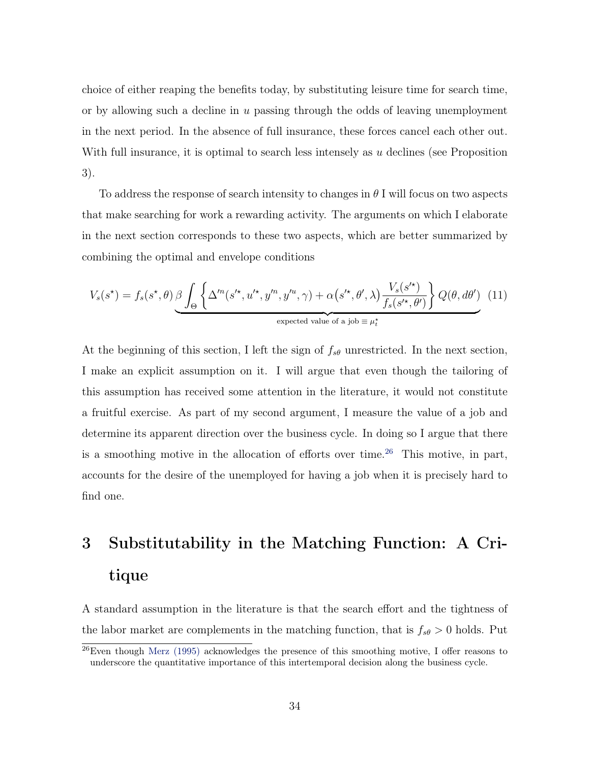choice of either reaping the benefits today, by substituting leisure time for search time, or by allowing such a decline in $u$ passing through the odds of leaving unemployment in the next period. In the absence of full insurance, these forces cancel each other out. With full insurance, it is optimal to search less intensely as $u$ declines (see Proposition 3).

To address the response of search intensity to changes in $\theta$ I will focus on two aspects that make searching for work a rewarding activity. The arguments on which I elaborate in the next section corresponds to these two aspects, which are better summarized by combining the optimal and envelope conditions

$$V_s(s^\star) = f_s(s^\star, \theta) \underbrace{\beta \int_\Theta \left\{ \Delta'^n(s'^\star, u'^\star, y'^n, y'^u, \gamma) + \alpha\big(s'^\star, \theta', \lambda\big) \frac{V_s(s'^\star)}{f_s(s'^\star, \theta')} \right\} Q(\theta, d\theta')}_{\text{expected value of a job} \equiv \mu_t^\star} \quad (11)$$

At the beginning of this section, I left the sign of $f_{s\theta}$ unrestricted. In the next section, I make an explicit assumption on it. I will argue that even though the tailoring of this assumption has received some attention in the literature, it would not constitute a fruitful exercise. As part of my second argument, I measure the value of a job and determine its apparent direction over the business cycle. In doing so I argue that there is a smoothing motive in the allocation of efforts over time.[26] This motive, in part, accounts for the desire of the unemployed for having a job when it is precisely hard to find one.

# 3 Substitutability in the Matching Function: A Critique

A standard assumption in the literature is that the search effort and the tightness of the labor market are complements in the matching function, that is $f_{s\theta} > 0$ holds. Put

[26] Even though Merz (1995) acknowledges the presence of this smoothing motive, I offer reasons to underscore the quantitative importance of this intertemporal decision along the business cycle.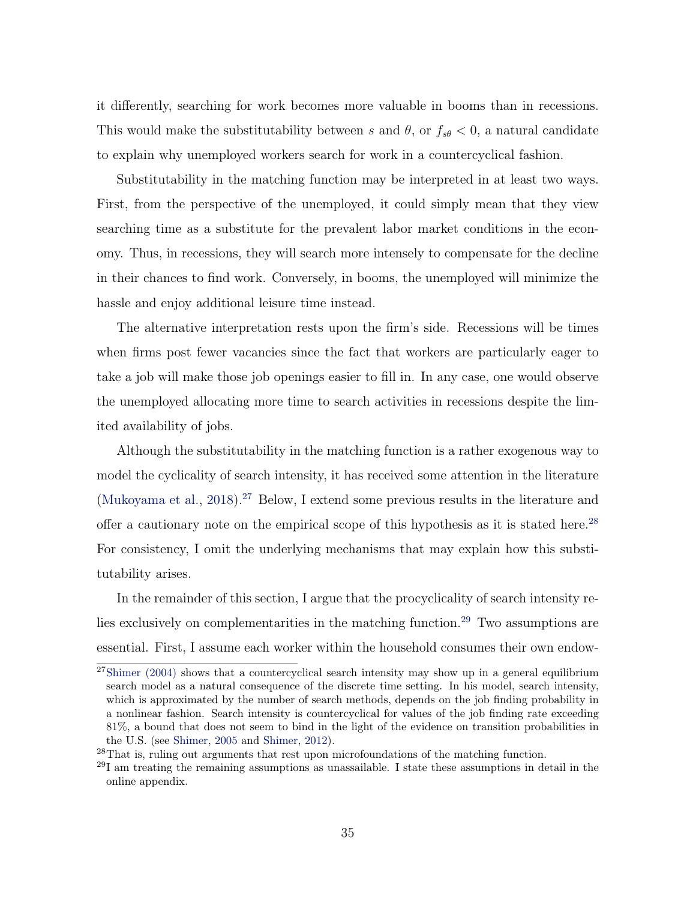it differently, searching for work becomes more valuable in booms than in recessions. This would make the substitutability between $s$ and $\theta$, or $f_{s\theta} < 0$, a natural candidate to explain why unemployed workers search for work in a countercyclical fashion.

Substitutability in the matching function may be interpreted in at least two ways. First, from the perspective of the unemployed, it could simply mean that they view searching time as a substitute for the prevalent labor market conditions in the economy. Thus, in recessions, they will search more intensely to compensate for the decline in their chances to find work. Conversely, in booms, the unemployed will minimize the hassle and enjoy additional leisure time instead.

The alternative interpretation rests upon the firm's side. Recessions will be times when firms post fewer vacancies since the fact that workers are particularly eager to take a job will make those job openings easier to fill in. In any case, one would observe the unemployed allocating more time to search activities in recessions despite the limited availability of jobs.

Although the substitutability in the matching function is a rather exogenous way to model the cyclicality of search intensity, it has received some attention in the literature (Mukoyama et al., 2018).[27] Below, I extend some previous results in the literature and offer a cautionary note on the empirical scope of this hypothesis as it is stated here.[28] For consistency, I omit the underlying mechanisms that may explain how this substitutability arises.

In the remainder of this section, I argue that the procyclicality of search intensity relies exclusively on complementarities in the matching function.[29] Two assumptions are essential. First, I assume each worker within the household consumes their own endow-

[27] Shimer (2004) shows that a countercyclical search intensity may show up in a general equilibrium search model as a natural consequence of the discrete time setting. In his model, search intensity, which is approximated by the number of search methods, depends on the job finding probability in a nonlinear fashion. Search intensity is countercyclical for values of the job finding rate exceeding 81%, a bound that does not seem to bind in the light of the evidence on transition probabilities in the U.S. (see Shimer, 2005 and Shimer, 2012).

[28] That is, ruling out arguments that rest upon microfoundations of the matching function.

[29] I am treating the remaining assumptions as unassailable. I state these assumptions in detail in the online appendix.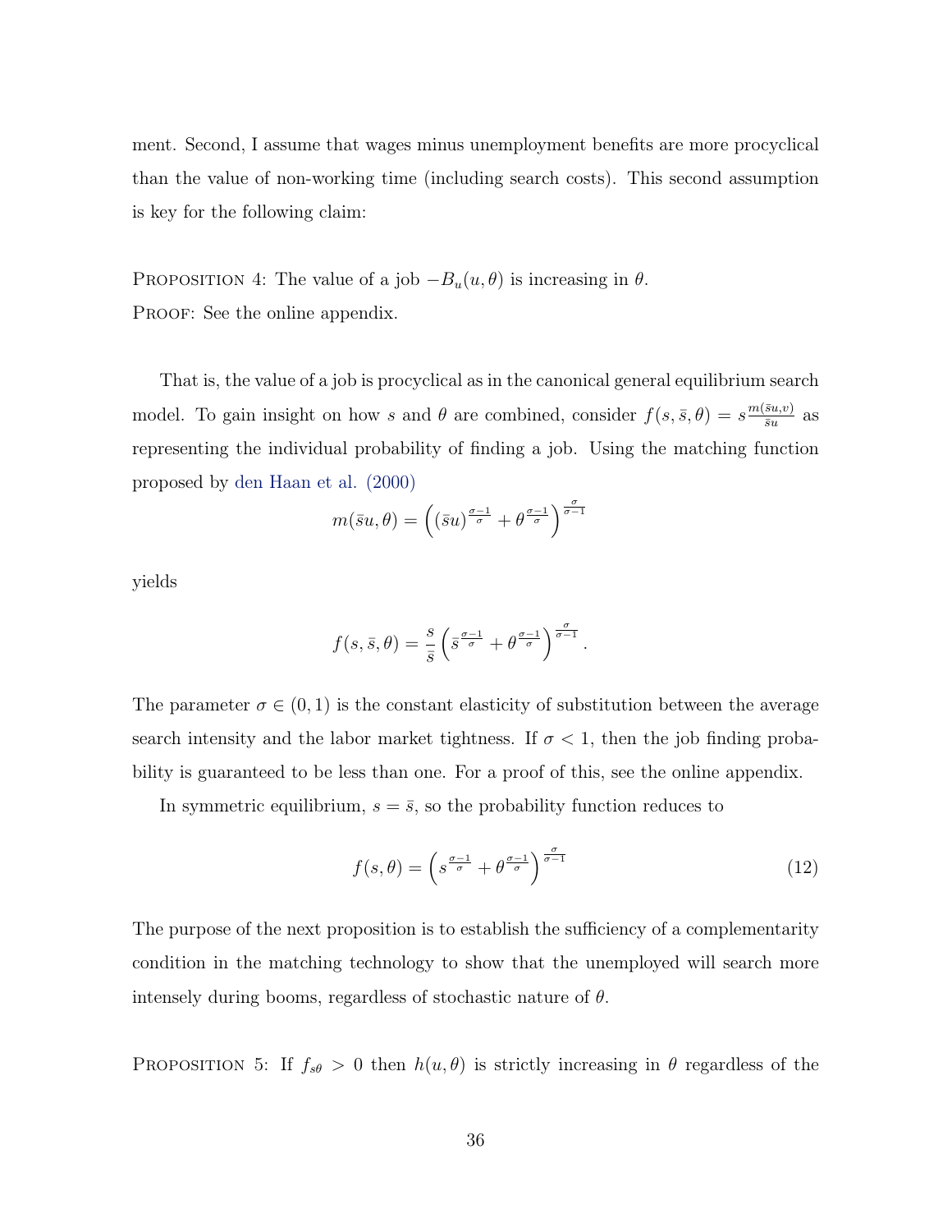ment. Second, I assume that wages minus unemployment benefits are more procyclical than the value of non-working time (including search costs). This second assumption is key for the following claim:

Proposition 4: The value of a job $-B_u(u, \theta)$ is increasing in $\theta$.
Proof: See the online appendix.

That is, the value of a job is procyclical as in the canonical general equilibrium search model. To gain insight on how $s$ and $\theta$ are combined, consider $f(s, \bar{s}, \theta) = s\frac{m(\bar{s}u,v)}{\bar{s}u}$ as representing the individual probability of finding a job. Using the matching function proposed by den Haan et al. (2000)

$$m(\bar{s}u, \theta) = \left( (\bar{s}u)^{\frac{\sigma-1}{\sigma}} + \theta^{\frac{\sigma-1}{\sigma}} \right)^{\frac{\sigma}{\sigma-1}}$$

yields

$$f(s, \bar{s}, \theta) = \frac{s}{\bar{s}} \left( \bar{s}^{\frac{\sigma-1}{\sigma}} + \theta^{\frac{\sigma-1}{\sigma}} \right)^{\frac{\sigma}{\sigma-1}}.$$

The parameter $\sigma \in (0, 1)$ is the constant elasticity of substitution between the average search intensity and the labor market tightness. If $\sigma < 1$, then the job finding probability is guaranteed to be less than one. For a proof of this, see the online appendix.

In symmetric equilibrium, $s = \bar{s}$, so the probability function reduces to

$$f(s, \theta) = \left( s^{\frac{\sigma-1}{\sigma}} + \theta^{\frac{\sigma-1}{\sigma}} \right)^{\frac{\sigma}{\sigma-1}} \tag{12}$$

The purpose of the next proposition is to establish the sufficiency of a complementarity condition in the matching technology to show that the unemployed will search more intensely during booms, regardless of stochastic nature of $\theta$.

Proposition 5: If $f_{s\theta} > 0$ then $h(u, \theta)$ is strictly increasing in $\theta$ regardless of the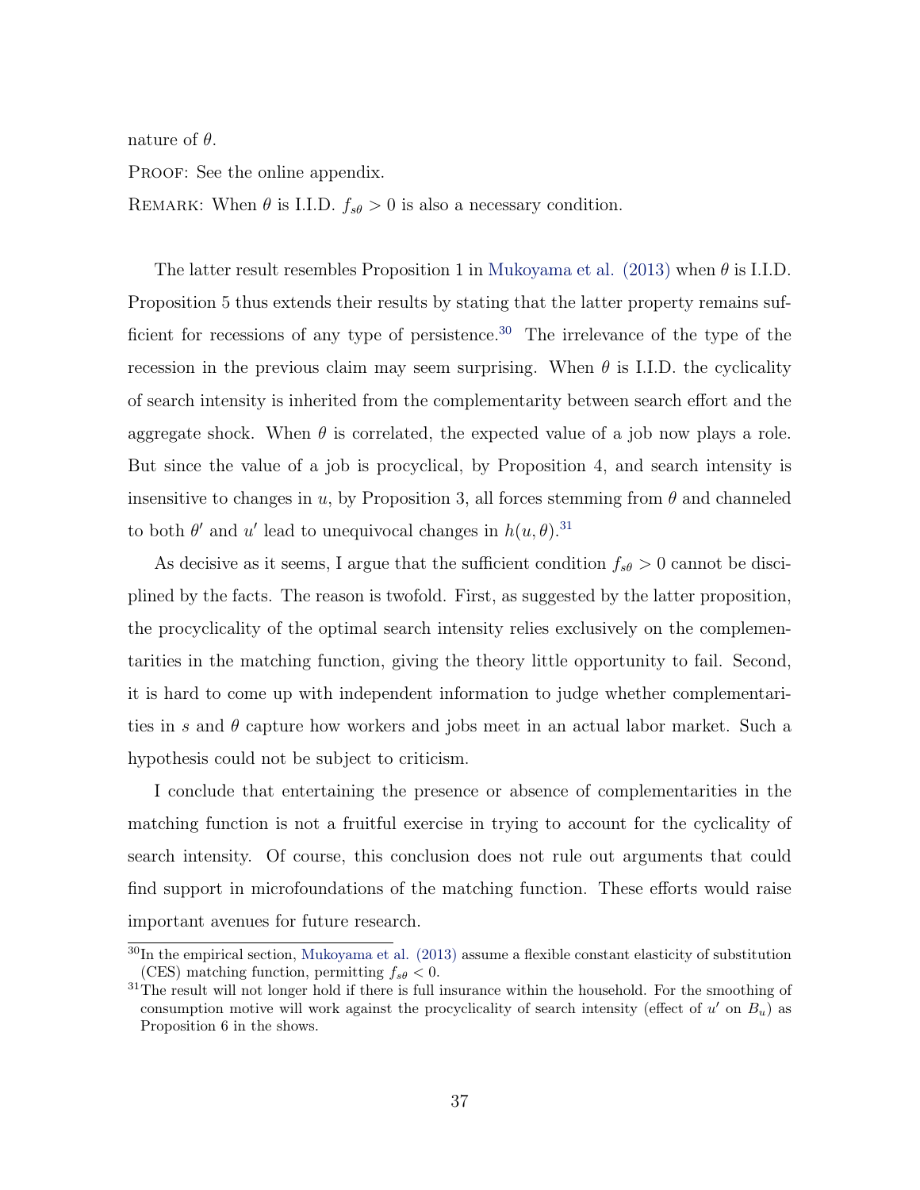nature of $\theta$.

PROOF: See the online appendix.

REMARK: When $\theta$ is I.I.D. $f_{s\theta} > 0$ is also a necessary condition.

The latter result resembles Proposition 1 in Mukoyama et al. (2013) when $\theta$ is I.I.D. Proposition 5 thus extends their results by stating that the latter property remains sufficient for recessions of any type of persistence.[30] The irrelevance of the type of the recession in the previous claim may seem surprising. When $\theta$ is I.I.D. the cyclicality of search intensity is inherited from the complementarity between search effort and the aggregate shock. When $\theta$ is correlated, the expected value of a job now plays a role. But since the value of a job is procyclical, by Proposition 4, and search intensity is insensitive to changes in $u$, by Proposition 3, all forces stemming from $\theta$ and channeled to both $\theta'$ and $u'$ lead to unequivocal changes in $h(u, \theta)$.[31]

As decisive as it seems, I argue that the sufficient condition $f_{s\theta} > 0$ cannot be disciplined by the facts. The reason is twofold. First, as suggested by the latter proposition, the procyclicality of the optimal search intensity relies exclusively on the complementarities in the matching function, giving the theory little opportunity to fail. Second, it is hard to come up with independent information to judge whether complementarities in $s$ and $\theta$ capture how workers and jobs meet in an actual labor market. Such a hypothesis could not be subject to criticism.

I conclude that entertaining the presence or absence of complementarities in the matching function is not a fruitful exercise in trying to account for the cyclicality of search intensity. Of course, this conclusion does not rule out arguments that could find support in microfoundations of the matching function. These efforts would raise important avenues for future research.

---

[30] In the empirical section, Mukoyama et al. (2013) assume a flexible constant elasticity of substitution (CES) matching function, permitting $f_{s\theta} < 0$.

[31] The result will not longer hold if there is full insurance within the household. For the smoothing of consumption motive will work against the procyclicality of search intensity (effect of $u'$ on $B_u$) as Proposition 6 in the shows.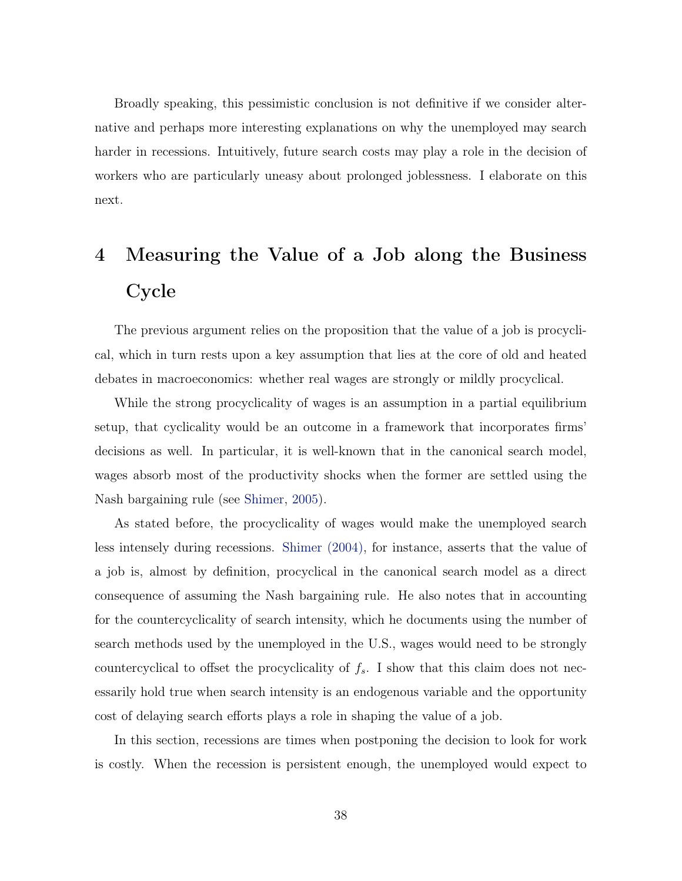Broadly speaking, this pessimistic conclusion is not definitive if we consider alternative and perhaps more interesting explanations on why the unemployed may search harder in recessions. Intuitively, future search costs may play a role in the decision of workers who are particularly uneasy about prolonged joblessness. I elaborate on this next.

# 4 Measuring the Value of a Job along the Business Cycle

The previous argument relies on the proposition that the value of a job is procyclical, which in turn rests upon a key assumption that lies at the core of old and heated debates in macroeconomics: whether real wages are strongly or mildly procyclical.

While the strong procyclicality of wages is an assumption in a partial equilibrium setup, that cyclicality would be an outcome in a framework that incorporates firms' decisions as well. In particular, it is well-known that in the canonical search model, wages absorb most of the productivity shocks when the former are settled using the Nash bargaining rule (see Shimer, 2005).

As stated before, the procyclicality of wages would make the unemployed search less intensely during recessions. Shimer (2004), for instance, asserts that the value of a job is, almost by definition, procyclical in the canonical search model as a direct consequence of assuming the Nash bargaining rule. He also notes that in accounting for the countercyclicality of search intensity, which he documents using the number of search methods used by the unemployed in the U.S., wages would need to be strongly countercyclical to offset the procyclicality of $f_s$. I show that this claim does not necessarily hold true when search intensity is an endogenous variable and the opportunity cost of delaying search efforts plays a role in shaping the value of a job.

In this section, recessions are times when postponing the decision to look for work is costly. When the recession is persistent enough, the unemployed would expect to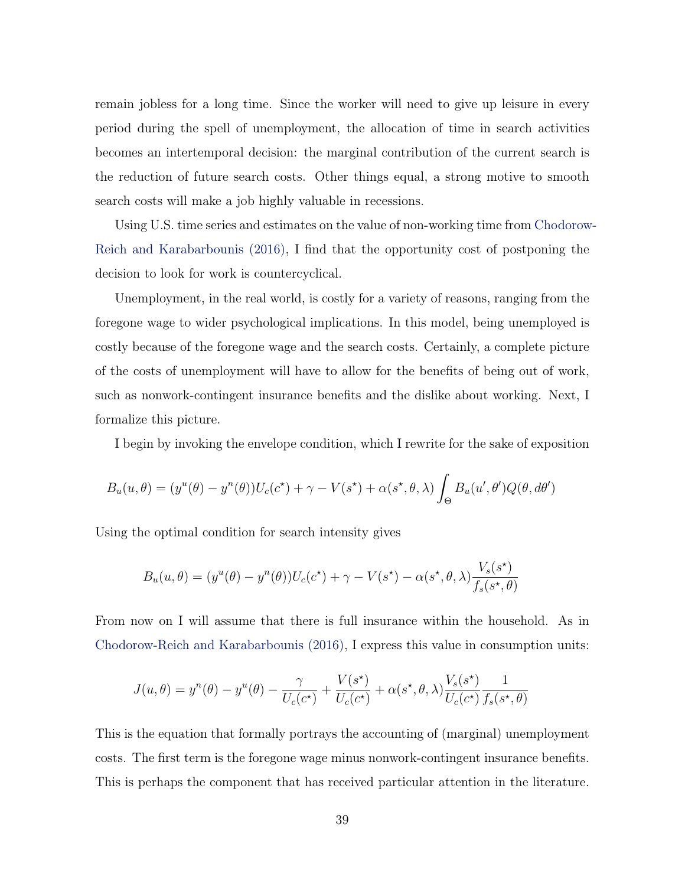remain jobless for a long time. Since the worker will need to give up leisure in every period during the spell of unemployment, the allocation of time in search activities becomes an intertemporal decision: the marginal contribution of the current search is the reduction of future search costs. Other things equal, a strong motive to smooth search costs will make a job highly valuable in recessions.

Using U.S. time series and estimates on the value of non-working time from Chodorow-Reich and Karabarbounis (2016), I find that the opportunity cost of postponing the decision to look for work is countercyclical.

Unemployment, in the real world, is costly for a variety of reasons, ranging from the foregone wage to wider psychological implications. In this model, being unemployed is costly because of the foregone wage and the search costs. Certainly, a complete picture of the costs of unemployment will have to allow for the benefits of being out of work, such as nonwork-contingent insurance benefits and the dislike about working. Next, I formalize this picture.

I begin by invoking the envelope condition, which I rewrite for the sake of exposition

$$B_u(u, \theta) = (y^u(\theta) - y^n(\theta))U_c(c^\star) + \gamma - V(s^\star) + \alpha(s^\star, \theta, \lambda) \int_\Theta B_u(u', \theta') Q(\theta, d\theta')$$

Using the optimal condition for search intensity gives

$$B_u(u, \theta) = (y^u(\theta) - y^n(\theta))U_c(c^\star) + \gamma - V(s^\star) - \alpha(s^\star, \theta, \lambda) \frac{V_s(s^\star)}{f_s(s^\star, \theta)}$$

From now on I will assume that there is full insurance within the household. As in Chodorow-Reich and Karabarbounis (2016), I express this value in consumption units:

$$J(u, \theta) = y^n(\theta) - y^u(\theta) - \frac{\gamma}{U_c(c^\star)} + \frac{V(s^\star)}{U_c(c^\star)} + \alpha(s^\star, \theta, \lambda) \frac{V_s(s^\star)}{U_c(c^\star)} \frac{1}{f_s(s^\star, \theta)}$$

This is the equation that formally portrays the accounting of (marginal) unemployment costs. The first term is the foregone wage minus nonwork-contingent insurance benefits. This is perhaps the component that has received particular attention in the literature.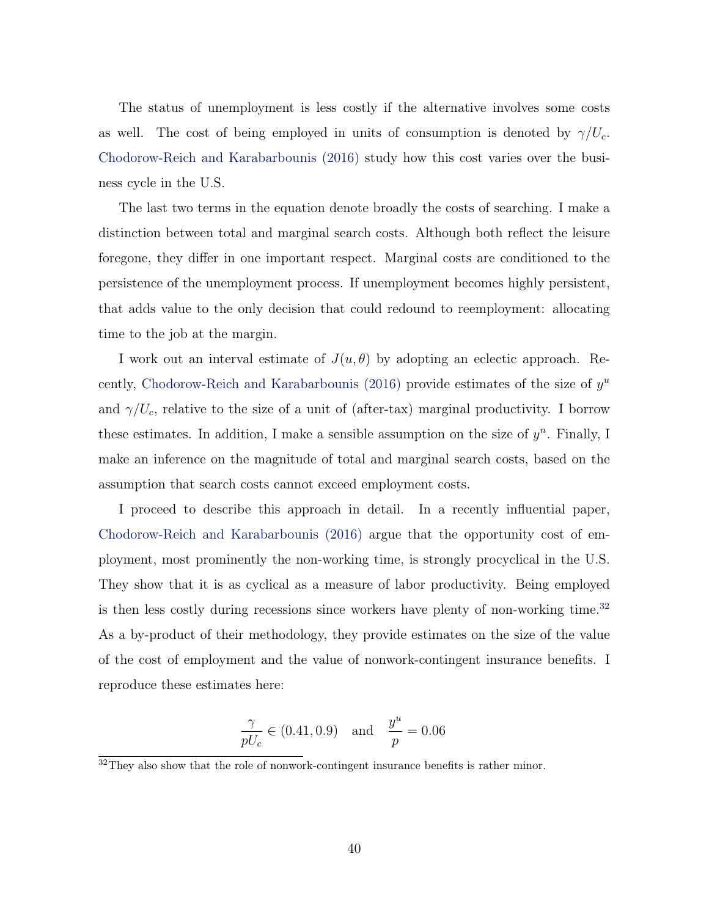The status of unemployment is less costly if the alternative involves some costs as well. The cost of being employed in units of consumption is denoted by $\gamma/U_c$. Chodorow-Reich and Karabarbounis (2016) study how this cost varies over the business cycle in the U.S.

The last two terms in the equation denote broadly the costs of searching. I make a distinction between total and marginal search costs. Although both reflect the leisure foregone, they differ in one important respect. Marginal costs are conditioned to the persistence of the unemployment process. If unemployment becomes highly persistent, that adds value to the only decision that could redound to reemployment: allocating time to the job at the margin.

I work out an interval estimate of $J(u, \theta)$ by adopting an eclectic approach. Recently, Chodorow-Reich and Karabarbounis (2016) provide estimates of the size of $y^u$ and $\gamma/U_c$, relative to the size of a unit of (after-tax) marginal productivity. I borrow these estimates. In addition, I make a sensible assumption on the size of $y^n$. Finally, I make an inference on the magnitude of total and marginal search costs, based on the assumption that search costs cannot exceed employment costs.

I proceed to describe this approach in detail. In a recently influential paper, Chodorow-Reich and Karabarbounis (2016) argue that the opportunity cost of employment, most prominently the non-working time, is strongly procyclical in the U.S. They show that it is as cyclical as a measure of labor productivity. Being employed is then less costly during recessions since workers have plenty of non-working time.[32] As a by-product of their methodology, they provide estimates on the size of the value of the cost of employment and the value of nonwork-contingent insurance benefits. I reproduce these estimates here:

$$\frac{\gamma}{pU_c} \in (0.41, 0.9) \quad \text{and} \quad \frac{y^u}{p} = 0.06$$

[32] They also show that the role of nonwork-contingent insurance benefits is rather minor.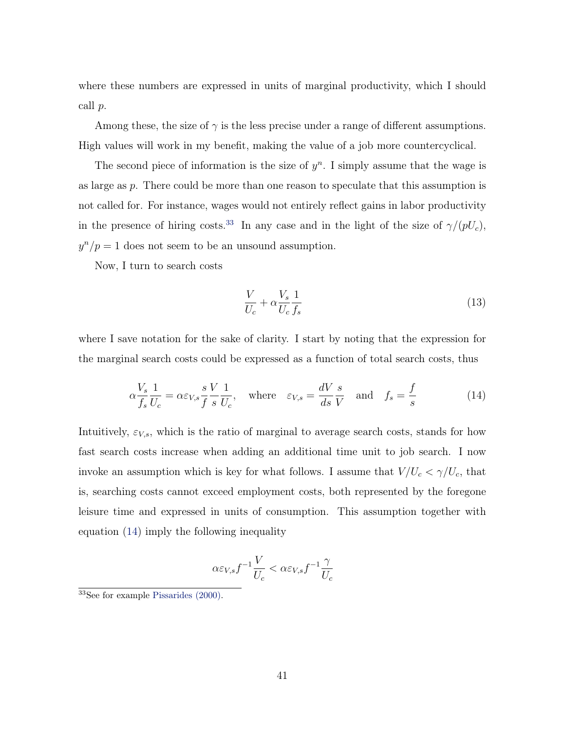where these numbers are expressed in units of marginal productivity, which I should call $p$.

Among these, the size of $\gamma$ is the less precise under a range of different assumptions. High values will work in my benefit, making the value of a job more countercyclical.

The second piece of information is the size of $y^n$. I simply assume that the wage is as large as $p$. There could be more than one reason to speculate that this assumption is not called for. For instance, wages would not entirely reflect gains in labor productivity in the presence of hiring costs.[33] In any case and in the light of the size of $\gamma/(pU_c)$, $y^n/p = 1$ does not seem to be an unsound assumption.

Now, I turn to search costs

$$\frac{V}{U_c} + \alpha \frac{V_s}{U_c} \frac{1}{f_s} \tag{13}$$

where I save notation for the sake of clarity. I start by noting that the expression for the marginal search costs could be expressed as a function of total search costs, thus

$$\alpha \frac{V_s}{f_s} \frac{1}{U_c} = \alpha \varepsilon_{V,s} \frac{s}{f} \frac{V}{s} \frac{1}{U_c}, \quad \text{where} \quad \varepsilon_{V,s} = \frac{dV}{ds} \frac{s}{V} \quad \text{and} \quad f_s = \frac{f}{s} \tag{14}$$

Intuitively, $\varepsilon_{V,s}$, which is the ratio of marginal to average search costs, stands for how fast search costs increase when adding an additional time unit to job search. I now invoke an assumption which is key for what follows. I assume that $V/U_c < \gamma/U_c$, that is, searching costs cannot exceed employment costs, both represented by the foregone leisure time and expressed in units of consumption. This assumption together with equation (14) imply the following inequality

$$\alpha \varepsilon_{V,s} f^{-1} \frac{V}{U_c} < \alpha \varepsilon_{V,s} f^{-1} \frac{\gamma}{U_c}$$

[33] See for example Pissarides (2000).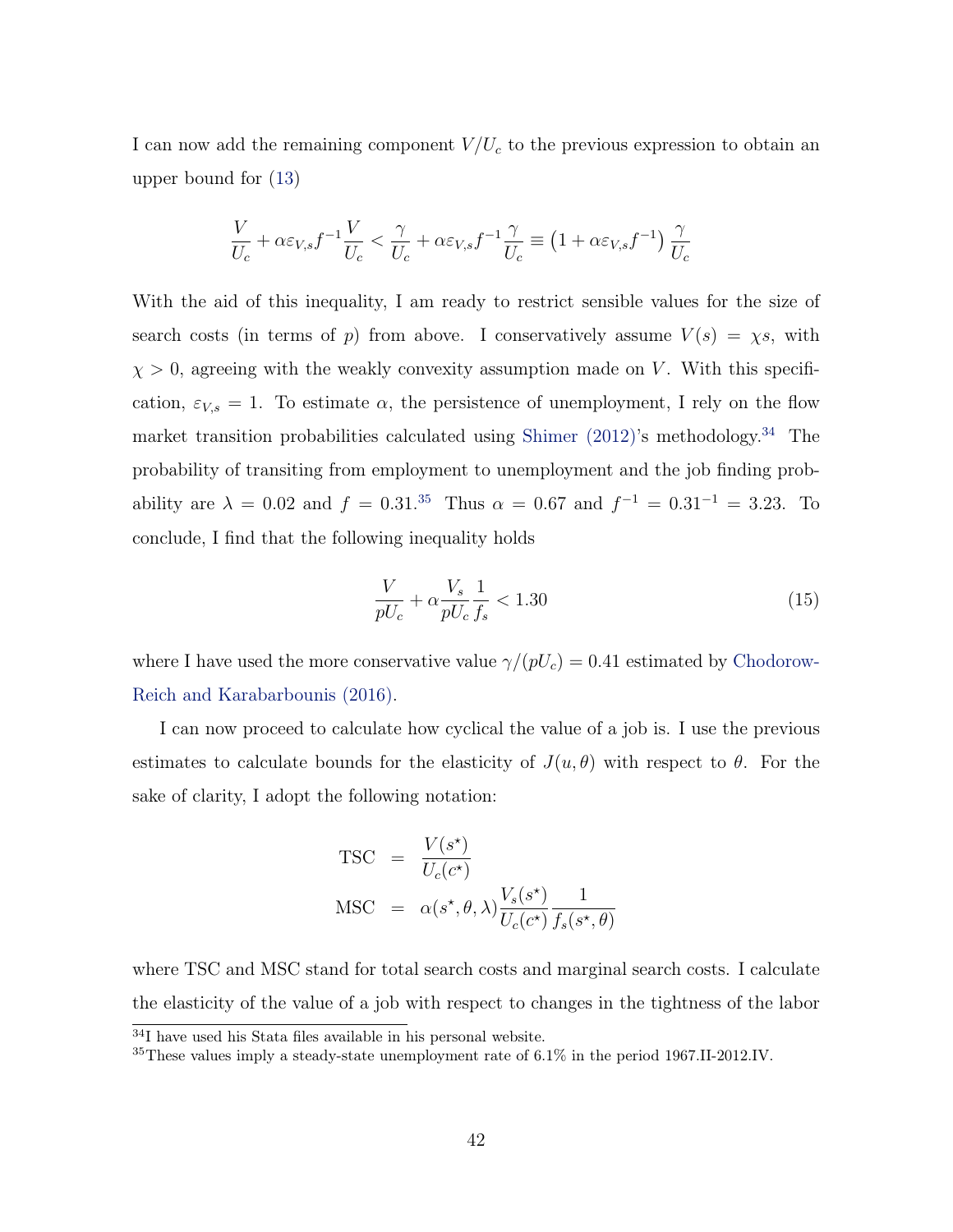I can now add the remaining component $V/U_c$ to the previous expression to obtain an upper bound for (13)

$$\frac{V}{U_c} + \alpha \varepsilon_{V,s} f^{-1} \frac{V}{U_c} < \frac{\gamma}{U_c} + \alpha \varepsilon_{V,s} f^{-1} \frac{\gamma}{U_c} \equiv \left(1 + \alpha \varepsilon_{V,s} f^{-1}\right) \frac{\gamma}{U_c}$$

With the aid of this inequality, I am ready to restrict sensible values for the size of search costs (in terms of $p$) from above. I conservatively assume $V(s) = \chi s$, with $\chi > 0$, agreeing with the weakly convexity assumption made on $V$. With this specification, $\varepsilon_{V,s} = 1$. To estimate $\alpha$, the persistence of unemployment, I rely on the flow market transition probabilities calculated using Shimer (2012)'s methodology.[34] The probability of transiting from employment to unemployment and the job finding probability are $\lambda = 0.02$ and $f = 0.31$.[35] Thus $\alpha = 0.67$ and $f^{-1} = 0.31^{-1} = 3.23$. To conclude, I find that the following inequality holds

$$\frac{V}{pU_c} + \alpha \frac{V_s}{pU_c} \frac{1}{f_s} < 1.30 \tag{15}$$

where I have used the more conservative value $\gamma/(pU_c) = 0.41$ estimated by Chodorow-Reich and Karabarbounis (2016).

I can now proceed to calculate how cyclical the value of a job is. I use the previous estimates to calculate bounds for the elasticity of $J(u, \theta)$ with respect to $\theta$. For the sake of clarity, I adopt the following notation:

$$\begin{aligned}
\text{TSC} &= \frac{V(s^\star)}{U_c(c^\star)} \\
\text{MSC} &= \alpha(s^\star, \theta, \lambda) \frac{V_s(s^\star)}{U_c(c^\star)} \frac{1}{f_s(s^\star, \theta)}
\end{aligned}$$

where TSC and MSC stand for total search costs and marginal search costs. I calculate the elasticity of the value of a job with respect to changes in the tightness of the labor

[34] I have used his Stata files available in his personal website.

[35] These values imply a steady-state unemployment rate of 6.1% in the period 1967.II-2012.IV.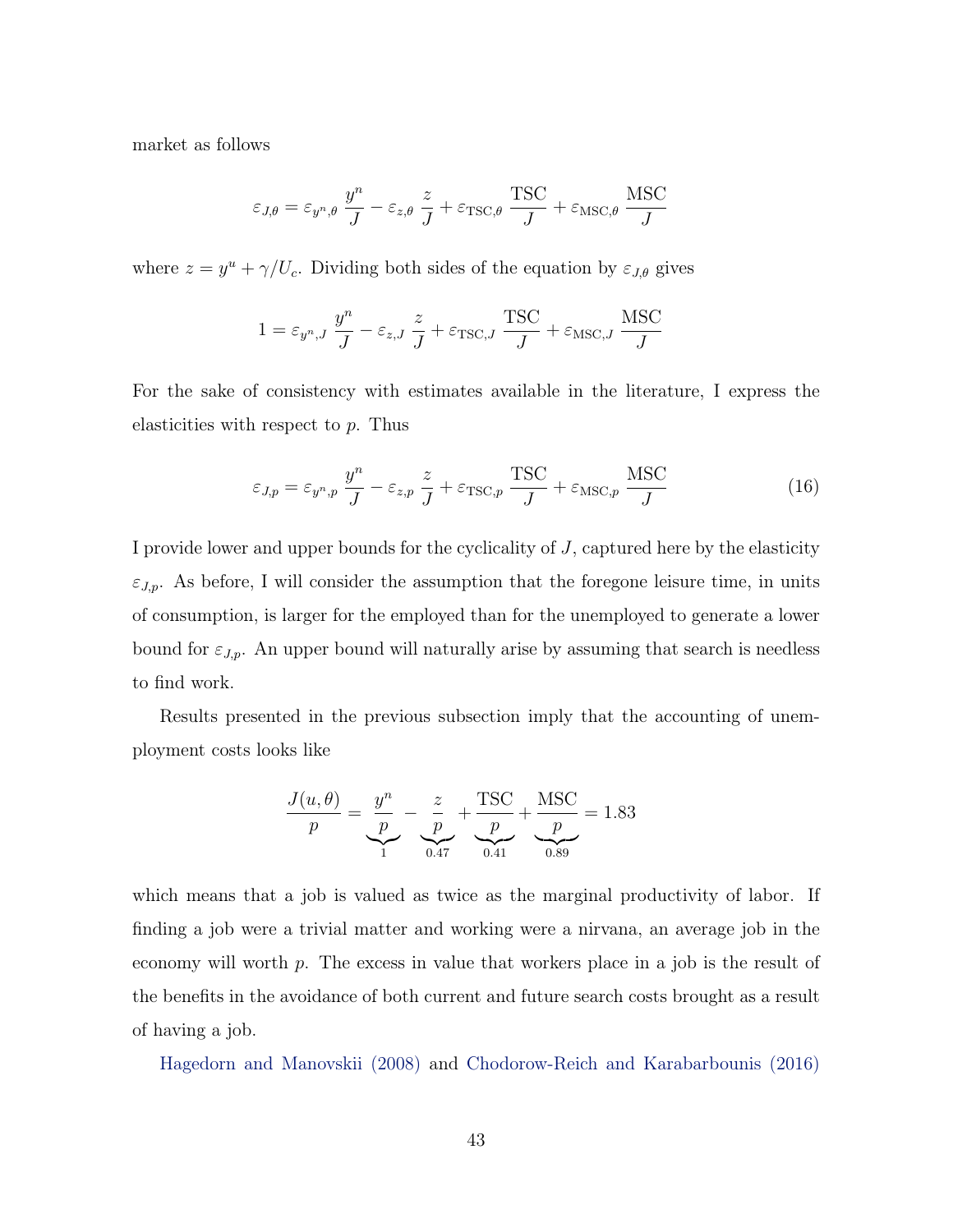market as follows

$$\varepsilon_{J,\theta} = \varepsilon_{y^n,\theta} \, \frac{y^n}{J} - \varepsilon_{z,\theta} \, \frac{z}{J} + \varepsilon_{\text{TSC},\theta} \, \frac{\text{TSC}}{J} + \varepsilon_{\text{MSC},\theta} \, \frac{\text{MSC}}{J}$$

where $z = y^u + \gamma/U_c$. Dividing both sides of the equation by $\varepsilon_{J,\theta}$ gives

$$1 = \varepsilon_{y^n,J} \, \frac{y^n}{J} - \varepsilon_{z,J} \, \frac{z}{J} + \varepsilon_{\text{TSC},J} \, \frac{\text{TSC}}{J} + \varepsilon_{\text{MSC},J} \, \frac{\text{MSC}}{J}$$

For the sake of consistency with estimates available in the literature, I express the elasticities with respect to $p$. Thus

$$\varepsilon_{J,p} = \varepsilon_{y^n,p} \, \frac{y^n}{J} - \varepsilon_{z,p} \, \frac{z}{J} + \varepsilon_{\text{TSC},p} \, \frac{\text{TSC}}{J} + \varepsilon_{\text{MSC},p} \, \frac{\text{MSC}}{J} \tag{16}$$

I provide lower and upper bounds for the cyclicality of $J$, captured here by the elasticity $\varepsilon_{J,p}$. As before, I will consider the assumption that the foregone leisure time, in units of consumption, is larger for the employed than for the unemployed to generate a lower bound for $\varepsilon_{J,p}$. An upper bound will naturally arise by assuming that search is needless to find work.

Results presented in the previous subsection imply that the accounting of unemployment costs looks like

$$\frac{J(u,\theta)}{p} = \underbrace{\frac{y^n}{p}}_{1} - \underbrace{\frac{z}{p}}_{0.47} + \underbrace{\frac{\text{TSC}}{p}}_{0.41} + \underbrace{\frac{\text{MSC}}{p}}_{0.89} = 1.83$$

which means that a job is valued as twice as the marginal productivity of labor. If finding a job were a trivial matter and working were a nirvana, an average job in the economy will worth $p$. The excess in value that workers place in a job is the result of the benefits in the avoidance of both current and future search costs brought as a result of having a job.

Hagedorn and Manovskii (2008) and Chodorow-Reich and Karabarbounis (2016)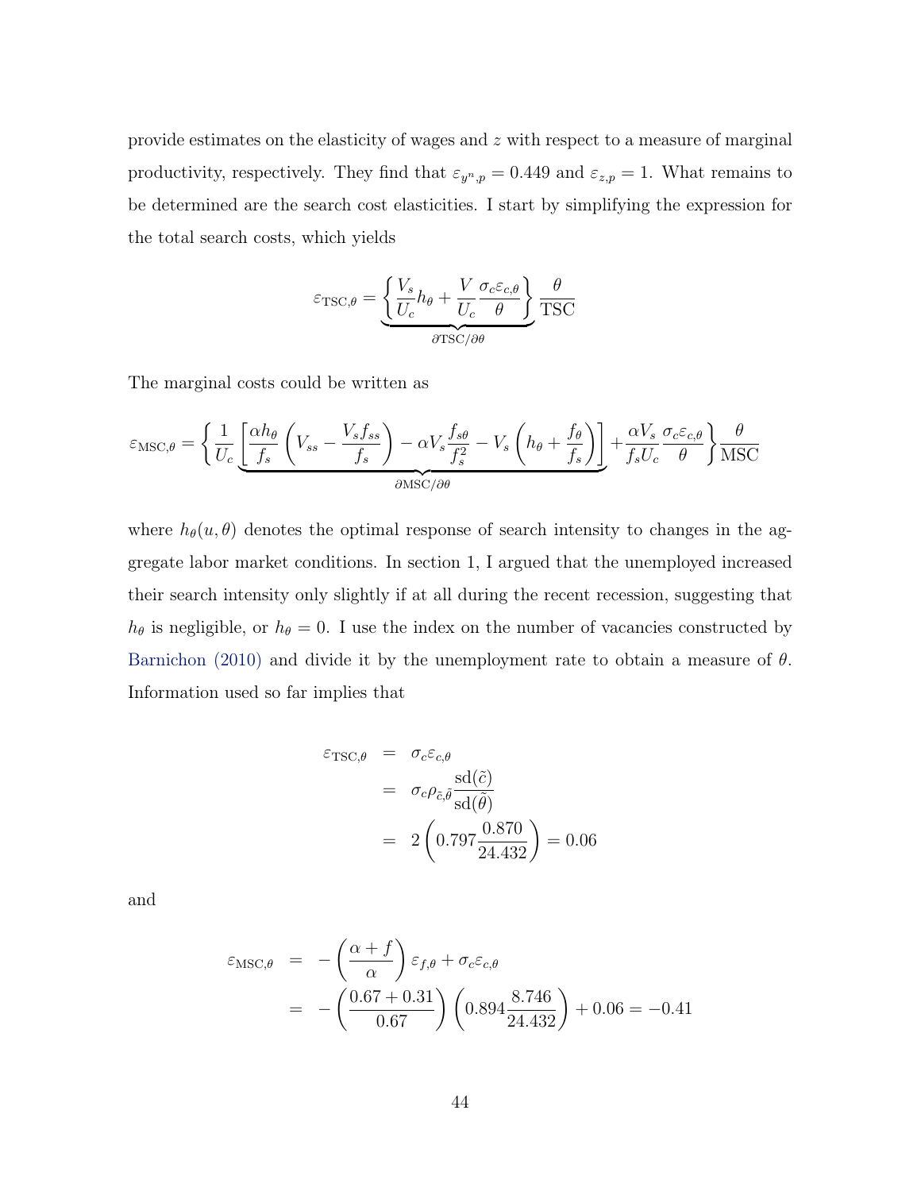provide estimates on the elasticity of wages and $z$ with respect to a measure of marginal productivity, respectively. They find that $\varepsilon_{y^n,p} = 0.449$ and $\varepsilon_{z,p} = 1$. What remains to be determined are the search cost elasticities. I start by simplifying the expression for the total search costs, which yields

$$\varepsilon_{\text{TSC},\theta} = \underbrace{\left\{ \frac{V_s}{U_c} h_\theta + \frac{V}{U_c} \frac{\sigma_c \varepsilon_{c,\theta}}{\theta} \right\}}_{\partial \text{TSC}/\partial \theta} \frac{\theta}{\text{TSC}}$$

The marginal costs could be written as

$$\varepsilon_{\text{MSC},\theta} = \left\{ \frac{1}{U_c} \underbrace{\left[ \frac{\alpha h_\theta}{f_s} \left( V_{ss} - \frac{V_s f_{ss}}{f_s} \right) - \alpha V_s \frac{f_{s\theta}}{f_s^2} - V_s \left( h_\theta + \frac{f_\theta}{f_s} \right) \right]}_{\partial \text{MSC}/\partial \theta} + \frac{\alpha V_s}{f_s U_c} \frac{\sigma_c \varepsilon_{c,\theta}}{\theta} \right\} \frac{\theta}{\text{MSC}}$$

where $h_\theta(u, \theta)$ denotes the optimal response of search intensity to changes in the aggregate labor market conditions. In section 1, I argued that the unemployed increased their search intensity only slightly if at all during the recent recession, suggesting that $h_\theta$ is negligible, or $h_\theta = 0$. I use the index on the number of vacancies constructed by Barnichon (2010) and divide it by the unemployment rate to obtain a measure of $\theta$. Information used so far implies that

$$\begin{aligned}
\varepsilon_{\text{TSC},\theta} &= \sigma_c \varepsilon_{c,\theta} \\
&= \sigma_c \rho_{\tilde{c},\tilde{\theta}} \frac{\text{sd}(\tilde{c})}{\text{sd}(\tilde{\theta})} \\
&= 2 \left( 0.797 \frac{0.870}{24.432} \right) = 0.06
\end{aligned}$$

and

$$\begin{aligned}
\varepsilon_{\text{MSC},\theta} &= -\left( \frac{\alpha + f}{\alpha} \right) \varepsilon_{f,\theta} + \sigma_c \varepsilon_{c,\theta} \\
&= -\left( \frac{0.67 + 0.31}{0.67} \right) \left( 0.894 \frac{8.746}{24.432} \right) + 0.06 = -0.41
\end{aligned}$$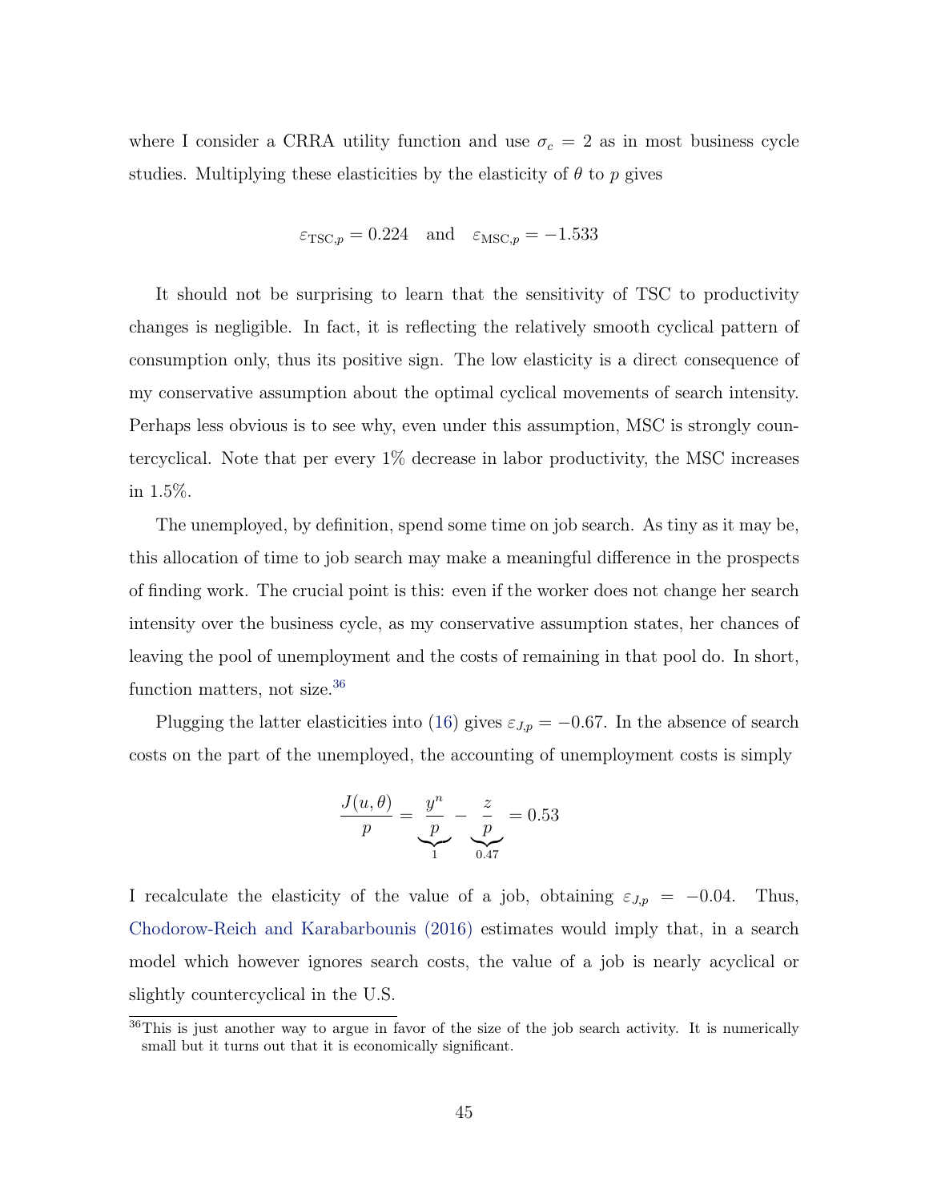where I consider a CRRA utility function and use $\sigma_c = 2$ as in most business cycle studies. Multiplying these elasticities by the elasticity of $\theta$ to $p$ gives

$$\varepsilon_{\text{TSC},p} = 0.224 \quad \text{and} \quad \varepsilon_{\text{MSC},p} = -1.533$$

It should not be surprising to learn that the sensitivity of TSC to productivity changes is negligible. In fact, it is reflecting the relatively smooth cyclical pattern of consumption only, thus its positive sign. The low elasticity is a direct consequence of my conservative assumption about the optimal cyclical movements of search intensity. Perhaps less obvious is to see why, even under this assumption, MSC is strongly countercyclical. Note that per every 1% decrease in labor productivity, the MSC increases in 1.5%.

The unemployed, by definition, spend some time on job search. As tiny as it may be, this allocation of time to job search may make a meaningful difference in the prospects of finding work. The crucial point is this: even if the worker does not change her search intensity over the business cycle, as my conservative assumption states, her chances of leaving the pool of unemployment and the costs of remaining in that pool do. In short, function matters, not size.[36]

Plugging the latter elasticities into (16) gives $\varepsilon_{J,p} = -0.67$. In the absence of search costs on the part of the unemployed, the accounting of unemployment costs is simply

$$\frac{J(u,\theta)}{p} = \underbrace{\frac{y^n}{p}}_{1} - \underbrace{\frac{z}{p}}_{0.47} = 0.53$$

I recalculate the elasticity of the value of a job, obtaining $\varepsilon_{J,p} = -0.04$. Thus, Chodorow-Reich and Karabarbounis (2016) estimates would imply that, in a search model which however ignores search costs, the value of a job is nearly acyclical or slightly countercyclical in the U.S.

[36] This is just another way to argue in favor of the size of the job search activity. It is numerically small but it turns out that it is economically significant.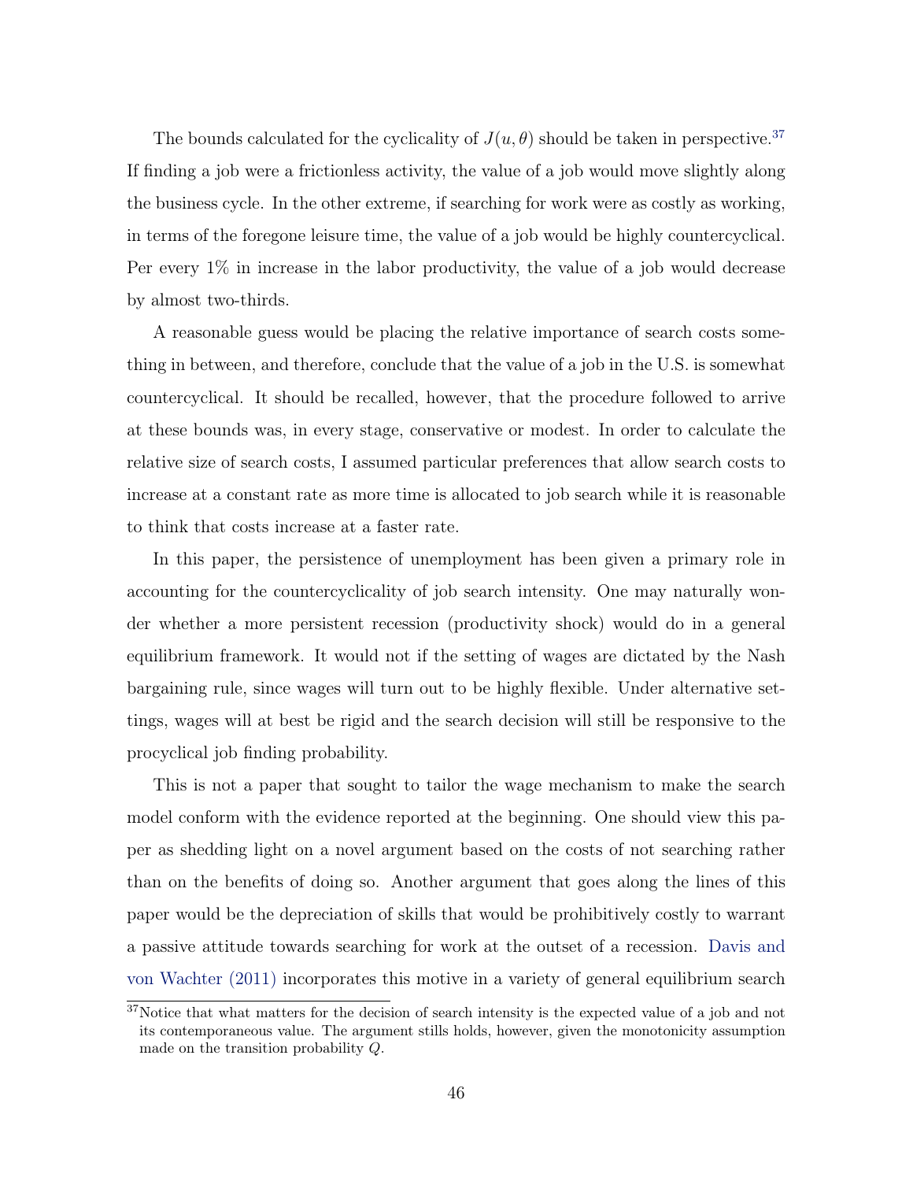The bounds calculated for the cyclicality of $J(u, \theta)$ should be taken in perspective.[37] If finding a job were a frictionless activity, the value of a job would move slightly along the business cycle. In the other extreme, if searching for work were as costly as working, in terms of the foregone leisure time, the value of a job would be highly countercyclical. Per every 1% in increase in the labor productivity, the value of a job would decrease by almost two-thirds.

A reasonable guess would be placing the relative importance of search costs something in between, and therefore, conclude that the value of a job in the U.S. is somewhat countercyclical. It should be recalled, however, that the procedure followed to arrive at these bounds was, in every stage, conservative or modest. In order to calculate the relative size of search costs, I assumed particular preferences that allow search costs to increase at a constant rate as more time is allocated to job search while it is reasonable to think that costs increase at a faster rate.

In this paper, the persistence of unemployment has been given a primary role in accounting for the countercyclicality of job search intensity. One may naturally wonder whether a more persistent recession (productivity shock) would do in a general equilibrium framework. It would not if the setting of wages are dictated by the Nash bargaining rule, since wages will turn out to be highly flexible. Under alternative settings, wages will at best be rigid and the search decision will still be responsive to the procyclical job finding probability.

This is not a paper that sought to tailor the wage mechanism to make the search model conform with the evidence reported at the beginning. One should view this paper as shedding light on a novel argument based on the costs of not searching rather than on the benefits of doing so. Another argument that goes along the lines of this paper would be the depreciation of skills that would be prohibitively costly to warrant a passive attitude towards searching for work at the outset of a recession. Davis and von Wachter (2011) incorporates this motive in a variety of general equilibrium search

[37] Notice that what matters for the decision of search intensity is the expected value of a job and not its contemporaneous value. The argument stills holds, however, given the monotonicity assumption made on the transition probability $Q$.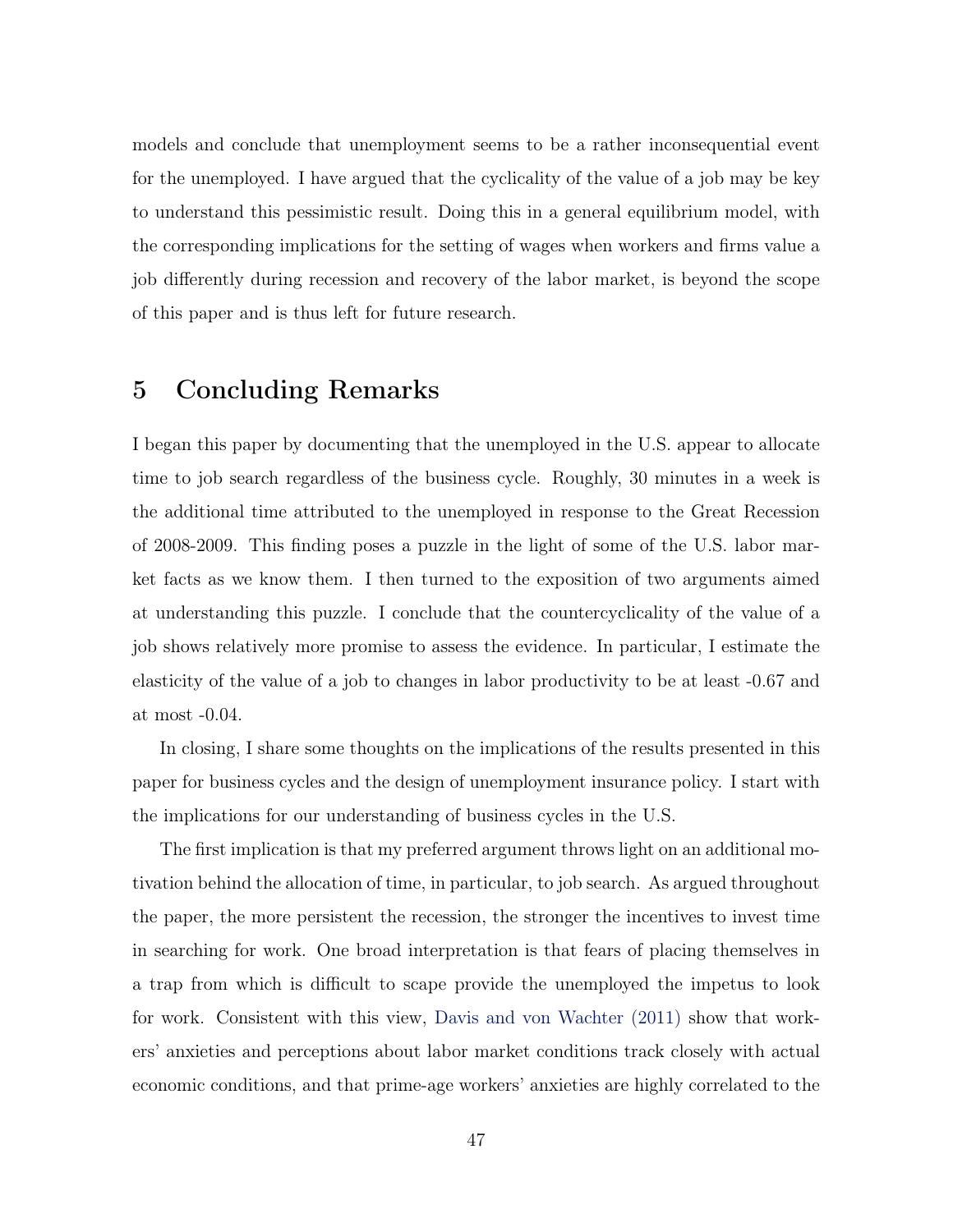models and conclude that unemployment seems to be a rather inconsequential event for the unemployed. I have argued that the cyclicality of the value of a job may be key to understand this pessimistic result. Doing this in a general equilibrium model, with the corresponding implications for the setting of wages when workers and firms value a job differently during recession and recovery of the labor market, is beyond the scope of this paper and is thus left for future research.

# 5 Concluding Remarks

I began this paper by documenting that the unemployed in the U.S. appear to allocate time to job search regardless of the business cycle. Roughly, 30 minutes in a week is the additional time attributed to the unemployed in response to the Great Recession of 2008-2009. This finding poses a puzzle in the light of some of the U.S. labor market facts as we know them. I then turned to the exposition of two arguments aimed at understanding this puzzle. I conclude that the countercyclicality of the value of a job shows relatively more promise to assess the evidence. In particular, I estimate the elasticity of the value of a job to changes in labor productivity to be at least -0.67 and at most -0.04.

In closing, I share some thoughts on the implications of the results presented in this paper for business cycles and the design of unemployment insurance policy. I start with the implications for our understanding of business cycles in the U.S.

The first implication is that my preferred argument throws light on an additional motivation behind the allocation of time, in particular, to job search. As argued throughout the paper, the more persistent the recession, the stronger the incentives to invest time in searching for work. One broad interpretation is that fears of placing themselves in a trap from which is difficult to scape provide the unemployed the impetus to look for work. Consistent with this view, Davis and von Wachter (2011) show that workers' anxieties and perceptions about labor market conditions track closely with actual economic conditions, and that prime-age workers' anxieties are highly correlated to the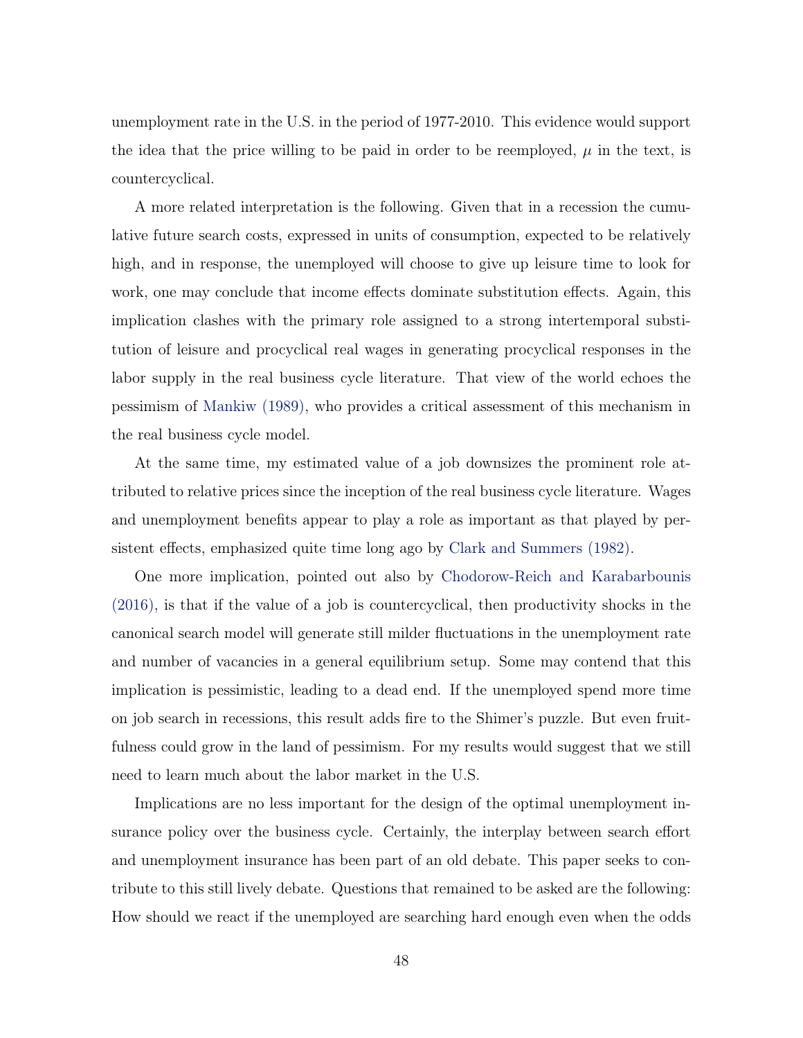unemployment rate in the U.S. in the period of 1977-2010. This evidence would support the idea that the price willing to be paid in order to be reemployed, $\mu$ in the text, is countercyclical.

A more related interpretation is the following. Given that in a recession the cumulative future search costs, expressed in units of consumption, expected to be relatively high, and in response, the unemployed will choose to give up leisure time to look for work, one may conclude that income effects dominate substitution effects. Again, this implication clashes with the primary role assigned to a strong intertemporal substitution of leisure and procyclical real wages in generating procyclical responses in the labor supply in the real business cycle literature. That view of the world echoes the pessimism of Mankiw (1989), who provides a critical assessment of this mechanism in the real business cycle model.

At the same time, my estimated value of a job downsizes the prominent role attributed to relative prices since the inception of the real business cycle literature. Wages and unemployment benefits appear to play a role as important as that played by persistent effects, emphasized quite time long ago by Clark and Summers (1982).

One more implication, pointed out also by Chodorow-Reich and Karabarbounis (2016), is that if the value of a job is countercyclical, then productivity shocks in the canonical search model will generate still milder fluctuations in the unemployment rate and number of vacancies in a general equilibrium setup. Some may contend that this implication is pessimistic, leading to a dead end. If the unemployed spend more time on job search in recessions, this result adds fire to the Shimer's puzzle. But even fruitfulness could grow in the land of pessimism. For my results would suggest that we still need to learn much about the labor market in the U.S.

Implications are no less important for the design of the optimal unemployment insurance policy over the business cycle. Certainly, the interplay between search effort and unemployment insurance has been part of an old debate. This paper seeks to contribute to this still lively debate. Questions that remained to be asked are the following: How should we react if the unemployed are searching hard enough even when the odds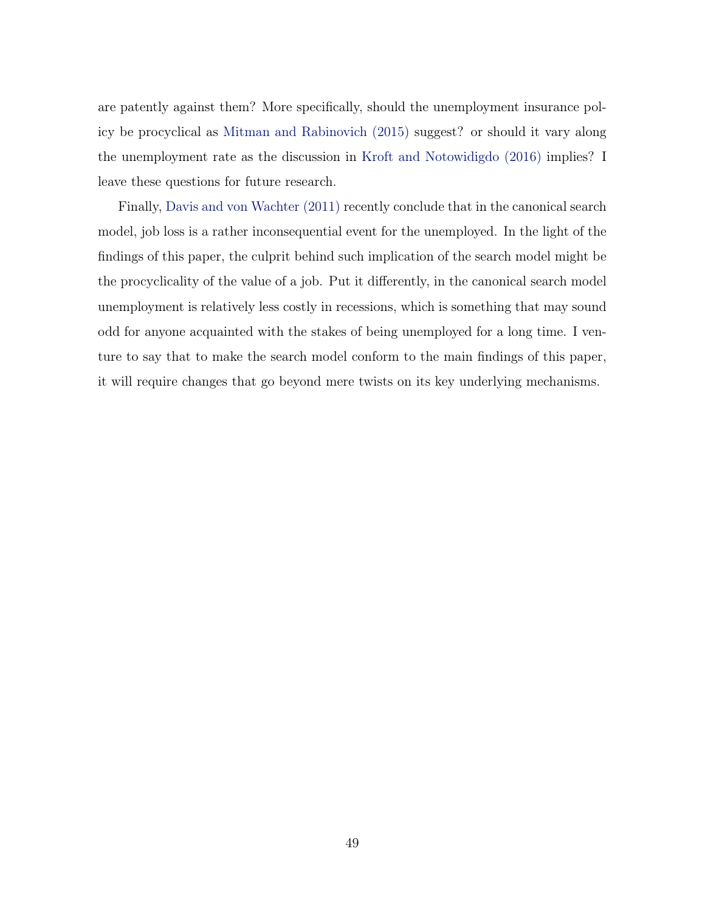are patently against them? More specifically, should the unemployment insurance policy be procyclical as Mitman and Rabinovich (2015) suggest? or should it vary along the unemployment rate as the discussion in Kroft and Notowidigdo (2016) implies? I leave these questions for future research.

Finally, Davis and von Wachter (2011) recently conclude that in the canonical search model, job loss is a rather inconsequential event for the unemployed. In the light of the findings of this paper, the culprit behind such implication of the search model might be the procyclicality of the value of a job. Put it differently, in the canonical search model unemployment is relatively less costly in recessions, which is something that may sound odd for anyone acquainted with the stakes of being unemployed for a long time. I venture to say that to make the search model conform to the main findings of this paper, it will require changes that go beyond mere twists on its key underlying mechanisms.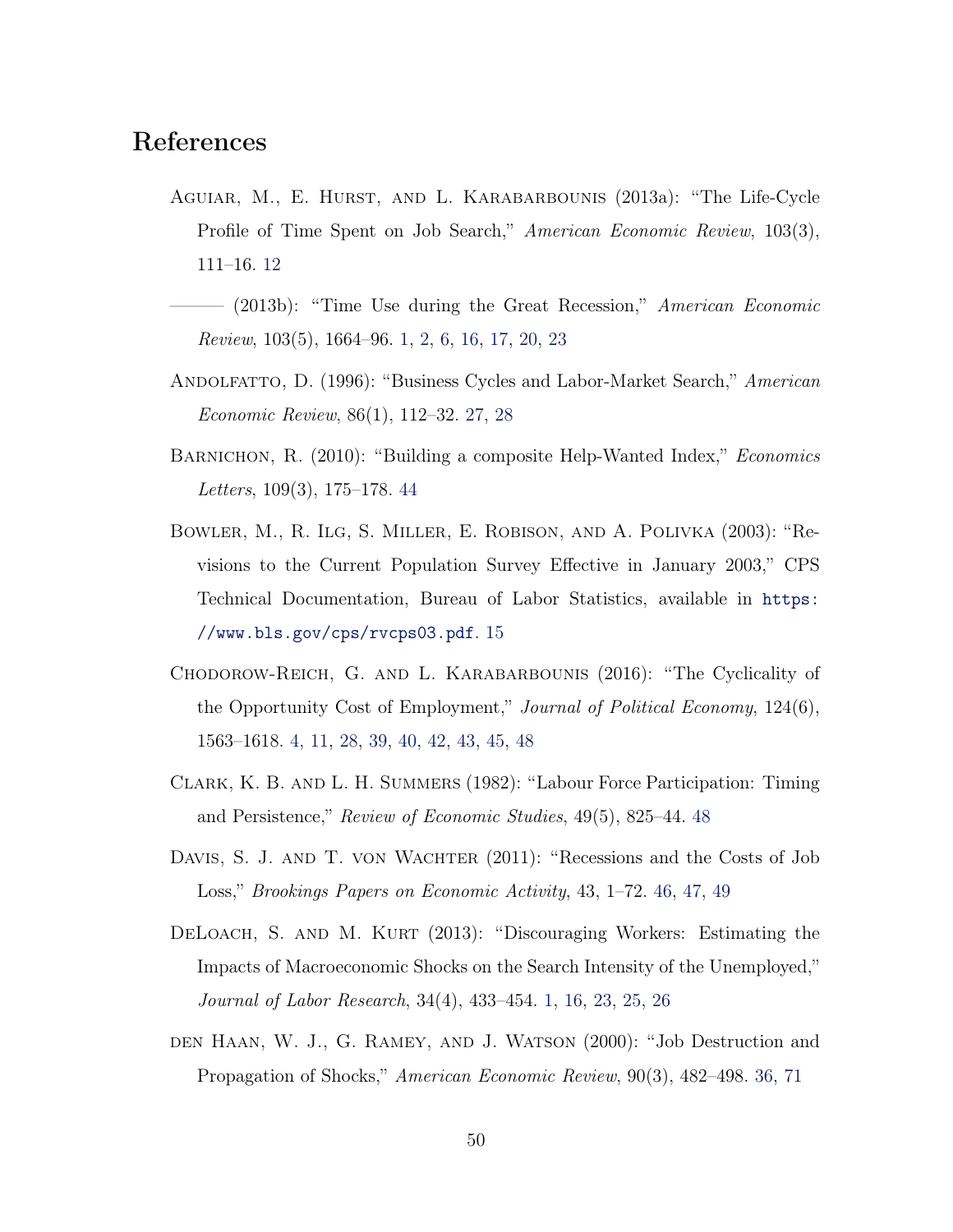# References

Aguiar, M., E. Hurst, and L. Karabarbounis (2013a): "The Life-Cycle Profile of Time Spent on Job Search," *American Economic Review*, 103(3), 111–16. 12

——— (2013b): "Time Use during the Great Recession," *American Economic Review*, 103(5), 1664–96. 1, 2, 6, 16, 17, 20, 23

Andolfatto, D. (1996): "Business Cycles and Labor-Market Search," *American Economic Review*, 86(1), 112–32. 27, 28

Barnichon, R. (2010): "Building a composite Help-Wanted Index," *Economics Letters*, 109(3), 175–178. 44

Bowler, M., R. Ilg, S. Miller, E. Robison, and A. Polivka (2003): "Revisions to the Current Population Survey Effective in January 2003," CPS Technical Documentation, Bureau of Labor Statistics, available in https://www.bls.gov/cps/rvcps03.pdf. 15

Chodorow-Reich, G. and L. Karabarbounis (2016): "The Cyclicality of the Opportunity Cost of Employment," *Journal of Political Economy*, 124(6), 1563–1618. 4, 11, 28, 39, 40, 42, 43, 45, 48

Clark, K. B. and L. H. Summers (1982): "Labour Force Participation: Timing and Persistence," *Review of Economic Studies*, 49(5), 825–44. 48

Davis, S. J. and T. von Wachter (2011): "Recessions and the Costs of Job Loss," *Brookings Papers on Economic Activity*, 43, 1–72. 46, 47, 49

DeLoach, S. and M. Kurt (2013): "Discouraging Workers: Estimating the Impacts of Macroeconomic Shocks on the Search Intensity of the Unemployed," *Journal of Labor Research*, 34(4), 433–454. 1, 16, 23, 25, 26

den Haan, W. J., G. Ramey, and J. Watson (2000): "Job Destruction and Propagation of Shocks," *American Economic Review*, 90(3), 482–498. 36, 71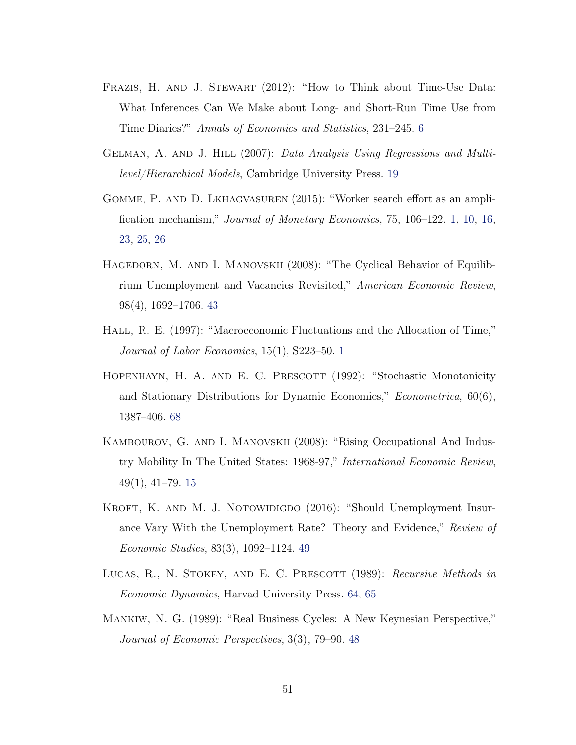Frazis, H. and J. Stewart (2012): "How to Think about Time-Use Data: What Inferences Can We Make about Long- and Short-Run Time Use from Time Diaries?" *Annals of Economics and Statistics*, 231–245. 6

Gelman, A. and J. Hill (2007): *Data Analysis Using Regressions and Multilevel/Hierarchical Models*, Cambridge University Press. 19

Gomme, P. and D. Lkhagvasuren (2015): "Worker search effort as an amplification mechanism," *Journal of Monetary Economics*, 75, 106–122. 1, 10, 16, 23, 25, 26

Hagedorn, M. and I. Manovskii (2008): "The Cyclical Behavior of Equilibrium Unemployment and Vacancies Revisited," *American Economic Review*, 98(4), 1692–1706. 43

Hall, R. E. (1997): "Macroeconomic Fluctuations and the Allocation of Time," *Journal of Labor Economics*, 15(1), S223–50. 1

Hopenhayn, H. A. and E. C. Prescott (1992): "Stochastic Monotonicity and Stationary Distributions for Dynamic Economies," *Econometrica*, 60(6), 1387–406. 68

Kambourov, G. and I. Manovskii (2008): "Rising Occupational And Industry Mobility In The United States: 1968-97," *International Economic Review*, 49(1), 41–79. 15

Kroft, K. and M. J. Notowidigdo (2016): "Should Unemployment Insurance Vary With the Unemployment Rate? Theory and Evidence," *Review of Economic Studies*, 83(3), 1092–1124. 49

Lucas, R., N. Stokey, and E. C. Prescott (1989): *Recursive Methods in Economic Dynamics*, Harvad University Press. 64, 65

Mankiw, N. G. (1989): "Real Business Cycles: A New Keynesian Perspective," *Journal of Economic Perspectives*, 3(3), 79–90. 48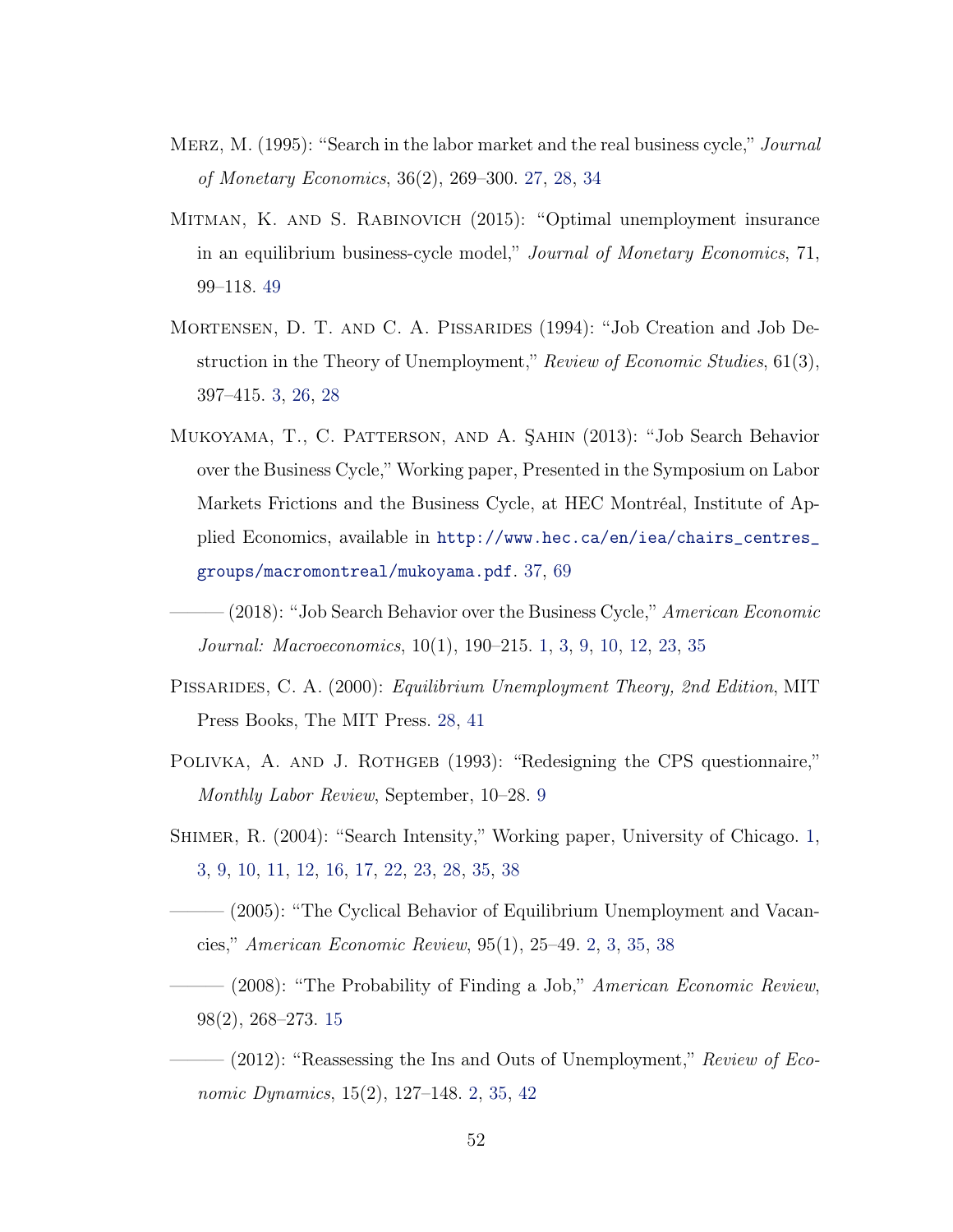Merz, M. (1995): "Search in the labor market and the real business cycle," *Journal of Monetary Economics*, 36(2), 269–300. 27, 28, 34

Mitman, K. and S. Rabinovich (2015): "Optimal unemployment insurance in an equilibrium business-cycle model," *Journal of Monetary Economics*, 71, 99–118. 49

Mortensen, D. T. and C. A. Pissarides (1994): "Job Creation and Job Destruction in the Theory of Unemployment," *Review of Economic Studies*, 61(3), 397–415. 3, 26, 28

Mukoyama, T., C. Patterson, and A. Şahin (2013): "Job Search Behavior over the Business Cycle," Working paper, Presented in the Symposium on Labor Markets Frictions and the Business Cycle, at HEC Montréal, Institute of Applied Economics, available in `http://www.hec.ca/en/iea/chairs_centres_groups/macromontreal/mukoyama.pdf`. 37, 69

——— (2018): "Job Search Behavior over the Business Cycle," *American Economic Journal: Macroeconomics*, 10(1), 190–215. 1, 3, 9, 10, 12, 23, 35

Pissarides, C. A. (2000): *Equilibrium Unemployment Theory, 2nd Edition*, MIT Press Books, The MIT Press. 28, 41

Polivka, A. and J. Rothgeb (1993): "Redesigning the CPS questionnaire," *Monthly Labor Review*, September, 10–28. 9

Shimer, R. (2004): "Search Intensity," Working paper, University of Chicago. 1, 3, 9, 10, 11, 12, 16, 17, 22, 23, 28, 35, 38

——— (2005): "The Cyclical Behavior of Equilibrium Unemployment and Vacancies," *American Economic Review*, 95(1), 25–49. 2, 3, 35, 38

——— (2008): "The Probability of Finding a Job," *American Economic Review*, 98(2), 268–273. 15

——— (2012): "Reassessing the Ins and Outs of Unemployment," *Review of Economic Dynamics*, 15(2), 127–148. 2, 35, 42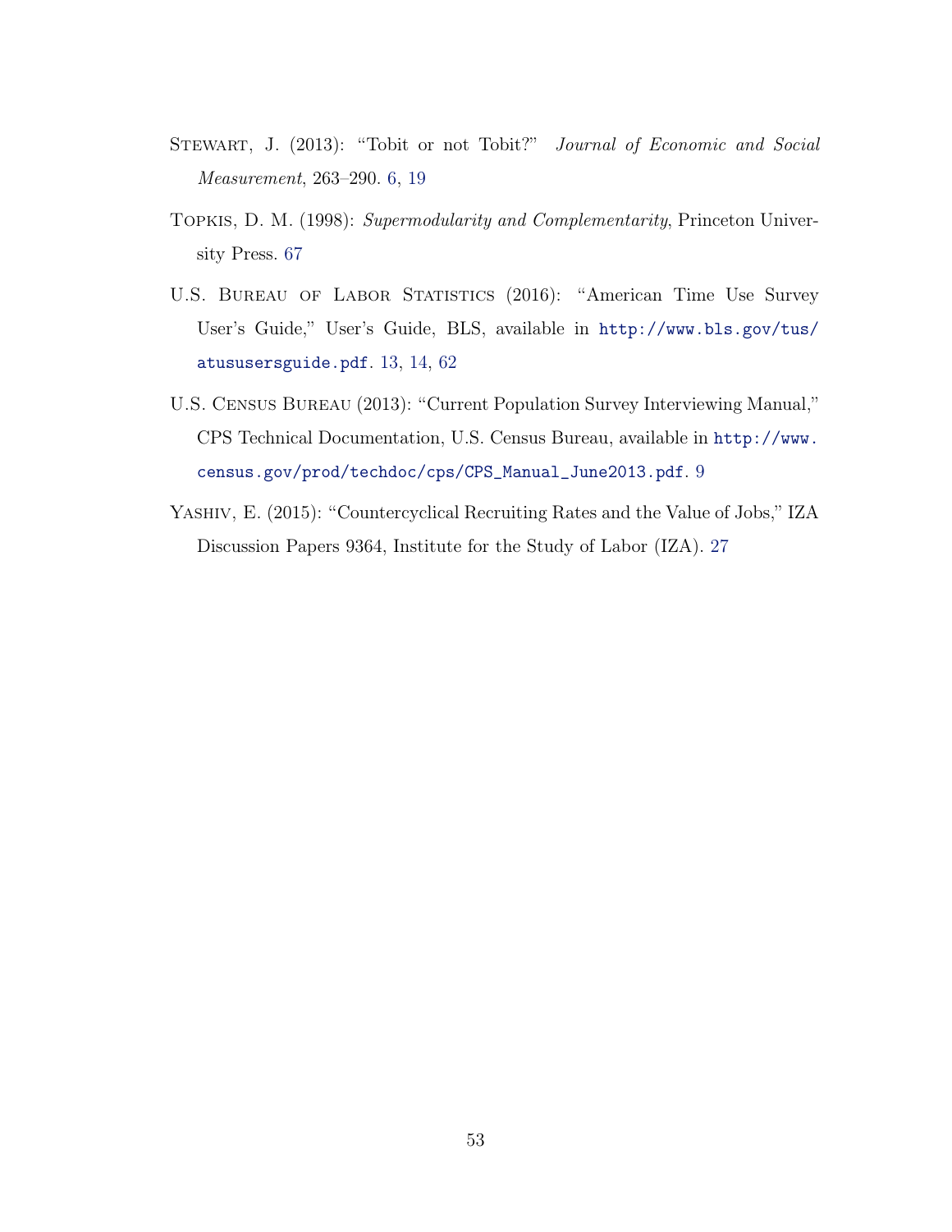Stewart, J. (2013): "Tobit or not Tobit?" *Journal of Economic and Social Measurement*, 263–290. 6, 19

Topkis, D. M. (1998): *Supermodularity and Complementarity*, Princeton University Press. 67

U.S. Bureau of Labor Statistics (2016): "American Time Use Survey User's Guide," User's Guide, BLS, available in http://www.bls.gov/tus/atususersguide.pdf. 13, 14, 62

U.S. Census Bureau (2013): "Current Population Survey Interviewing Manual," CPS Technical Documentation, U.S. Census Bureau, available in http://www.census.gov/prod/techdoc/cps/CPS_Manual_June2013.pdf. 9

Yashiv, E. (2015): "Countercyclical Recruiting Rates and the Value of Jobs," IZA Discussion Papers 9364, Institute for the Study of Labor (IZA). 27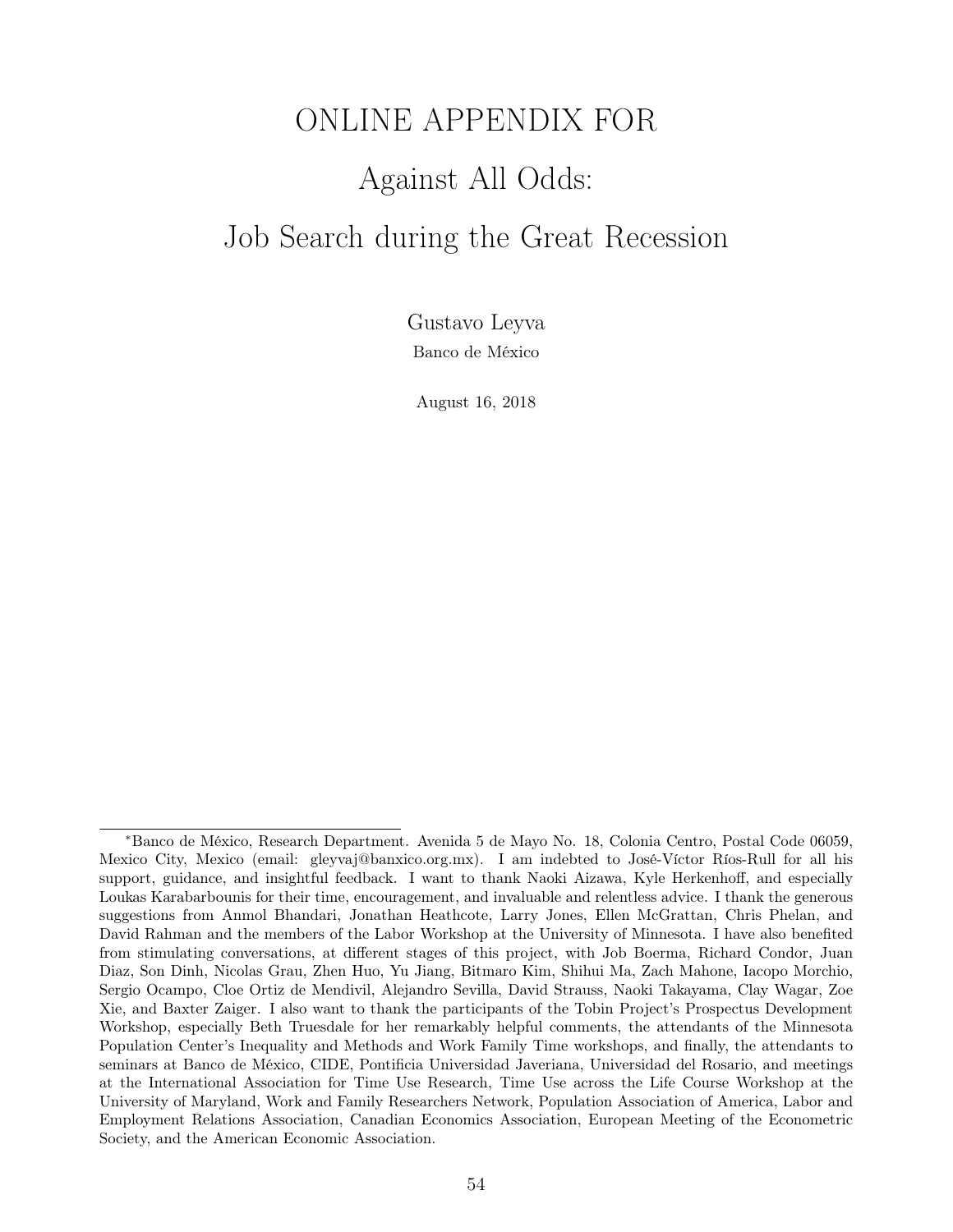# ONLINE APPENDIX FOR

# Against All Odds:

# Job Search during the Great Recession

Gustavo Leyva

Banco de México

August 16, 2018

---

*Banco de México, Research Department. Avenida 5 de Mayo No. 18, Colonia Centro, Postal Code 06059, Mexico City, Mexico (email: gleyvaj@banxico.org.mx). I am indebted to José-Víctor Ríos-Rull for all his support, guidance, and insightful feedback. I want to thank Naoki Aizawa, Kyle Herkenhoff, and especially Loukas Karabarbounis for their time, encouragement, and invaluable and relentless advice. I thank the generous suggestions from Anmol Bhandari, Jonathan Heathcote, Larry Jones, Ellen McGrattan, Chris Phelan, and David Rahman and the members of the Labor Workshop at the University of Minnesota. I have also benefited from stimulating conversations, at different stages of this project, with Job Boerma, Richard Condor, Juan Diaz, Son Dinh, Nicolas Grau, Zhen Huo, Yu Jiang, Bitmaro Kim, Shihui Ma, Zach Mahone, Iacopo Morchio, Sergio Ocampo, Cloe Ortiz de Mendivil, Alejandro Sevilla, David Strauss, Naoki Takayama, Clay Wagar, Zoe Xie, and Baxter Zaiger. I also want to thank the participants of the Tobin Project's Prospectus Development Workshop, especially Beth Truesdale for her remarkably helpful comments, the attendants of the Minnesota Population Center's Inequality and Methods and Work Family Time workshops, and finally, the attendants to seminars at Banco de México, CIDE, Pontificia Universidad Javeriana, Universidad del Rosario, and meetings at the International Association for Time Use Research, Time Use across the Life Course Workshop at the University of Maryland, Work and Family Researchers Network, Population Association of America, Labor and Employment Relations Association, Canadian Economics Association, European Meeting of the Econometric Society, and the American Economic Association.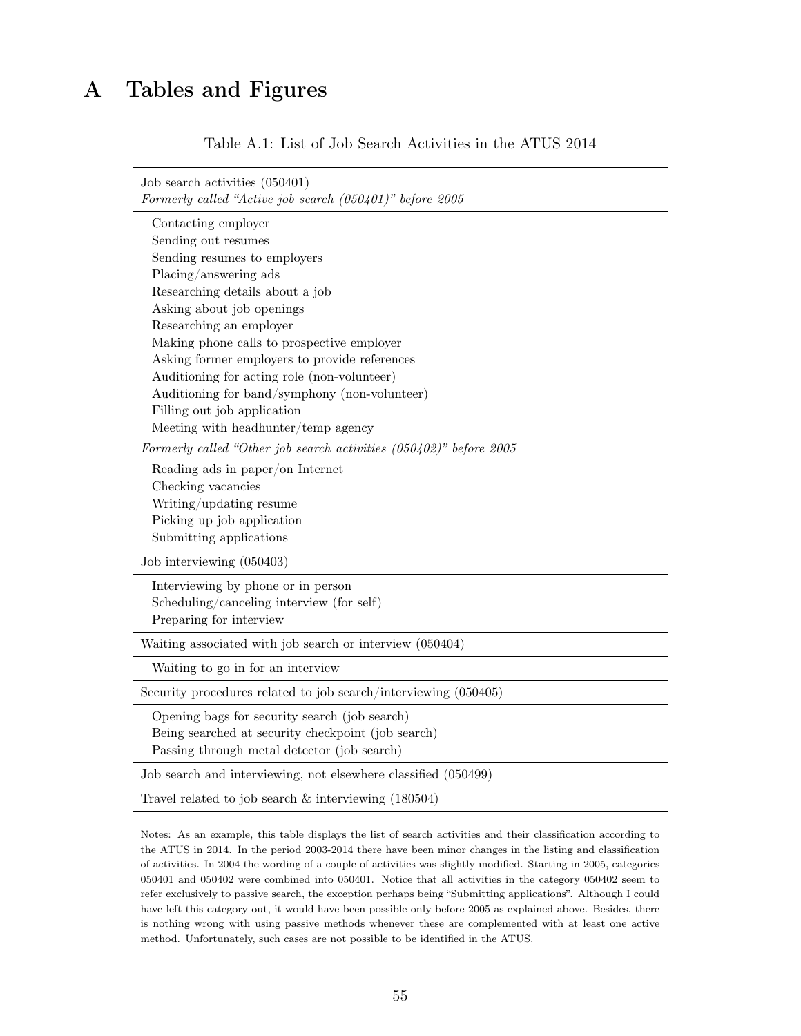# A Tables and Figures

Table A.1: List of Job Search Activities in the ATUS 2014

| Job search activities (050401) *Formerly called "Active job search (050401)" before 2005* |
|---|
| Contacting employer |
| Sending out resumes |
| Sending resumes to employers |
| Placing/answering ads |
| Researching details about a job |
| Asking about job openings |
| Researching an employer |
| Making phone calls to prospective employer |
| Asking former employers to provide references |
| Auditioning for acting role (non-volunteer) |
| Auditioning for band/symphony (non-volunteer) |
| Filling out job application |
| Meeting with headhunter/temp agency |
| *Formerly called "Other job search activities (050402)" before 2005* |
| Reading ads in paper/on Internet |
| Checking vacancies |
| Writing/updating resume |
| Picking up job application |
| Submitting applications |
| Job interviewing (050403) |
| Interviewing by phone or in person |
| Scheduling/canceling interview (for self) |
| Preparing for interview |
| Waiting associated with job search or interview (050404) |
| Waiting to go in for an interview |
| Security procedures related to job search/interviewing (050405) |
| Opening bags for security search (job search) |
| Being searched at security checkpoint (job search) |
| Passing through metal detector (job search) |
| Job search and interviewing, not elsewhere classified (050499) |
| Travel related to job search & interviewing (180504) |

Notes: As an example, this table displays the list of search activities and their classification according to the ATUS in 2014. In the period 2003-2014 there have been minor changes in the listing and classification of activities. In 2004 the wording of a couple of activities was slightly modified. Starting in 2005, categories 050401 and 050402 were combined into 050401. Notice that all activities in the category 050402 seem to refer exclusively to passive search, the exception perhaps being "Submitting applications". Although I could have left this category out, it would have been possible only before 2005 as explained above. Besides, there is nothing wrong with using passive methods whenever these are complemented with at least one active method. Unfortunately, such cases are not possible to be identified in the ATUS.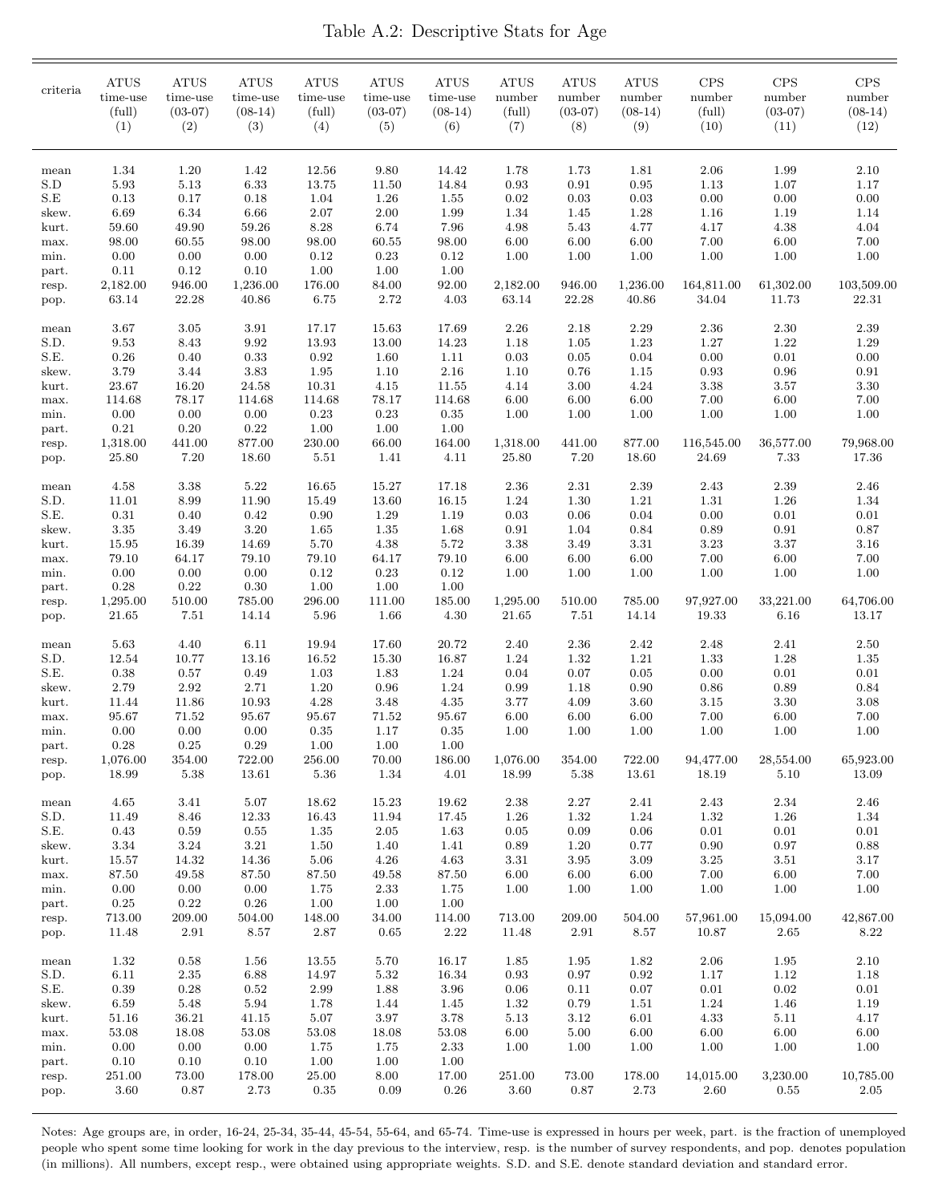# Table A.2: Descriptive Stats for Age

| criteria | ATUS time-use (full) (1) | ATUS time-use (03-07) (2) | ATUS time-use (08-14) (3) | ATUS time-use (full) (4) | ATUS time-use (03-07) (5) | ATUS time-use (08-14) (6) | ATUS number (full) (7) | ATUS number (03-07) (8) | ATUS number (08-14) (9) | CPS number (full) (10) | CPS number (03-07) (11) | CPS number (08-14) (12) |
|---|---|---|---|---|---|---|---|---|---|---|---|---|
| mean | 1.34 | 1.20 | 1.42 | 12.56 | 9.80 | 14.42 | 1.78 | 1.73 | 1.81 | 2.06 | 1.99 | 2.10 |
| S.D | 5.93 | 5.13 | 6.33 | 13.75 | 11.50 | 14.84 | 0.93 | 0.91 | 0.95 | 1.13 | 1.07 | 1.17 |
| S.E | 0.13 | 0.17 | 0.18 | 1.04 | 1.26 | 1.55 | 0.02 | 0.03 | 0.03 | 0.00 | 0.00 | 0.00 |
| skew. | 6.69 | 6.34 | 6.66 | 2.07 | 2.00 | 1.99 | 1.34 | 1.45 | 1.28 | 1.16 | 1.19 | 1.14 |
| kurt. | 59.60 | 49.90 | 59.26 | 8.28 | 6.74 | 7.96 | 4.98 | 5.43 | 4.77 | 4.17 | 4.38 | 4.04 |
| max. | 98.00 | 60.55 | 98.00 | 98.00 | 60.55 | 98.00 | 6.00 | 6.00 | 6.00 | 7.00 | 6.00 | 7.00 |
| min. | 0.00 | 0.00 | 0.00 | 0.12 | 0.23 | 0.12 | 1.00 | 1.00 | 1.00 | 1.00 | 1.00 | 1.00 |
| part. | 0.11 | 0.12 | 0.10 | 1.00 | 1.00 | 1.00 | | | | | | |
| resp. | 2,182.00 | 946.00 | 1,236.00 | 176.00 | 84.00 | 92.00 | 2,182.00 | 946.00 | 1,236.00 | 164,811.00 | 61,302.00 | 103,509.00 |
| pop. | 63.14 | 22.28 | 40.86 | 6.75 | 2.72 | 4.03 | 63.14 | 22.28 | 40.86 | 34.04 | 11.73 | 22.31 |
| mean | 3.67 | 3.05 | 3.91 | 17.17 | 15.63 | 17.69 | 2.26 | 2.18 | 2.29 | 2.36 | 2.30 | 2.39 |
| S.D. | 9.53 | 8.43 | 9.92 | 13.93 | 13.00 | 14.23 | 1.18 | 1.05 | 1.23 | 1.27 | 1.22 | 1.29 |
| S.E. | 0.26 | 0.40 | 0.33 | 0.92 | 1.60 | 1.11 | 0.03 | 0.05 | 0.04 | 0.00 | 0.01 | 0.00 |
| skew. | 3.79 | 3.44 | 3.83 | 1.95 | 1.10 | 2.16 | 1.10 | 0.76 | 1.15 | 0.93 | 0.96 | 0.91 |
| kurt. | 23.67 | 16.20 | 24.58 | 10.31 | 4.15 | 11.55 | 4.14 | 3.00 | 4.24 | 3.38 | 3.57 | 3.30 |
| max. | 114.68 | 78.17 | 114.68 | 114.68 | 78.17 | 114.68 | 6.00 | 6.00 | 6.00 | 7.00 | 6.00 | 7.00 |
| min. | 0.00 | 0.00 | 0.00 | 0.23 | 0.23 | 0.35 | 1.00 | 1.00 | 1.00 | 1.00 | 1.00 | 1.00 |
| part. | 0.21 | 0.20 | 0.22 | 1.00 | 1.00 | 1.00 | | | | | | |
| resp. | 1,318.00 | 441.00 | 877.00 | 230.00 | 66.00 | 164.00 | 1,318.00 | 441.00 | 877.00 | 116,545.00 | 36,577.00 | 79,968.00 |
| pop. | 25.80 | 7.20 | 18.60 | 5.51 | 1.41 | 4.11 | 25.80 | 7.20 | 18.60 | 24.69 | 7.33 | 17.36 |
| mean | 4.58 | 3.38 | 5.22 | 16.65 | 15.27 | 17.18 | 2.36 | 2.31 | 2.39 | 2.43 | 2.39 | 2.46 |
| S.D. | 11.01 | 8.99 | 11.90 | 15.49 | 13.60 | 16.15 | 1.24 | 1.30 | 1.21 | 1.31 | 1.26 | 1.34 |
| S.E. | 0.31 | 0.40 | 0.42 | 0.90 | 1.29 | 1.19 | 0.03 | 0.06 | 0.04 | 0.00 | 0.01 | 0.01 |
| skew. | 3.35 | 3.49 | 3.20 | 1.65 | 1.35 | 1.68 | 0.91 | 1.04 | 0.84 | 0.89 | 0.91 | 0.87 |
| kurt. | 15.95 | 16.39 | 14.69 | 5.70 | 4.38 | 5.72 | 3.38 | 3.49 | 3.31 | 3.23 | 3.37 | 3.16 |
| max. | 79.10 | 64.17 | 79.10 | 79.10 | 64.17 | 79.10 | 6.00 | 6.00 | 6.00 | 7.00 | 6.00 | 7.00 |
| min. | 0.00 | 0.00 | 0.00 | 0.12 | 0.23 | 0.12 | 1.00 | 1.00 | 1.00 | 1.00 | 1.00 | 1.00 |
| part. | 0.28 | 0.22 | 0.30 | 1.00 | 1.00 | 1.00 | | | | | | |
| resp. | 1,295.00 | 510.00 | 785.00 | 296.00 | 111.00 | 185.00 | 1,295.00 | 510.00 | 785.00 | 97,927.00 | 33,221.00 | 64,706.00 |
| pop. | 21.65 | 7.51 | 14.14 | 5.96 | 1.66 | 4.30 | 21.65 | 7.51 | 14.14 | 19.33 | 6.16 | 13.17 |
| mean | 5.63 | 4.40 | 6.11 | 19.94 | 17.60 | 20.72 | 2.40 | 2.36 | 2.42 | 2.48 | 2.41 | 2.50 |
| S.D. | 12.54 | 10.77 | 13.16 | 16.52 | 15.30 | 16.87 | 1.24 | 1.32 | 1.21 | 1.33 | 1.28 | 1.35 |
| S.E. | 0.38 | 0.57 | 0.49 | 1.03 | 1.83 | 1.24 | 0.04 | 0.07 | 0.05 | 0.00 | 0.01 | 0.01 |
| skew. | 2.79 | 2.92 | 2.71 | 1.20 | 0.96 | 1.24 | 0.99 | 1.18 | 0.90 | 0.86 | 0.89 | 0.84 |
| kurt. | 11.44 | 11.86 | 10.93 | 4.28 | 3.48 | 4.35 | 3.77 | 4.09 | 3.60 | 3.15 | 3.30 | 3.08 |
| max. | 95.67 | 71.52 | 95.67 | 95.67 | 71.52 | 95.67 | 6.00 | 6.00 | 6.00 | 7.00 | 6.00 | 7.00 |
| min. | 0.00 | 0.00 | 0.00 | 0.35 | 1.17 | 0.35 | 1.00 | 1.00 | 1.00 | 1.00 | 1.00 | 1.00 |
| part. | 0.28 | 0.25 | 0.29 | 1.00 | 1.00 | 1.00 | | | | | | |
| resp. | 1,076.00 | 354.00 | 722.00 | 256.00 | 70.00 | 186.00 | 1,076.00 | 354.00 | 722.00 | 94,477.00 | 28,554.00 | 65,923.00 |
| pop. | 18.99 | 5.38 | 13.61 | 5.36 | 1.34 | 4.01 | 18.99 | 5.38 | 13.61 | 18.19 | 5.10 | 13.09 |
| mean | 4.65 | 3.41 | 5.07 | 18.62 | 15.23 | 19.62 | 2.38 | 2.27 | 2.41 | 2.43 | 2.34 | 2.46 |
| S.D. | 11.49 | 8.46 | 12.33 | 16.43 | 11.94 | 17.45 | 1.26 | 1.32 | 1.24 | 1.32 | 1.26 | 1.34 |
| S.E. | 0.43 | 0.59 | 0.55 | 1.35 | 2.05 | 1.63 | 0.05 | 0.09 | 0.06 | 0.01 | 0.01 | 0.01 |
| skew. | 3.34 | 3.24 | 3.21 | 1.50 | 1.40 | 1.41 | 0.89 | 1.20 | 0.77 | 0.90 | 0.97 | 0.88 |
| kurt. | 15.57 | 14.32 | 14.36 | 5.06 | 4.26 | 4.63 | 3.31 | 3.95 | 3.09 | 3.25 | 3.51 | 3.17 |
| max. | 87.50 | 49.58 | 87.50 | 87.50 | 49.58 | 87.50 | 6.00 | 6.00 | 6.00 | 7.00 | 6.00 | 7.00 |
| min. | 0.00 | 0.00 | 0.00 | 1.75 | 2.33 | 1.75 | 1.00 | 1.00 | 1.00 | 1.00 | 1.00 | 1.00 |
| part. | 0.25 | 0.22 | 0.26 | 1.00 | 1.00 | 1.00 | | | | | | |
| resp. | 713.00 | 209.00 | 504.00 | 148.00 | 34.00 | 114.00 | 713.00 | 209.00 | 504.00 | 57,961.00 | 15,094.00 | 42,867.00 |
| pop. | 11.48 | 2.91 | 8.57 | 2.87 | 0.65 | 2.22 | 11.48 | 2.91 | 8.57 | 10.87 | 2.65 | 8.22 |
| mean | 1.32 | 0.58 | 1.56 | 13.55 | 5.70 | 16.17 | 1.85 | 1.95 | 1.82 | 2.06 | 1.95 | 2.10 |
| S.D. | 6.11 | 2.35 | 6.88 | 14.97 | 5.32 | 16.34 | 0.93 | 0.97 | 0.92 | 1.17 | 1.12 | 1.18 |
| S.E. | 0.39 | 0.28 | 0.52 | 2.99 | 1.88 | 3.96 | 0.06 | 0.11 | 0.07 | 0.01 | 0.02 | 0.01 |
| skew. | 6.59 | 5.48 | 5.94 | 1.78 | 1.44 | 1.45 | 1.32 | 0.79 | 1.51 | 1.24 | 1.46 | 1.19 |
| kurt. | 51.16 | 36.21 | 41.15 | 5.07 | 3.97 | 3.78 | 5.13 | 3.12 | 6.01 | 4.33 | 5.11 | 4.17 |
| max. | 53.08 | 18.08 | 53.08 | 53.08 | 18.08 | 53.08 | 6.00 | 5.00 | 6.00 | 6.00 | 6.00 | 6.00 |
| min. | 0.00 | 0.00 | 0.00 | 1.75 | 1.75 | 2.33 | 1.00 | 1.00 | 1.00 | 1.00 | 1.00 | 1.00 |
| part. | 0.10 | 0.10 | 0.10 | 1.00 | 1.00 | 1.00 | | | | | | |
| resp. | 251.00 | 73.00 | 178.00 | 25.00 | 8.00 | 17.00 | 251.00 | 73.00 | 178.00 | 14,015.00 | 3,230.00 | 10,785.00 |
| pop. | 3.60 | 0.87 | 2.73 | 0.35 | 0.09 | 0.26 | 3.60 | 0.87 | 2.73 | 2.60 | 0.55 | 2.05 |

Notes: Age groups are, in order, 16-24, 25-34, 35-44, 45-54, 55-64, and 65-74. Time-use is expressed in hours per week, part. is the fraction of unemployed people who spent some time looking for work in the day previous to the interview, resp. is the number of survey respondents, and pop. denotes population (in millions). All numbers, except resp., were obtained using appropriate weights. S.D. and S.E. denote standard deviation and standard error.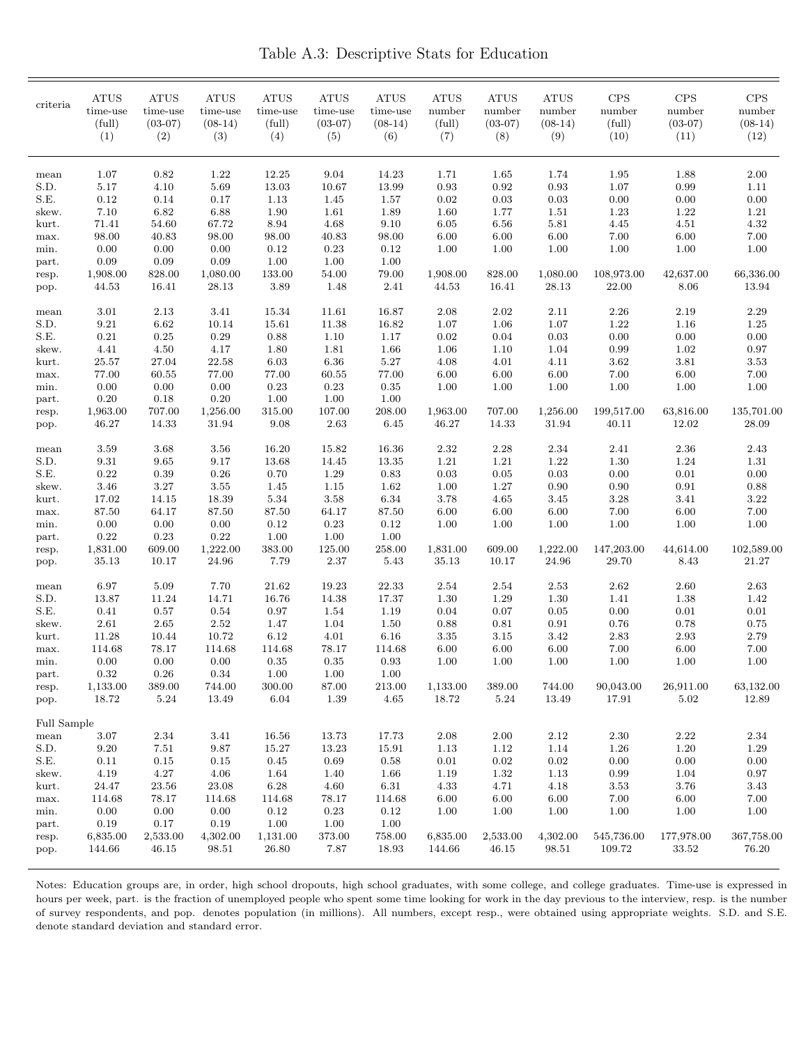# Table A.3: Descriptive Stats for Education

| criteria | ATUS time-use (full) (1) | ATUS time-use (03-07) (2) | ATUS time-use (08-14) (3) | ATUS time-use (full) (4) | ATUS time-use (03-07) (5) | ATUS time-use (08-14) (6) | ATUS number (full) (7) | ATUS number (03-07) (8) | ATUS number (08-14) (9) | CPS number (full) (10) | CPS number (03-07) (11) | CPS number (08-14) (12) |
|---|---|---|---|---|---|---|---|---|---|---|---|---|
| mean | 1.07 | 0.82 | 1.22 | 12.25 | 9.04 | 14.23 | 1.71 | 1.65 | 1.74 | 1.95 | 1.88 | 2.00 |
| S.D. | 5.17 | 4.10 | 5.69 | 13.03 | 10.67 | 13.99 | 0.93 | 0.92 | 0.93 | 1.07 | 0.99 | 1.11 |
| S.E. | 0.12 | 0.14 | 0.17 | 1.13 | 1.45 | 1.57 | 0.02 | 0.03 | 0.03 | 0.00 | 0.00 | 0.00 |
| skew. | 7.10 | 6.82 | 6.88 | 1.90 | 1.61 | 1.89 | 1.60 | 1.77 | 1.51 | 1.23 | 1.22 | 1.21 |
| kurt. | 71.41 | 54.60 | 67.72 | 8.94 | 4.68 | 9.10 | 6.05 | 6.56 | 5.81 | 4.45 | 4.51 | 4.32 |
| max. | 98.00 | 40.83 | 98.00 | 98.00 | 40.83 | 98.00 | 6.00 | 6.00 | 6.00 | 7.00 | 6.00 | 7.00 |
| min. | 0.00 | 0.00 | 0.00 | 0.12 | 0.23 | 0.12 | 1.00 | 1.00 | 1.00 | 1.00 | 1.00 | 1.00 |
| part. | 0.09 | 0.09 | 0.09 | 1.00 | 1.00 | 1.00 | | | | | | |
| resp. | 1,908.00 | 828.00 | 1,080.00 | 133.00 | 54.00 | 79.00 | 1,908.00 | 828.00 | 1,080.00 | 108,973.00 | 42,637.00 | 66,336.00 |
| pop. | 44.53 | 16.41 | 28.13 | 3.89 | 1.48 | 2.41 | 44.53 | 16.41 | 28.13 | 22.00 | 8.06 | 13.94 |
| | | | | | | | | | | | | |
| mean | 3.01 | 2.13 | 3.41 | 15.34 | 11.61 | 16.87 | 2.08 | 2.02 | 2.11 | 2.26 | 2.19 | 2.29 |
| S.D. | 9.21 | 6.62 | 10.14 | 15.61 | 11.38 | 16.82 | 1.07 | 1.06 | 1.07 | 1.22 | 1.16 | 1.25 |
| S.E. | 0.21 | 0.25 | 0.29 | 0.88 | 1.10 | 1.17 | 0.02 | 0.04 | 0.03 | 0.00 | 0.00 | 0.00 |
| skew. | 4.41 | 4.50 | 4.17 | 1.80 | 1.81 | 1.66 | 1.06 | 1.10 | 1.04 | 0.99 | 1.02 | 0.97 |
| kurt. | 25.57 | 27.04 | 22.58 | 6.03 | 6.36 | 5.27 | 4.08 | 4.01 | 4.11 | 3.62 | 3.81 | 3.53 |
| max. | 77.00 | 60.55 | 77.00 | 77.00 | 60.55 | 77.00 | 6.00 | 6.00 | 6.00 | 7.00 | 6.00 | 7.00 |
| min. | 0.00 | 0.00 | 0.00 | 0.23 | 0.23 | 0.35 | 1.00 | 1.00 | 1.00 | 1.00 | 1.00 | 1.00 |
| part. | 0.20 | 0.18 | 0.20 | 1.00 | 1.00 | 1.00 | | | | | | |
| resp. | 1,963.00 | 707.00 | 1,256.00 | 315.00 | 107.00 | 208.00 | 1,963.00 | 707.00 | 1,256.00 | 199,517.00 | 63,816.00 | 135,701.00 |
| pop. | 46.27 | 14.33 | 31.94 | 9.08 | 2.63 | 6.45 | 46.27 | 14.33 | 31.94 | 40.11 | 12.02 | 28.09 |
| | | | | | | | | | | | | |
| mean | 3.59 | 3.68 | 3.56 | 16.20 | 15.82 | 16.36 | 2.32 | 2.28 | 2.34 | 2.41 | 2.36 | 2.43 |
| S.D. | 9.31 | 9.65 | 9.17 | 13.68 | 14.45 | 13.35 | 1.21 | 1.21 | 1.22 | 1.30 | 1.24 | 1.31 |
| S.E. | 0.22 | 0.39 | 0.26 | 0.70 | 1.29 | 0.83 | 0.03 | 0.05 | 0.03 | 0.00 | 0.01 | 0.00 |
| skew. | 3.46 | 3.27 | 3.55 | 1.45 | 1.15 | 1.62 | 1.00 | 1.27 | 0.90 | 0.90 | 0.91 | 0.88 |
| kurt. | 17.02 | 14.15 | 18.39 | 5.34 | 3.58 | 6.34 | 3.78 | 4.65 | 3.45 | 3.28 | 3.41 | 3.22 |
| max. | 87.50 | 64.17 | 87.50 | 87.50 | 64.17 | 87.50 | 6.00 | 6.00 | 6.00 | 7.00 | 6.00 | 7.00 |
| min. | 0.00 | 0.00 | 0.00 | 0.12 | 0.23 | 0.12 | 1.00 | 1.00 | 1.00 | 1.00 | 1.00 | 1.00 |
| part. | 0.22 | 0.23 | 0.22 | 1.00 | 1.00 | 1.00 | | | | | | |
| resp. | 1,831.00 | 609.00 | 1,222.00 | 383.00 | 125.00 | 258.00 | 1,831.00 | 609.00 | 1,222.00 | 147,203.00 | 44,614.00 | 102,589.00 |
| pop. | 35.13 | 10.17 | 24.96 | 7.79 | 2.37 | 5.43 | 35.13 | 10.17 | 24.96 | 29.70 | 8.43 | 21.27 |
| | | | | | | | | | | | | |
| mean | 6.97 | 5.09 | 7.70 | 21.62 | 19.23 | 22.33 | 2.54 | 2.54 | 2.53 | 2.62 | 2.60 | 2.63 |
| S.D. | 13.87 | 11.24 | 14.71 | 16.76 | 14.38 | 17.37 | 1.30 | 1.29 | 1.30 | 1.41 | 1.38 | 1.42 |
| S.E. | 0.41 | 0.57 | 0.54 | 0.97 | 1.54 | 1.19 | 0.04 | 0.07 | 0.05 | 0.00 | 0.01 | 0.01 |
| skew. | 2.61 | 2.65 | 2.52 | 1.47 | 1.04 | 1.50 | 0.88 | 0.81 | 0.91 | 0.76 | 0.78 | 0.75 |
| kurt. | 11.28 | 10.44 | 10.72 | 6.12 | 4.01 | 6.16 | 3.35 | 3.15 | 3.42 | 2.83 | 2.93 | 2.79 |
| max. | 114.68 | 78.17 | 114.68 | 114.68 | 78.17 | 114.68 | 6.00 | 6.00 | 6.00 | 7.00 | 6.00 | 7.00 |
| min. | 0.00 | 0.00 | 0.00 | 0.35 | 0.35 | 0.93 | 1.00 | 1.00 | 1.00 | 1.00 | 1.00 | 1.00 |
| part. | 0.32 | 0.26 | 0.34 | 1.00 | 1.00 | 1.00 | | | | | | |
| resp. | 1,133.00 | 389.00 | 744.00 | 300.00 | 87.00 | 213.00 | 1,133.00 | 389.00 | 744.00 | 90,043.00 | 26,911.00 | 63,132.00 |
| pop. | 18.72 | 5.24 | 13.49 | 6.04 | 1.39 | 4.65 | 18.72 | 5.24 | 13.49 | 17.91 | 5.02 | 12.89 |
| | | | | | | | | | | | | |
| Full Sample | | | | | | | | | | | | |
| mean | 3.07 | 2.34 | 3.41 | 16.56 | 13.73 | 17.73 | 2.08 | 2.00 | 2.12 | 2.30 | 2.22 | 2.34 |
| S.D. | 9.20 | 7.51 | 9.87 | 15.27 | 13.23 | 15.91 | 1.13 | 1.12 | 1.14 | 1.26 | 1.20 | 1.29 |
| S.E. | 0.11 | 0.15 | 0.15 | 0.45 | 0.69 | 0.58 | 0.01 | 0.02 | 0.02 | 0.00 | 0.00 | 0.00 |
| skew. | 4.19 | 4.27 | 4.06 | 1.64 | 1.40 | 1.66 | 1.19 | 1.32 | 1.13 | 0.99 | 1.04 | 0.97 |
| kurt. | 24.47 | 23.56 | 23.08 | 6.28 | 4.60 | 6.31 | 4.33 | 4.71 | 4.18 | 3.53 | 3.76 | 3.43 |
| max. | 114.68 | 78.17 | 114.68 | 114.68 | 78.17 | 114.68 | 6.00 | 6.00 | 6.00 | 7.00 | 6.00 | 7.00 |
| min. | 0.00 | 0.00 | 0.00 | 0.12 | 0.23 | 0.12 | 1.00 | 1.00 | 1.00 | 1.00 | 1.00 | 1.00 |
| part. | 0.19 | 0.17 | 0.19 | 1.00 | 1.00 | 1.00 | | | | | | |
| resp. | 6,835.00 | 2,533.00 | 4,302.00 | 1,131.00 | 373.00 | 758.00 | 6,835.00 | 2,533.00 | 4,302.00 | 545,736.00 | 177,978.00 | 367,758.00 |
| pop. | 144.66 | 46.15 | 98.51 | 26.80 | 7.87 | 18.93 | 144.66 | 46.15 | 98.51 | 109.72 | 33.52 | 76.20 |

Notes: Education groups are, in order, high school dropouts, high school graduates, with some college, and college graduates. Time-use is expressed in hours per week, part. is the fraction of unemployed people who spent some time looking for work in the day previous to the interview, resp. is the number of survey respondents, and pop. denotes population (in millions). All numbers, except resp., were obtained using appropriate weights. S.D. and S.E. denote standard deviation and standard error.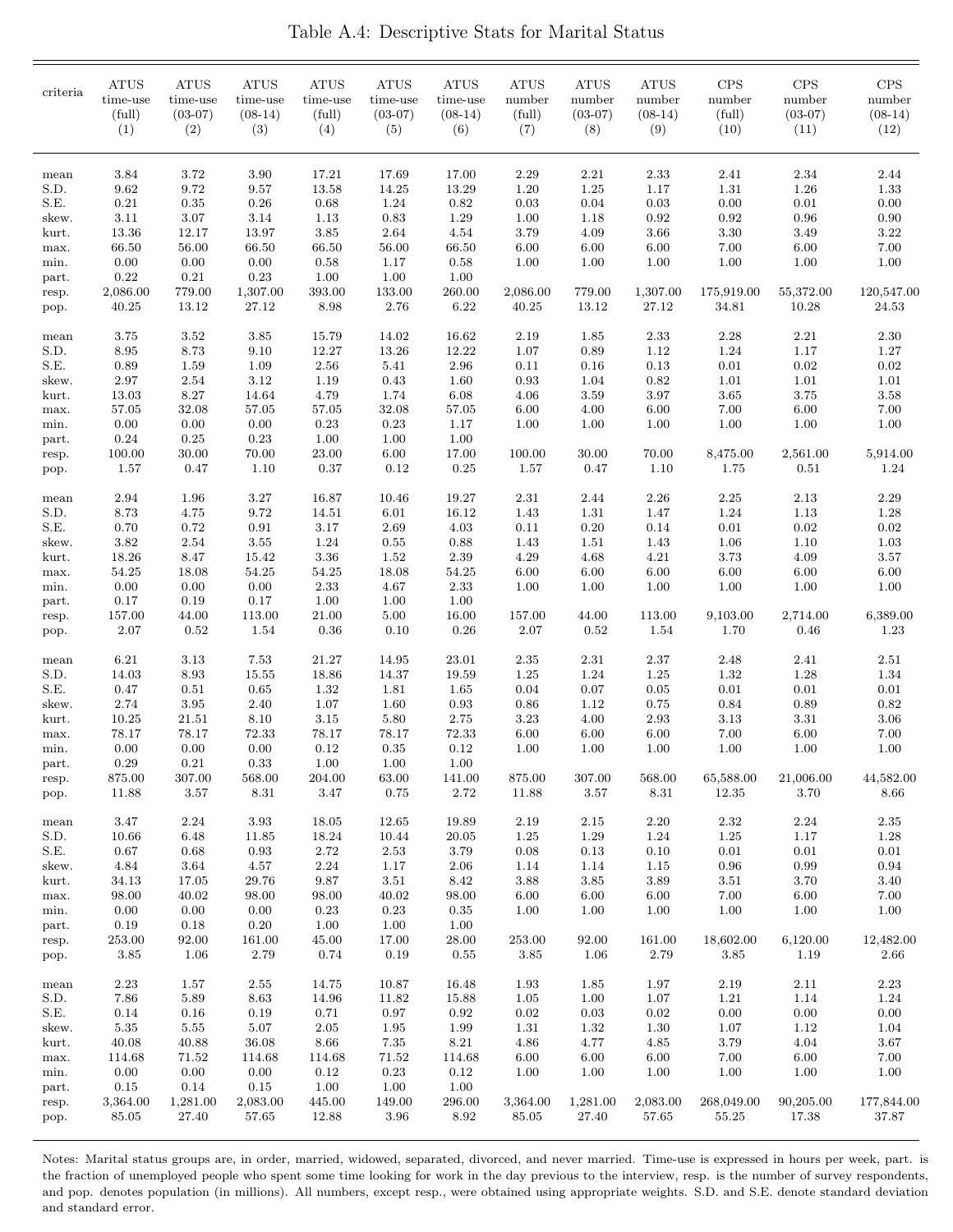# Table A.4: Descriptive Stats for Marital Status

| criteria | ATUS time-use (full) (1) | ATUS time-use (03-07) (2) | ATUS time-use (08-14) (3) | ATUS time-use (full) (4) | ATUS time-use (03-07) (5) | ATUS time-use (08-14) (6) | ATUS number (full) (7) | ATUS number (03-07) (8) | ATUS number (08-14) (9) | CPS number (full) (10) | CPS number (03-07) (11) | CPS number (08-14) (12) |
|---|---|---|---|---|---|---|---|---|---|---|---|---|
| mean | 3.84 | 3.72 | 3.90 | 17.21 | 17.69 | 17.00 | 2.29 | 2.21 | 2.33 | 2.41 | 2.34 | 2.44 |
| S.D. | 9.62 | 9.72 | 9.57 | 13.58 | 14.25 | 13.29 | 1.20 | 1.25 | 1.17 | 1.31 | 1.26 | 1.33 |
| S.E. | 0.21 | 0.35 | 0.26 | 0.68 | 1.24 | 0.82 | 0.03 | 0.04 | 0.03 | 0.00 | 0.01 | 0.00 |
| skew. | 3.11 | 3.07 | 3.14 | 1.13 | 0.83 | 1.29 | 1.00 | 1.18 | 0.92 | 0.92 | 0.96 | 0.90 |
| kurt. | 13.36 | 12.17 | 13.97 | 3.85 | 2.64 | 4.54 | 3.79 | 4.09 | 3.66 | 3.30 | 3.49 | 3.22 |
| max. | 66.50 | 56.00 | 66.50 | 66.50 | 56.00 | 66.50 | 6.00 | 6.00 | 6.00 | 7.00 | 6.00 | 7.00 |
| min. | 0.00 | 0.00 | 0.00 | 0.58 | 1.17 | 0.58 | 1.00 | 1.00 | 1.00 | 1.00 | 1.00 | 1.00 |
| part. | 0.22 | 0.21 | 0.23 | 1.00 | 1.00 | 1.00 | | | | | | |
| resp. | 2,086.00 | 779.00 | 1,307.00 | 393.00 | 133.00 | 260.00 | 2,086.00 | 779.00 | 1,307.00 | 175,919.00 | 55,372.00 | 120,547.00 |
| pop. | 40.25 | 13.12 | 27.12 | 8.98 | 2.76 | 6.22 | 40.25 | 13.12 | 27.12 | 34.81 | 10.28 | 24.53 |
| mean | 3.75 | 3.52 | 3.85 | 15.79 | 14.02 | 16.62 | 2.19 | 1.85 | 2.33 | 2.28 | 2.21 | 2.30 |
| S.D. | 8.95 | 8.73 | 9.10 | 12.27 | 13.26 | 12.22 | 1.07 | 0.89 | 1.12 | 1.24 | 1.17 | 1.27 |
| S.E. | 0.89 | 1.59 | 1.09 | 2.56 | 5.41 | 2.96 | 0.11 | 0.16 | 0.13 | 0.01 | 0.02 | 0.02 |
| skew. | 2.97 | 2.54 | 3.12 | 1.19 | 0.43 | 1.60 | 0.93 | 1.04 | 0.82 | 1.01 | 1.01 | 1.01 |
| kurt. | 13.03 | 8.27 | 14.64 | 4.79 | 1.74 | 6.08 | 4.06 | 3.59 | 3.97 | 3.65 | 3.75 | 3.58 |
| max. | 57.05 | 32.08 | 57.05 | 57.05 | 32.08 | 57.05 | 6.00 | 4.00 | 6.00 | 7.00 | 6.00 | 7.00 |
| min. | 0.00 | 0.00 | 0.00 | 0.23 | 0.23 | 1.17 | 1.00 | 1.00 | 1.00 | 1.00 | 1.00 | 1.00 |
| part. | 0.24 | 0.25 | 0.23 | 1.00 | 1.00 | 1.00 | | | | | | |
| resp. | 100.00 | 30.00 | 70.00 | 23.00 | 6.00 | 17.00 | 100.00 | 30.00 | 70.00 | 8,475.00 | 2,561.00 | 5,914.00 |
| pop. | 1.57 | 0.47 | 1.10 | 0.37 | 0.12 | 0.25 | 1.57 | 0.47 | 1.10 | 1.75 | 0.51 | 1.24 |
| mean | 2.94 | 1.96 | 3.27 | 16.87 | 10.46 | 19.27 | 2.31 | 2.44 | 2.26 | 2.25 | 2.13 | 2.29 |
| S.D. | 8.73 | 4.75 | 9.72 | 14.51 | 6.01 | 16.12 | 1.43 | 1.31 | 1.47 | 1.24 | 1.13 | 1.28 |
| S.E. | 0.70 | 0.72 | 0.91 | 3.17 | 2.69 | 4.03 | 0.11 | 0.20 | 0.14 | 0.01 | 0.02 | 0.02 |
| skew. | 3.82 | 2.54 | 3.55 | 1.24 | 0.55 | 0.88 | 1.43 | 1.51 | 1.43 | 1.06 | 1.10 | 1.03 |
| kurt. | 18.26 | 8.47 | 15.42 | 3.36 | 1.52 | 2.39 | 4.29 | 4.68 | 4.21 | 3.73 | 4.09 | 3.57 |
| max. | 54.25 | 18.08 | 54.25 | 54.25 | 18.08 | 54.25 | 6.00 | 6.00 | 6.00 | 6.00 | 6.00 | 6.00 |
| min. | 0.00 | 0.00 | 0.00 | 2.33 | 4.67 | 2.33 | 1.00 | 1.00 | 1.00 | 1.00 | 1.00 | 1.00 |
| part. | 0.17 | 0.19 | 0.17 | 1.00 | 1.00 | 1.00 | | | | | | |
| resp. | 157.00 | 44.00 | 113.00 | 21.00 | 5.00 | 16.00 | 157.00 | 44.00 | 113.00 | 9,103.00 | 2,714.00 | 6,389.00 |
| pop. | 2.07 | 0.52 | 1.54 | 0.36 | 0.10 | 0.26 | 2.07 | 0.52 | 1.54 | 1.70 | 0.46 | 1.23 |
| mean | 6.21 | 3.13 | 7.53 | 21.27 | 14.95 | 23.01 | 2.35 | 2.31 | 2.37 | 2.48 | 2.41 | 2.51 |
| S.D. | 14.03 | 8.93 | 15.55 | 18.86 | 14.37 | 19.59 | 1.25 | 1.24 | 1.25 | 1.32 | 1.28 | 1.34 |
| S.E. | 0.47 | 0.51 | 0.65 | 1.32 | 1.81 | 1.65 | 0.04 | 0.07 | 0.05 | 0.01 | 0.01 | 0.01 |
| skew. | 2.74 | 3.95 | 2.40 | 1.07 | 1.60 | 0.93 | 0.86 | 1.12 | 0.75 | 0.84 | 0.89 | 0.82 |
| kurt. | 10.25 | 21.51 | 8.10 | 3.15 | 5.80 | 2.75 | 3.23 | 4.00 | 2.93 | 3.13 | 3.31 | 3.06 |
| max. | 78.17 | 78.17 | 72.33 | 78.17 | 78.17 | 72.33 | 6.00 | 6.00 | 6.00 | 7.00 | 6.00 | 7.00 |
| min. | 0.00 | 0.00 | 0.00 | 0.12 | 0.35 | 0.12 | 1.00 | 1.00 | 1.00 | 1.00 | 1.00 | 1.00 |
| part. | 0.29 | 0.21 | 0.33 | 1.00 | 1.00 | 1.00 | | | | | | |
| resp. | 875.00 | 307.00 | 568.00 | 204.00 | 63.00 | 141.00 | 875.00 | 307.00 | 568.00 | 65,588.00 | 21,006.00 | 44,582.00 |
| pop. | 11.88 | 3.57 | 8.31 | 3.47 | 0.75 | 2.72 | 11.88 | 3.57 | 8.31 | 12.35 | 3.70 | 8.66 |
| mean | 3.47 | 2.24 | 3.93 | 18.05 | 12.65 | 19.89 | 2.19 | 2.15 | 2.20 | 2.32 | 2.24 | 2.35 |
| S.D. | 10.66 | 6.48 | 11.85 | 18.24 | 10.44 | 20.05 | 1.25 | 1.29 | 1.24 | 1.25 | 1.17 | 1.28 |
| S.E. | 0.67 | 0.68 | 0.93 | 2.72 | 2.53 | 3.79 | 0.08 | 0.13 | 0.10 | 0.01 | 0.01 | 0.01 |
| skew. | 4.84 | 3.64 | 4.57 | 2.24 | 1.17 | 2.06 | 1.14 | 1.14 | 1.15 | 0.96 | 0.99 | 0.94 |
| kurt. | 34.13 | 17.05 | 29.76 | 9.87 | 3.51 | 8.42 | 3.88 | 3.85 | 3.89 | 3.51 | 3.70 | 3.40 |
| max. | 98.00 | 40.02 | 98.00 | 98.00 | 40.02 | 98.00 | 6.00 | 6.00 | 6.00 | 7.00 | 6.00 | 7.00 |
| min. | 0.00 | 0.00 | 0.00 | 0.23 | 0.23 | 0.35 | 1.00 | 1.00 | 1.00 | 1.00 | 1.00 | 1.00 |
| part. | 0.19 | 0.18 | 0.20 | 1.00 | 1.00 | 1.00 | | | | | | |
| resp. | 253.00 | 92.00 | 161.00 | 45.00 | 17.00 | 28.00 | 253.00 | 92.00 | 161.00 | 18,602.00 | 6,120.00 | 12,482.00 |
| pop. | 3.85 | 1.06 | 2.79 | 0.74 | 0.19 | 0.55 | 3.85 | 1.06 | 2.79 | 3.85 | 1.19 | 2.66 |
| mean | 2.23 | 1.57 | 2.55 | 14.75 | 10.87 | 16.48 | 1.93 | 1.85 | 1.97 | 2.19 | 2.11 | 2.23 |
| S.D. | 7.86 | 5.89 | 8.63 | 14.96 | 11.82 | 15.88 | 1.05 | 1.00 | 1.07 | 1.21 | 1.14 | 1.24 |
| S.E. | 0.14 | 0.16 | 0.19 | 0.71 | 0.97 | 0.92 | 0.02 | 0.03 | 0.02 | 0.00 | 0.00 | 0.00 |
| skew. | 5.35 | 5.55 | 5.07 | 2.05 | 1.95 | 1.99 | 1.31 | 1.32 | 1.30 | 1.07 | 1.12 | 1.04 |
| kurt. | 40.08 | 40.88 | 36.08 | 8.66 | 7.35 | 8.21 | 4.86 | 4.77 | 4.85 | 3.79 | 4.04 | 3.67 |
| max. | 114.68 | 71.52 | 114.68 | 114.68 | 71.52 | 114.68 | 6.00 | 6.00 | 6.00 | 7.00 | 6.00 | 7.00 |
| min. | 0.00 | 0.00 | 0.00 | 0.12 | 0.23 | 0.12 | 1.00 | 1.00 | 1.00 | 1.00 | 1.00 | 1.00 |
| part. | 0.15 | 0.14 | 0.15 | 1.00 | 1.00 | 1.00 | | | | | | |
| resp. | 3,364.00 | 1,281.00 | 2,083.00 | 445.00 | 149.00 | 296.00 | 3,364.00 | 1,281.00 | 2,083.00 | 268,049.00 | 90,205.00 | 177,844.00 |
| pop. | 85.05 | 27.40 | 57.65 | 12.88 | 3.96 | 8.92 | 85.05 | 27.40 | 57.65 | 55.25 | 17.38 | 37.87 |

Notes: Marital status groups are, in order, married, widowed, separated, divorced, and never married. Time-use is expressed in hours per week, part. is the fraction of unemployed people who spent some time looking for work in the day previous to the interview, resp. is the number of survey respondents, and pop. denotes population (in millions). All numbers, except resp., were obtained using appropriate weights. S.D. and S.E. denote standard deviation and standard error.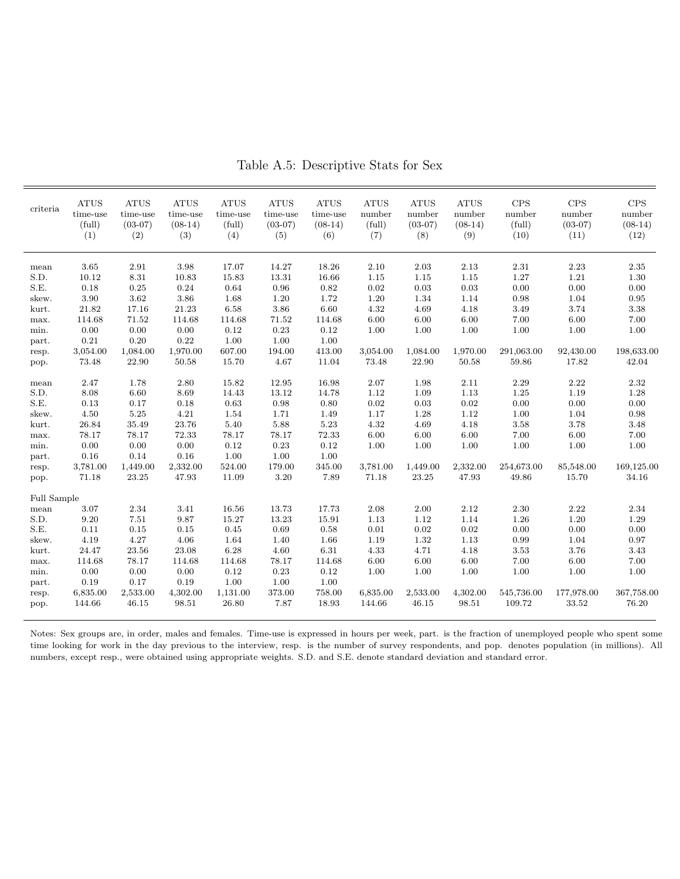Table A.5: Descriptive Stats for Sex

| criteria | ATUS time-use (full) (1) | ATUS time-use (03-07) (2) | ATUS time-use (08-14) (3) | ATUS time-use (full) (4) | ATUS time-use (03-07) (5) | ATUS time-use (08-14) (6) | ATUS number (full) (7) | ATUS number (03-07) (8) | ATUS number (08-14) (9) | CPS number (full) (10) | CPS number (03-07) (11) | CPS number (08-14) (12) |
|---|---|---|---|---|---|---|---|---|---|---|---|---|
| mean | 3.65 | 2.91 | 3.98 | 17.07 | 14.27 | 18.26 | 2.10 | 2.03 | 2.13 | 2.31 | 2.23 | 2.35 |
| S.D. | 10.12 | 8.31 | 10.83 | 15.83 | 13.31 | 16.66 | 1.15 | 1.15 | 1.15 | 1.27 | 1.21 | 1.30 |
| S.E. | 0.18 | 0.25 | 0.24 | 0.64 | 0.96 | 0.82 | 0.02 | 0.03 | 0.03 | 0.00 | 0.00 | 0.00 |
| skew. | 3.90 | 3.62 | 3.86 | 1.68 | 1.20 | 1.72 | 1.20 | 1.34 | 1.14 | 0.98 | 1.04 | 0.95 |
| kurt. | 21.82 | 17.16 | 21.23 | 6.58 | 3.86 | 6.60 | 4.32 | 4.69 | 4.18 | 3.49 | 3.74 | 3.38 |
| max. | 114.68 | 71.52 | 114.68 | 114.68 | 71.52 | 114.68 | 6.00 | 6.00 | 6.00 | 7.00 | 6.00 | 7.00 |
| min. | 0.00 | 0.00 | 0.00 | 0.12 | 0.23 | 0.12 | 1.00 | 1.00 | 1.00 | 1.00 | 1.00 | 1.00 |
| part. | 0.21 | 0.20 | 0.22 | 1.00 | 1.00 | 1.00 | | | | | | |
| resp. | 3,054.00 | 1,084.00 | 1,970.00 | 607.00 | 194.00 | 413.00 | 3,054.00 | 1,084.00 | 1,970.00 | 291,063.00 | 92,430.00 | 198,633.00 |
| pop. | 73.48 | 22.90 | 50.58 | 15.70 | 4.67 | 11.04 | 73.48 | 22.90 | 50.58 | 59.86 | 17.82 | 42.04 |
| mean | 2.47 | 1.78 | 2.80 | 15.82 | 12.95 | 16.98 | 2.07 | 1.98 | 2.11 | 2.29 | 2.22 | 2.32 |
| S.D. | 8.08 | 6.60 | 8.69 | 14.43 | 13.12 | 14.78 | 1.12 | 1.09 | 1.13 | 1.25 | 1.19 | 1.28 |
| S.E. | 0.13 | 0.17 | 0.18 | 0.63 | 0.98 | 0.80 | 0.02 | 0.03 | 0.02 | 0.00 | 0.00 | 0.00 |
| skew. | 4.50 | 5.25 | 4.21 | 1.54 | 1.71 | 1.49 | 1.17 | 1.28 | 1.12 | 1.00 | 1.04 | 0.98 |
| kurt. | 26.84 | 35.49 | 23.76 | 5.40 | 5.88 | 5.23 | 4.32 | 4.69 | 4.18 | 3.58 | 3.78 | 3.48 |
| max. | 78.17 | 78.17 | 72.33 | 78.17 | 78.17 | 72.33 | 6.00 | 6.00 | 6.00 | 7.00 | 6.00 | 7.00 |
| min. | 0.00 | 0.00 | 0.00 | 0.12 | 0.23 | 0.12 | 1.00 | 1.00 | 1.00 | 1.00 | 1.00 | 1.00 |
| part. | 0.16 | 0.14 | 0.16 | 1.00 | 1.00 | 1.00 | | | | | | |
| resp. | 3,781.00 | 1,449.00 | 2,332.00 | 524.00 | 179.00 | 345.00 | 3,781.00 | 1,449.00 | 2,332.00 | 254,673.00 | 85,548.00 | 169,125.00 |
| pop. | 71.18 | 23.25 | 47.93 | 11.09 | 3.20 | 7.89 | 71.18 | 23.25 | 47.93 | 49.86 | 15.70 | 34.16 |
| Full Sample | | | | | | | | | | | | |
| mean | 3.07 | 2.34 | 3.41 | 16.56 | 13.73 | 17.73 | 2.08 | 2.00 | 2.12 | 2.30 | 2.22 | 2.34 |
| S.D. | 9.20 | 7.51 | 9.87 | 15.27 | 13.23 | 15.91 | 1.13 | 1.12 | 1.14 | 1.26 | 1.20 | 1.29 |
| S.E. | 0.11 | 0.15 | 0.15 | 0.45 | 0.69 | 0.58 | 0.01 | 0.02 | 0.02 | 0.00 | 0.00 | 0.00 |
| skew. | 4.19 | 4.27 | 4.06 | 1.64 | 1.40 | 1.66 | 1.19 | 1.32 | 1.13 | 0.99 | 1.04 | 0.97 |
| kurt. | 24.47 | 23.56 | 23.08 | 6.28 | 4.60 | 6.31 | 4.33 | 4.71 | 4.18 | 3.53 | 3.76 | 3.43 |
| max. | 114.68 | 78.17 | 114.68 | 114.68 | 78.17 | 114.68 | 6.00 | 6.00 | 6.00 | 7.00 | 6.00 | 7.00 |
| min. | 0.00 | 0.00 | 0.00 | 0.12 | 0.23 | 0.12 | 1.00 | 1.00 | 1.00 | 1.00 | 1.00 | 1.00 |
| part. | 0.19 | 0.17 | 0.19 | 1.00 | 1.00 | 1.00 | | | | | | |
| resp. | 6,835.00 | 2,533.00 | 4,302.00 | 1,131.00 | 373.00 | 758.00 | 6,835.00 | 2,533.00 | 4,302.00 | 545,736.00 | 177,978.00 | 367,758.00 |
| pop. | 144.66 | 46.15 | 98.51 | 26.80 | 7.87 | 18.93 | 144.66 | 46.15 | 98.51 | 109.72 | 33.52 | 76.20 |

Notes: Sex groups are, in order, males and females. Time-use is expressed in hours per week, part. is the fraction of unemployed people who spent some time looking for work in the day previous to the interview, resp. is the number of survey respondents, and pop. denotes population (in millions). All numbers, except resp., were obtained using appropriate weights. S.D. and S.E. denote standard deviation and standard error.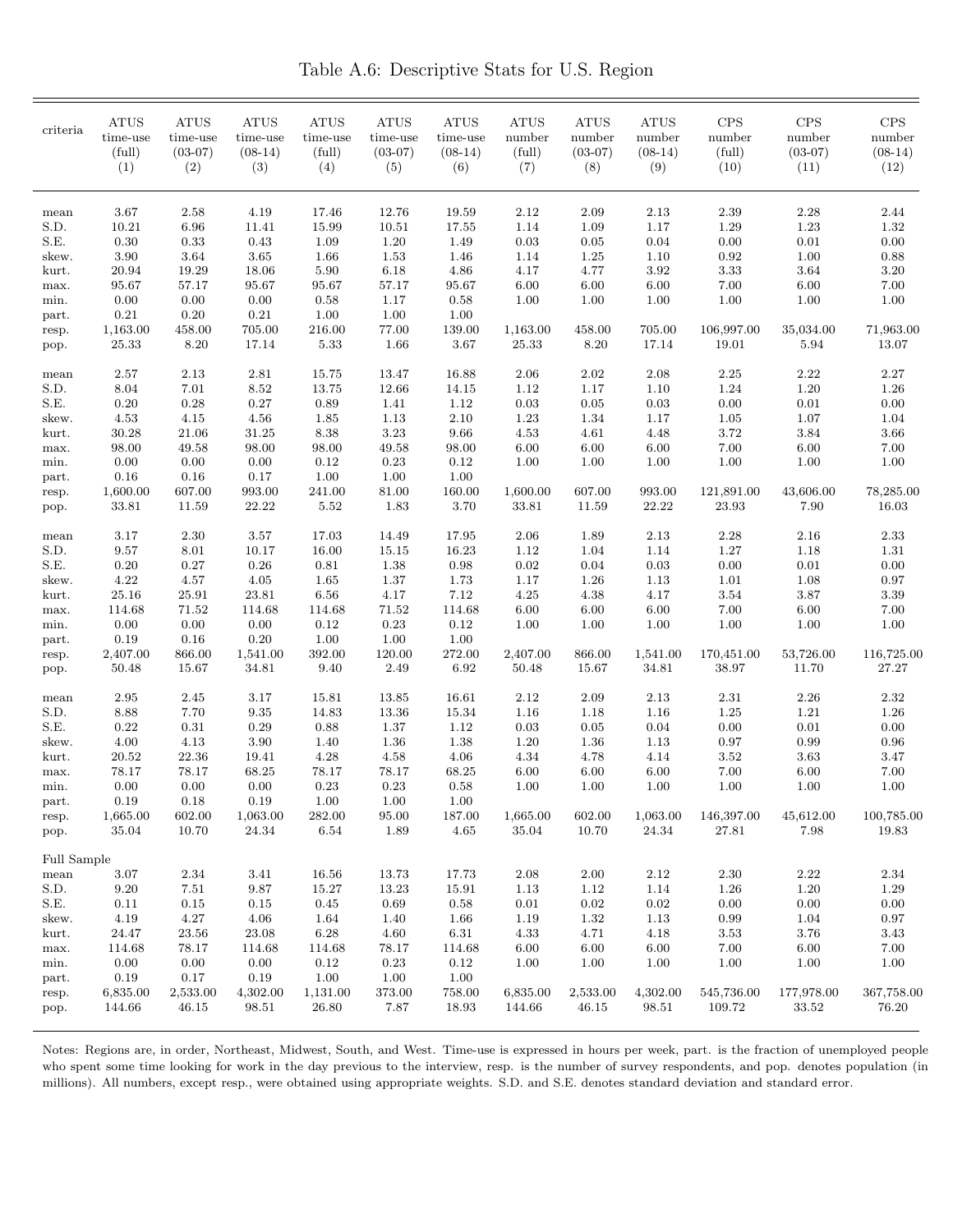# Table A.6: Descriptive Stats for U.S. Region

| criteria | ATUS time-use (full) (1) | ATUS time-use (03-07) (2) | ATUS time-use (08-14) (3) | ATUS time-use (full) (4) | ATUS time-use (03-07) (5) | ATUS time-use (08-14) (6) | ATUS number (full) (7) | ATUS number (03-07) (8) | ATUS number (08-14) (9) | CPS number (full) (10) | CPS number (03-07) (11) | CPS number (08-14) (12) |
|---|---|---|---|---|---|---|---|---|---|---|---|---|
| mean | 3.67 | 2.58 | 4.19 | 17.46 | 12.76 | 19.59 | 2.12 | 2.09 | 2.13 | 2.39 | 2.28 | 2.44 |
| S.D. | 10.21 | 6.96 | 11.41 | 15.99 | 10.51 | 17.55 | 1.14 | 1.09 | 1.17 | 1.29 | 1.23 | 1.32 |
| S.E. | 0.30 | 0.33 | 0.43 | 1.09 | 1.20 | 1.49 | 0.03 | 0.05 | 0.04 | 0.00 | 0.01 | 0.00 |
| skew. | 3.90 | 3.64 | 3.65 | 1.66 | 1.53 | 1.46 | 1.14 | 1.25 | 1.10 | 0.92 | 1.00 | 0.88 |
| kurt. | 20.94 | 19.29 | 18.06 | 5.90 | 6.18 | 4.86 | 4.17 | 4.77 | 3.92 | 3.33 | 3.64 | 3.20 |
| max. | 95.67 | 57.17 | 95.67 | 95.67 | 57.17 | 95.67 | 6.00 | 6.00 | 6.00 | 7.00 | 6.00 | 7.00 |
| min. | 0.00 | 0.00 | 0.00 | 0.58 | 1.17 | 0.58 | 1.00 | 1.00 | 1.00 | 1.00 | 1.00 | 1.00 |
| part. | 0.21 | 0.20 | 0.21 | 1.00 | 1.00 | 1.00 | | | | | | |
| resp. | 1,163.00 | 458.00 | 705.00 | 216.00 | 77.00 | 139.00 | 1,163.00 | 458.00 | 705.00 | 106,997.00 | 35,034.00 | 71,963.00 |
| pop. | 25.33 | 8.20 | 17.14 | 5.33 | 1.66 | 3.67 | 25.33 | 8.20 | 17.14 | 19.01 | 5.94 | 13.07 |
| mean | 2.57 | 2.13 | 2.81 | 15.75 | 13.47 | 16.88 | 2.06 | 2.02 | 2.08 | 2.25 | 2.22 | 2.27 |
| S.D. | 8.04 | 7.01 | 8.52 | 13.75 | 12.66 | 14.15 | 1.12 | 1.17 | 1.10 | 1.24 | 1.20 | 1.26 |
| S.E. | 0.20 | 0.28 | 0.27 | 0.89 | 1.41 | 1.12 | 0.03 | 0.05 | 0.03 | 0.00 | 0.01 | 0.00 |
| skew. | 4.53 | 4.15 | 4.56 | 1.85 | 1.13 | 2.10 | 1.23 | 1.34 | 1.17 | 1.05 | 1.07 | 1.04 |
| kurt. | 30.28 | 21.06 | 31.25 | 8.38 | 3.23 | 9.66 | 4.53 | 4.61 | 4.48 | 3.72 | 3.84 | 3.66 |
| max. | 98.00 | 49.58 | 98.00 | 98.00 | 49.58 | 98.00 | 6.00 | 6.00 | 6.00 | 7.00 | 6.00 | 7.00 |
| min. | 0.00 | 0.00 | 0.00 | 0.12 | 0.23 | 0.12 | 1.00 | 1.00 | 1.00 | 1.00 | 1.00 | 1.00 |
| part. | 0.16 | 0.16 | 0.17 | 1.00 | 1.00 | 1.00 | | | | | | |
| resp. | 1,600.00 | 607.00 | 993.00 | 241.00 | 81.00 | 160.00 | 1,600.00 | 607.00 | 993.00 | 121,891.00 | 43,606.00 | 78,285.00 |
| pop. | 33.81 | 11.59 | 22.22 | 5.52 | 1.83 | 3.70 | 33.81 | 11.59 | 22.22 | 23.93 | 7.90 | 16.03 |
| mean | 3.17 | 2.30 | 3.57 | 17.03 | 14.49 | 17.95 | 2.06 | 1.89 | 2.13 | 2.28 | 2.16 | 2.33 |
| S.D. | 9.57 | 8.01 | 10.17 | 16.00 | 15.15 | 16.23 | 1.12 | 1.04 | 1.14 | 1.27 | 1.18 | 1.31 |
| S.E. | 0.20 | 0.27 | 0.26 | 0.81 | 1.38 | 0.98 | 0.02 | 0.04 | 0.03 | 0.00 | 0.01 | 0.00 |
| skew. | 4.22 | 4.57 | 4.05 | 1.65 | 1.37 | 1.73 | 1.17 | 1.26 | 1.13 | 1.01 | 1.08 | 0.97 |
| kurt. | 25.16 | 25.91 | 23.81 | 6.56 | 4.17 | 7.12 | 4.25 | 4.38 | 4.17 | 3.54 | 3.87 | 3.39 |
| max. | 114.68 | 71.52 | 114.68 | 114.68 | 71.52 | 114.68 | 6.00 | 6.00 | 6.00 | 7.00 | 6.00 | 7.00 |
| min. | 0.00 | 0.00 | 0.00 | 0.12 | 0.23 | 0.12 | 1.00 | 1.00 | 1.00 | 1.00 | 1.00 | 1.00 |
| part. | 0.19 | 0.16 | 0.20 | 1.00 | 1.00 | 1.00 | | | | | | |
| resp. | 2,407.00 | 866.00 | 1,541.00 | 392.00 | 120.00 | 272.00 | 2,407.00 | 866.00 | 1,541.00 | 170,451.00 | 53,726.00 | 116,725.00 |
| pop. | 50.48 | 15.67 | 34.81 | 9.40 | 2.49 | 6.92 | 50.48 | 15.67 | 34.81 | 38.97 | 11.70 | 27.27 |
| mean | 2.95 | 2.45 | 3.17 | 15.81 | 13.85 | 16.61 | 2.12 | 2.09 | 2.13 | 2.31 | 2.26 | 2.32 |
| S.D. | 8.88 | 7.70 | 9.35 | 14.83 | 13.36 | 15.34 | 1.16 | 1.18 | 1.16 | 1.25 | 1.21 | 1.26 |
| S.E. | 0.22 | 0.31 | 0.29 | 0.88 | 1.37 | 1.12 | 0.03 | 0.05 | 0.04 | 0.00 | 0.01 | 0.00 |
| skew. | 4.00 | 4.13 | 3.90 | 1.40 | 1.36 | 1.38 | 1.20 | 1.36 | 1.13 | 0.97 | 0.99 | 0.96 |
| kurt. | 20.52 | 22.36 | 19.41 | 4.28 | 4.58 | 4.06 | 4.34 | 4.78 | 4.14 | 3.52 | 3.63 | 3.47 |
| max. | 78.17 | 78.17 | 68.25 | 78.17 | 78.17 | 68.25 | 6.00 | 6.00 | 6.00 | 7.00 | 6.00 | 7.00 |
| min. | 0.00 | 0.00 | 0.00 | 0.23 | 0.23 | 0.58 | 1.00 | 1.00 | 1.00 | 1.00 | 1.00 | 1.00 |
| part. | 0.19 | 0.18 | 0.19 | 1.00 | 1.00 | 1.00 | | | | | | |
| resp. | 1,665.00 | 602.00 | 1,063.00 | 282.00 | 95.00 | 187.00 | 1,665.00 | 602.00 | 1,063.00 | 146,397.00 | 45,612.00 | 100,785.00 |
| pop. | 35.04 | 10.70 | 24.34 | 6.54 | 1.89 | 4.65 | 35.04 | 10.70 | 24.34 | 27.81 | 7.98 | 19.83 |
| Full Sample | | | | | | | | | | | | |
| mean | 3.07 | 2.34 | 3.41 | 16.56 | 13.73 | 17.73 | 2.08 | 2.00 | 2.12 | 2.30 | 2.22 | 2.34 |
| S.D. | 9.20 | 7.51 | 9.87 | 15.27 | 13.23 | 15.91 | 1.13 | 1.12 | 1.14 | 1.26 | 1.20 | 1.29 |
| S.E. | 0.11 | 0.15 | 0.15 | 0.45 | 0.69 | 0.58 | 0.01 | 0.02 | 0.02 | 0.00 | 0.00 | 0.00 |
| skew. | 4.19 | 4.27 | 4.06 | 1.64 | 1.40 | 1.66 | 1.19 | 1.32 | 1.13 | 0.99 | 1.04 | 0.97 |
| kurt. | 24.47 | 23.56 | 23.08 | 6.28 | 4.60 | 6.31 | 4.33 | 4.71 | 4.18 | 3.53 | 3.76 | 3.43 |
| max. | 114.68 | 78.17 | 114.68 | 114.68 | 78.17 | 114.68 | 6.00 | 6.00 | 6.00 | 7.00 | 6.00 | 7.00 |
| min. | 0.00 | 0.00 | 0.00 | 0.12 | 0.23 | 0.12 | 1.00 | 1.00 | 1.00 | 1.00 | 1.00 | 1.00 |
| part. | 0.19 | 0.17 | 0.19 | 1.00 | 1.00 | 1.00 | | | | | | |
| resp. | 6,835.00 | 2,533.00 | 4,302.00 | 1,131.00 | 373.00 | 758.00 | 6,835.00 | 2,533.00 | 4,302.00 | 545,736.00 | 177,978.00 | 367,758.00 |
| pop. | 144.66 | 46.15 | 98.51 | 26.80 | 7.87 | 18.93 | 144.66 | 46.15 | 98.51 | 109.72 | 33.52 | 76.20 |

Notes: Regions are, in order, Northeast, Midwest, South, and West. Time-use is expressed in hours per week, part. is the fraction of unemployed people who spent some time looking for work in the day previous to the interview, resp. is the number of survey respondents, and pop. denotes population (in millions). All numbers, except resp., were obtained using appropriate weights. S.D. and S.E. denotes standard deviation and standard error.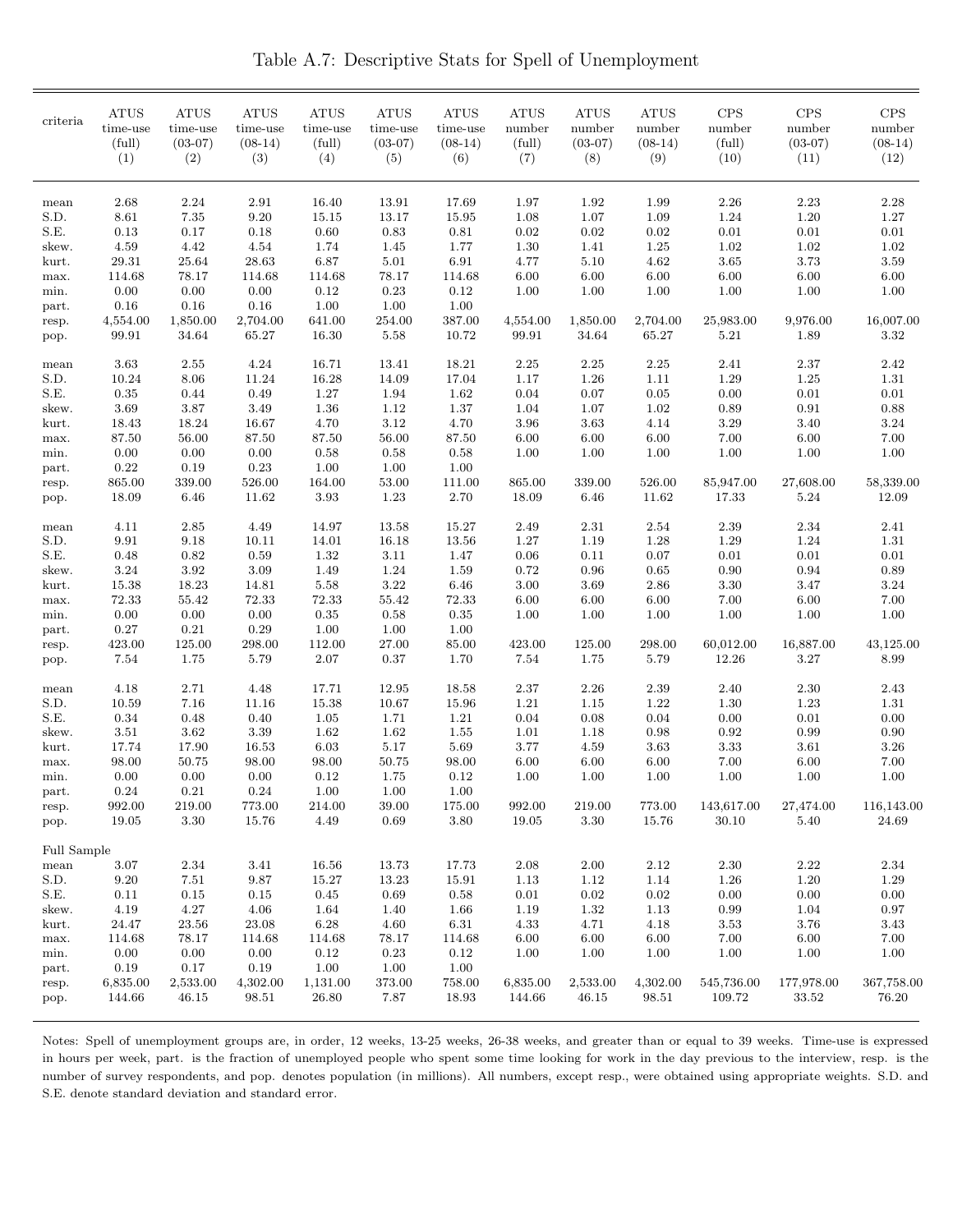# Table A.7: Descriptive Stats for Spell of Unemployment

| criteria | ATUS time-use (full) (1) | ATUS time-use (03-07) (2) | ATUS time-use (08-14) (3) | ATUS time-use (full) (4) | ATUS time-use (03-07) (5) | ATUS time-use (08-14) (6) | ATUS number (full) (7) | ATUS number (03-07) (8) | ATUS number (08-14) (9) | CPS number (full) (10) | CPS number (03-07) (11) | CPS number (08-14) (12) |
|---|---|---|---|---|---|---|---|---|---|---|---|---|
| mean | 2.68 | 2.24 | 2.91 | 16.40 | 13.91 | 17.69 | 1.97 | 1.92 | 1.99 | 2.26 | 2.23 | 2.28 |
| S.D. | 8.61 | 7.35 | 9.20 | 15.15 | 13.17 | 15.95 | 1.08 | 1.07 | 1.09 | 1.24 | 1.20 | 1.27 |
| S.E. | 0.13 | 0.17 | 0.18 | 0.60 | 0.83 | 0.81 | 0.02 | 0.02 | 0.02 | 0.01 | 0.01 | 0.01 |
| skew. | 4.59 | 4.42 | 4.54 | 1.74 | 1.45 | 1.77 | 1.30 | 1.41 | 1.25 | 1.02 | 1.02 | 1.02 |
| kurt. | 29.31 | 25.64 | 28.63 | 6.87 | 5.01 | 6.91 | 4.77 | 5.10 | 4.62 | 3.65 | 3.73 | 3.59 |
| max. | 114.68 | 78.17 | 114.68 | 114.68 | 78.17 | 114.68 | 6.00 | 6.00 | 6.00 | 6.00 | 6.00 | 6.00 |
| min. | 0.00 | 0.00 | 0.00 | 0.12 | 0.23 | 0.12 | 1.00 | 1.00 | 1.00 | 1.00 | 1.00 | 1.00 |
| part. | 0.16 | 0.16 | 0.16 | 1.00 | 1.00 | 1.00 | | | | | | |
| resp. | 4,554.00 | 1,850.00 | 2,704.00 | 641.00 | 254.00 | 387.00 | 4,554.00 | 1,850.00 | 2,704.00 | 25,983.00 | 9,976.00 | 16,007.00 |
| pop. | 99.91 | 34.64 | 65.27 | 16.30 | 5.58 | 10.72 | 99.91 | 34.64 | 65.27 | 5.21 | 1.89 | 3.32 |
| mean | 3.63 | 2.55 | 4.24 | 16.71 | 13.41 | 18.21 | 2.25 | 2.25 | 2.25 | 2.41 | 2.37 | 2.42 |
| S.D. | 10.24 | 8.06 | 11.24 | 16.28 | 14.09 | 17.04 | 1.17 | 1.26 | 1.11 | 1.29 | 1.25 | 1.31 |
| S.E. | 0.35 | 0.44 | 0.49 | 1.27 | 1.94 | 1.62 | 0.04 | 0.07 | 0.05 | 0.00 | 0.01 | 0.01 |
| skew. | 3.69 | 3.87 | 3.49 | 1.36 | 1.12 | 1.37 | 1.04 | 1.07 | 1.02 | 0.89 | 0.91 | 0.88 |
| kurt. | 18.43 | 18.24 | 16.67 | 4.70 | 3.12 | 4.70 | 3.96 | 3.63 | 4.14 | 3.29 | 3.40 | 3.24 |
| max. | 87.50 | 56.00 | 87.50 | 87.50 | 56.00 | 87.50 | 6.00 | 6.00 | 6.00 | 7.00 | 6.00 | 7.00 |
| min. | 0.00 | 0.00 | 0.00 | 0.58 | 0.58 | 0.58 | 1.00 | 1.00 | 1.00 | 1.00 | 1.00 | 1.00 |
| part. | 0.22 | 0.19 | 0.23 | 1.00 | 1.00 | 1.00 | | | | | | |
| resp. | 865.00 | 339.00 | 526.00 | 164.00 | 53.00 | 111.00 | 865.00 | 339.00 | 526.00 | 85,947.00 | 27,608.00 | 58,339.00 |
| pop. | 18.09 | 6.46 | 11.62 | 3.93 | 1.23 | 2.70 | 18.09 | 6.46 | 11.62 | 17.33 | 5.24 | 12.09 |
| mean | 4.11 | 2.85 | 4.49 | 14.97 | 13.58 | 15.27 | 2.49 | 2.31 | 2.54 | 2.39 | 2.34 | 2.41 |
| S.D. | 9.91 | 9.18 | 10.11 | 14.01 | 16.18 | 13.56 | 1.27 | 1.19 | 1.28 | 1.29 | 1.24 | 1.31 |
| S.E. | 0.48 | 0.82 | 0.59 | 1.32 | 3.11 | 1.47 | 0.06 | 0.11 | 0.07 | 0.01 | 0.01 | 0.01 |
| skew. | 3.24 | 3.92 | 3.09 | 1.49 | 1.24 | 1.59 | 0.72 | 0.96 | 0.65 | 0.90 | 0.94 | 0.89 |
| kurt. | 15.38 | 18.23 | 14.81 | 5.58 | 3.22 | 6.46 | 3.00 | 3.69 | 2.86 | 3.30 | 3.47 | 3.24 |
| max. | 72.33 | 55.42 | 72.33 | 72.33 | 55.42 | 72.33 | 6.00 | 6.00 | 6.00 | 7.00 | 6.00 | 7.00 |
| min. | 0.00 | 0.00 | 0.00 | 0.35 | 0.58 | 0.35 | 1.00 | 1.00 | 1.00 | 1.00 | 1.00 | 1.00 |
| part. | 0.27 | 0.21 | 0.29 | 1.00 | 1.00 | 1.00 | | | | | | |
| resp. | 423.00 | 125.00 | 298.00 | 112.00 | 27.00 | 85.00 | 423.00 | 125.00 | 298.00 | 60,012.00 | 16,887.00 | 43,125.00 |
| pop. | 7.54 | 1.75 | 5.79 | 2.07 | 0.37 | 1.70 | 7.54 | 1.75 | 5.79 | 12.26 | 3.27 | 8.99 |
| mean | 4.18 | 2.71 | 4.48 | 17.71 | 12.95 | 18.58 | 2.37 | 2.26 | 2.39 | 2.40 | 2.30 | 2.43 |
| S.D. | 10.59 | 7.16 | 11.16 | 15.38 | 10.67 | 15.96 | 1.21 | 1.15 | 1.22 | 1.30 | 1.23 | 1.31 |
| S.E. | 0.34 | 0.48 | 0.40 | 1.05 | 1.71 | 1.21 | 0.04 | 0.08 | 0.04 | 0.00 | 0.01 | 0.00 |
| skew. | 3.51 | 3.62 | 3.39 | 1.62 | 1.62 | 1.55 | 1.01 | 1.18 | 0.98 | 0.92 | 0.99 | 0.90 |
| kurt. | 17.74 | 17.90 | 16.53 | 6.03 | 5.17 | 5.69 | 3.77 | 4.59 | 3.63 | 3.33 | 3.61 | 3.26 |
| max. | 98.00 | 50.75 | 98.00 | 98.00 | 50.75 | 98.00 | 6.00 | 6.00 | 6.00 | 7.00 | 6.00 | 7.00 |
| min. | 0.00 | 0.00 | 0.00 | 0.12 | 1.75 | 0.12 | 1.00 | 1.00 | 1.00 | 1.00 | 1.00 | 1.00 |
| part. | 0.24 | 0.21 | 0.24 | 1.00 | 1.00 | 1.00 | | | | | | |
| resp. | 992.00 | 219.00 | 773.00 | 214.00 | 39.00 | 175.00 | 992.00 | 219.00 | 773.00 | 143,617.00 | 27,474.00 | 116,143.00 |
| pop. | 19.05 | 3.30 | 15.76 | 4.49 | 0.69 | 3.80 | 19.05 | 3.30 | 15.76 | 30.10 | 5.40 | 24.69 |
| Full Sample | | | | | | | | | | | | |
| mean | 3.07 | 2.34 | 3.41 | 16.56 | 13.73 | 17.73 | 2.08 | 2.00 | 2.12 | 2.30 | 2.22 | 2.34 |
| S.D. | 9.20 | 7.51 | 9.87 | 15.27 | 13.23 | 15.91 | 1.13 | 1.12 | 1.14 | 1.26 | 1.20 | 1.29 |
| S.E. | 0.11 | 0.15 | 0.15 | 0.45 | 0.69 | 0.58 | 0.01 | 0.02 | 0.02 | 0.00 | 0.00 | 0.00 |
| skew. | 4.19 | 4.27 | 4.06 | 1.64 | 1.40 | 1.66 | 1.19 | 1.32 | 1.13 | 0.99 | 1.04 | 0.97 |
| kurt. | 24.47 | 23.56 | 23.08 | 6.28 | 4.60 | 6.31 | 4.33 | 4.71 | 4.18 | 3.53 | 3.76 | 3.43 |
| max. | 114.68 | 78.17 | 114.68 | 114.68 | 78.17 | 114.68 | 6.00 | 6.00 | 6.00 | 7.00 | 6.00 | 7.00 |
| min. | 0.00 | 0.00 | 0.00 | 0.12 | 0.23 | 0.12 | 1.00 | 1.00 | 1.00 | 1.00 | 1.00 | 1.00 |
| part. | 0.19 | 0.17 | 0.19 | 1.00 | 1.00 | 1.00 | | | | | | |
| resp. | 6,835.00 | 2,533.00 | 4,302.00 | 1,131.00 | 373.00 | 758.00 | 6,835.00 | 2,533.00 | 4,302.00 | 545,736.00 | 177,978.00 | 367,758.00 |
| pop. | 144.66 | 46.15 | 98.51 | 26.80 | 7.87 | 18.93 | 144.66 | 46.15 | 98.51 | 109.72 | 33.52 | 76.20 |

Notes: Spell of unemployment groups are, in order, 12 weeks, 13-25 weeks, 26-38 weeks, and greater than or equal to 39 weeks. Time-use is expressed in hours per week, part. is the fraction of unemployed people who spent some time looking for work in the day previous to the interview, resp. is the number of survey respondents, and pop. denotes population (in millions). All numbers, except resp., were obtained using appropriate weights. S.D. and S.E. denote standard deviation and standard error.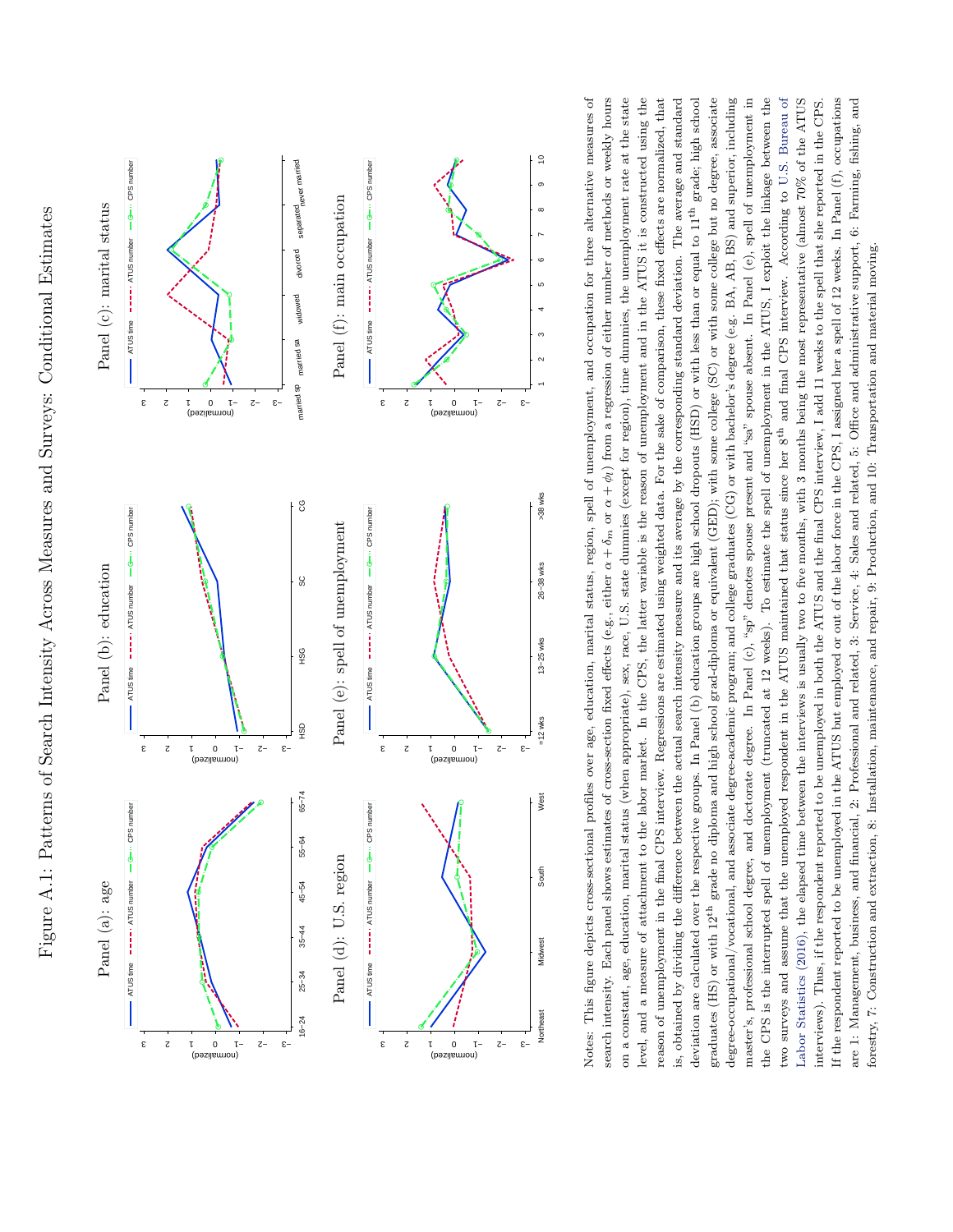# Figure A.1: Patterns of Search Intensity Across Measures and Surveys: Conditional Estimates

Panel (a): age

Panel (b): education

Panel (c): marital status

Panel (d): U.S. region

Panel (e): spell of unemployment

Panel (f): main occupation

Notes: This figure depicts cross-sectional profiles over age, education, marital status, region, spell of unemployment, and occupation for three alternative measures of search intensity. Each panel shows estimates of cross-section fixed effects (e.g., either $\alpha + \delta_m$ or $\alpha + \phi_l$) from a regression of either number of methods or weekly hours on a constant, age, education, marital status (when appropriate), sex, race, U.S. state dummies (except for region), time dummies, the unemployment rate at the state level, and a measure of attachment to the labor market. In the CPS, the latter variable is the reason of unemployment and in the ATUS it is constructed using the reason of unemployment in the final CPS interview. Regressions are estimated using weighted data. For the sake of comparison, these fixed effects are normalized, that is, obtained by dividing the difference between the actual search intensity measure and its average by the corresponding standard deviation. The average and standard deviation are calculated over the respective groups. In Panel (b) education groups are high school dropouts (HSD) or with less than or equal to 11$^{\text{th}}$ grade; high school graduates (HS) or with 12$^{\text{th}}$ grade no diploma and high school grad-diploma or equivalent (GED); with some college (SC) or with some college but no degree, associate degree-occupational/vocational, and associate degree-academic program; and college graduates (CG) or with bachelor's degree (e.g. BA, AB, BS) and superior, including master's, professional school degree, and doctorate degree. In Panel (c), "sp" denotes spouse present and "sa" spouse absent. In Panel (e), spell of unemployment in the CPS is the interrupted spell of unemployment (truncated at 12 weeks). To estimate the spell of unemployment in the ATUS, I exploit the linkage between the two surveys and assume that the unemployed respondent in the ATUS maintained that status since her 8$^{\text{th}}$ and final CPS interview. According to U.S. Bureau of Labor Statistics (2016), the elapsed time between the interviews is usually two to five months, with 3 months being the most representative (almost 70% of the ATUS interviews). Thus, if the respondent reported to be unemployed in both the ATUS and the final CPS interview, I add 11 weeks to the spell that she reported in the CPS. If the respondent reported to be unemployed in the ATUS but employed or out of the labor force in the CPS, I assigned her a spell of 12 weeks. In Panel (f), occupations are 1: Management, business, and financial, 2: Professional and related, 3: Service, 4: Sales and related, 5: Office and administrative support, 6: Farming, fishing, and forestry, 7: Construction and extraction, 8: Installation, maintenance, and repair, 9: Production, and 10: Transportation and material moving.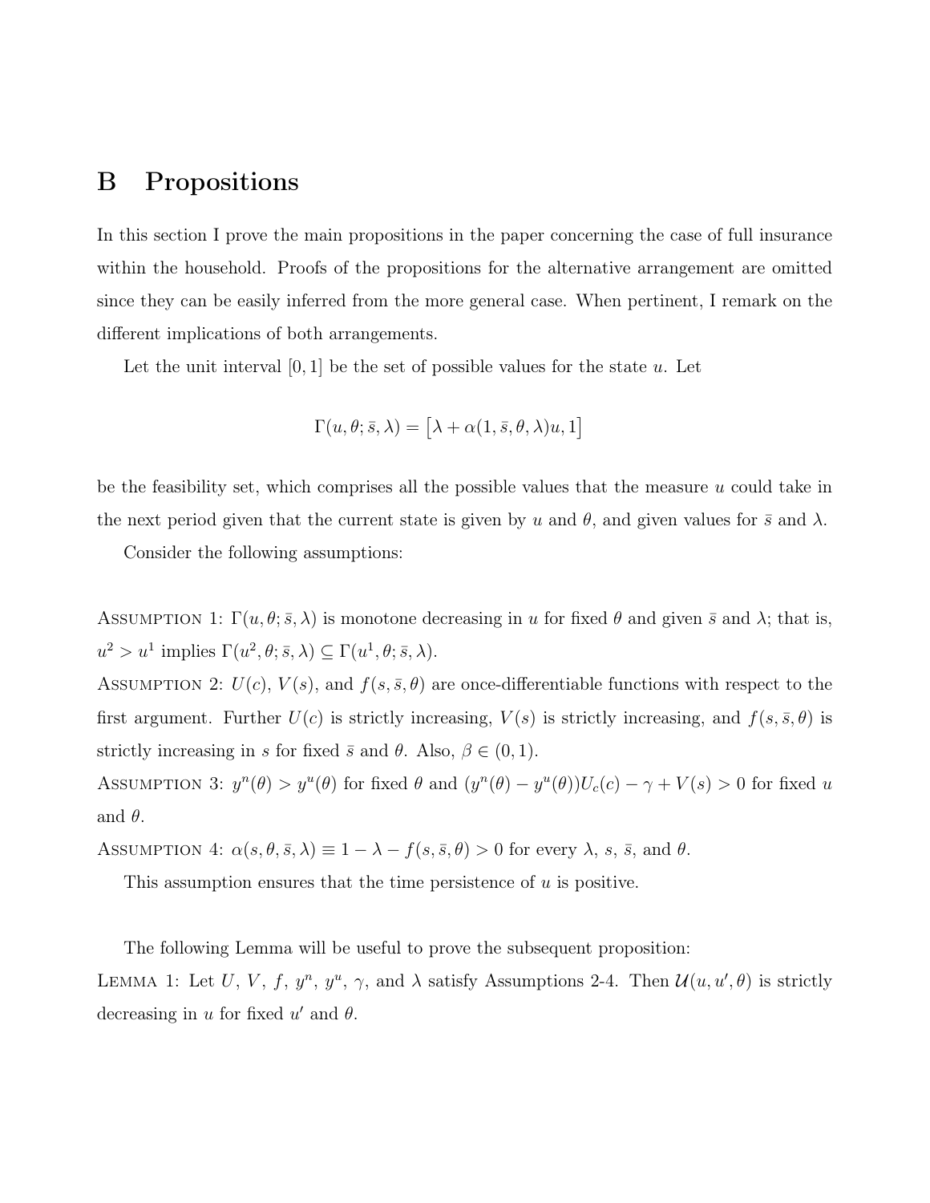# B Propositions

In this section I prove the main propositions in the paper concerning the case of full insurance within the household. Proofs of the propositions for the alternative arrangement are omitted since they can be easily inferred from the more general case. When pertinent, I remark on the different implications of both arrangements.

Let the unit interval $[0, 1]$ be the set of possible values for the state $u$. Let

$$\Gamma(u, \theta; \bar{s}, \lambda) = \left[\lambda + \alpha(1, \bar{s}, \theta, \lambda)u, 1\right]$$

be the feasibility set, which comprises all the possible values that the measure $u$ could take in the next period given that the current state is given by $u$ and $\theta$, and given values for $\bar{s}$ and $\lambda$.

Consider the following assumptions:

Assumption 1: $\Gamma(u, \theta; \bar{s}, \lambda)$ is monotone decreasing in $u$ for fixed $\theta$ and given $\bar{s}$ and $\lambda$; that is, $u^2 > u^1$ implies $\Gamma(u^2, \theta; \bar{s}, \lambda) \subseteq \Gamma(u^1, \theta; \bar{s}, \lambda)$.

Assumption 2: $U(c)$, $V(s)$, and $f(s, \bar{s}, \theta)$ are once-differentiable functions with respect to the first argument. Further $U(c)$ is strictly increasing, $V(s)$ is strictly increasing, and $f(s, \bar{s}, \theta)$ is strictly increasing in $s$ for fixed $\bar{s}$ and $\theta$. Also, $\beta \in (0, 1)$.

Assumption 3: $y^n(\theta) > y^u(\theta)$ for fixed $\theta$ and $(y^n(\theta) - y^u(\theta))U_c(c) - \gamma + V(s) > 0$ for fixed $u$ and $\theta$.

Assumption 4: $\alpha(s, \theta, \bar{s}, \lambda) \equiv 1 - \lambda - f(s, \bar{s}, \theta) > 0$ for every $\lambda$, $s$, $\bar{s}$, and $\theta$.

This assumption ensures that the time persistence of $u$ is positive.

The following Lemma will be useful to prove the subsequent proposition:

Lemma 1: Let $U$, $V$, $f$, $y^n$, $y^u$, $\gamma$, and $\lambda$ satisfy Assumptions 2-4. Then $\mathcal{U}(u, u', \theta)$ is strictly decreasing in $u$ for fixed $u'$ and $\theta$.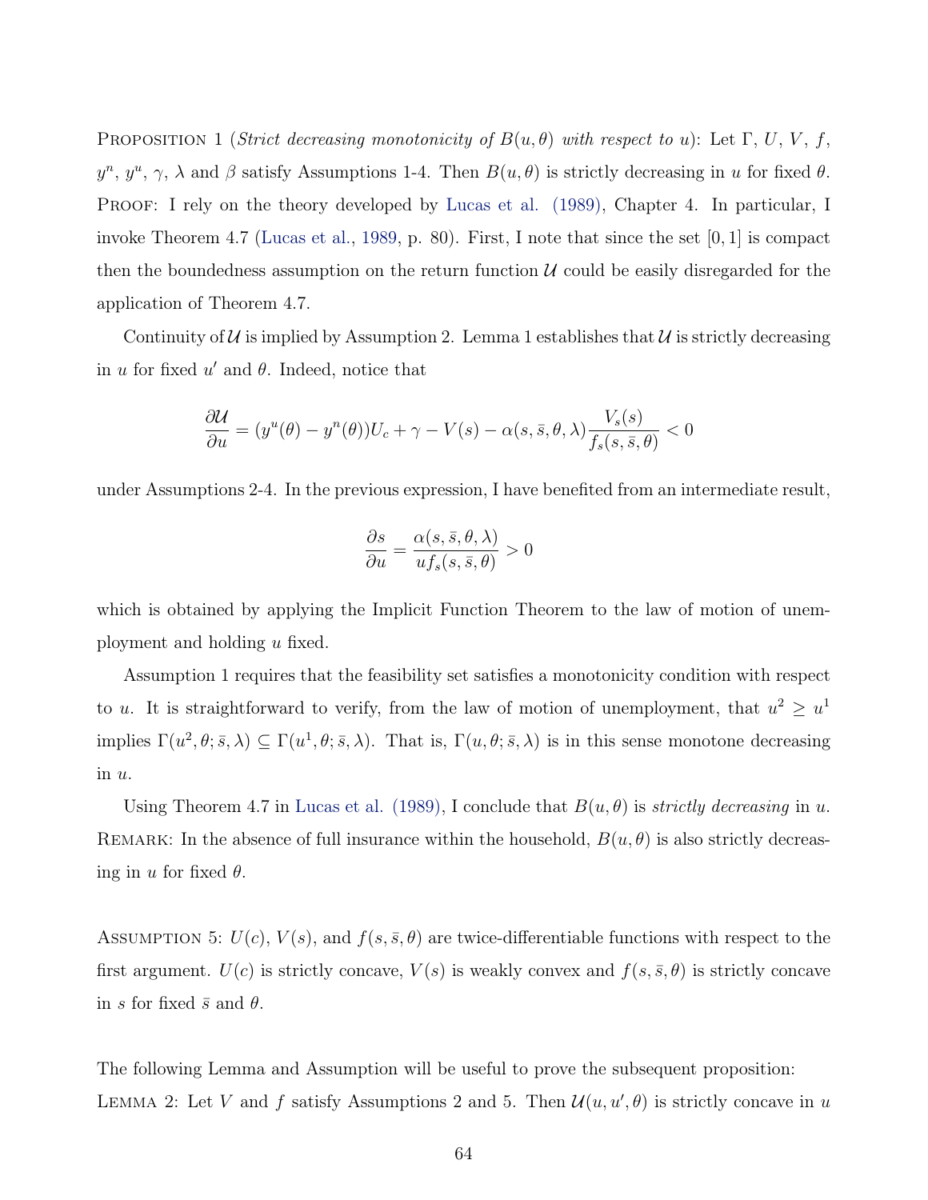Proposition 1 (*Strict decreasing monotonicity of $B(u,\theta)$ with respect to $u$*): Let $\Gamma$, $U$, $V$, $f$, $y^n$, $y^u$, $\gamma$, $\lambda$ and $\beta$ satisfy Assumptions 1-4. Then $B(u,\theta)$ is strictly decreasing in $u$ for fixed $\theta$.

Proof: I rely on the theory developed by Lucas et al. (1989), Chapter 4. In particular, I invoke Theorem 4.7 (Lucas et al., 1989, p. 80). First, I note that since the set $[0,1]$ is compact then the boundedness assumption on the return function $\mathcal{U}$ could be easily disregarded for the application of Theorem 4.7.

Continuity of $\mathcal{U}$ is implied by Assumption 2. Lemma 1 establishes that $\mathcal{U}$ is strictly decreasing in $u$ for fixed $u'$ and $\theta$. Indeed, notice that

$$\frac{\partial \mathcal{U}}{\partial u} = (y^u(\theta) - y^n(\theta))U_c + \gamma - V(s) - \alpha(s,\bar{s},\theta,\lambda)\frac{V_s(s)}{f_s(s,\bar{s},\theta)} < 0$$

under Assumptions 2-4. In the previous expression, I have benefited from an intermediate result,

$$\frac{\partial s}{\partial u} = \frac{\alpha(s,\bar{s},\theta,\lambda)}{u f_s(s,\bar{s},\theta)} > 0$$

which is obtained by applying the Implicit Function Theorem to the law of motion of unemployment and holding $u$ fixed.

Assumption 1 requires that the feasibility set satisfies a monotonicity condition with respect to $u$. It is straightforward to verify, from the law of motion of unemployment, that $u^2 \geq u^1$ implies $\Gamma(u^2,\theta;\bar{s},\lambda) \subseteq \Gamma(u^1,\theta;\bar{s},\lambda)$. That is, $\Gamma(u,\theta;\bar{s},\lambda)$ is in this sense monotone decreasing in $u$.

Using Theorem 4.7 in Lucas et al. (1989), I conclude that $B(u,\theta)$ is *strictly decreasing* in $u$.

Remark: In the absence of full insurance within the household, $B(u,\theta)$ is also strictly decreasing in $u$ for fixed $\theta$.

Assumption 5: $U(c)$, $V(s)$, and $f(s,\bar{s},\theta)$ are twice-differentiable functions with respect to the first argument. $U(c)$ is strictly concave, $V(s)$ is weakly convex and $f(s,\bar{s},\theta)$ is strictly concave in $s$ for fixed $\bar{s}$ and $\theta$.

The following Lemma and Assumption will be useful to prove the subsequent proposition:

Lemma 2: Let $V$ and $f$ satisfy Assumptions 2 and 5. Then $\mathcal{U}(u,u',\theta)$ is strictly concave in $u$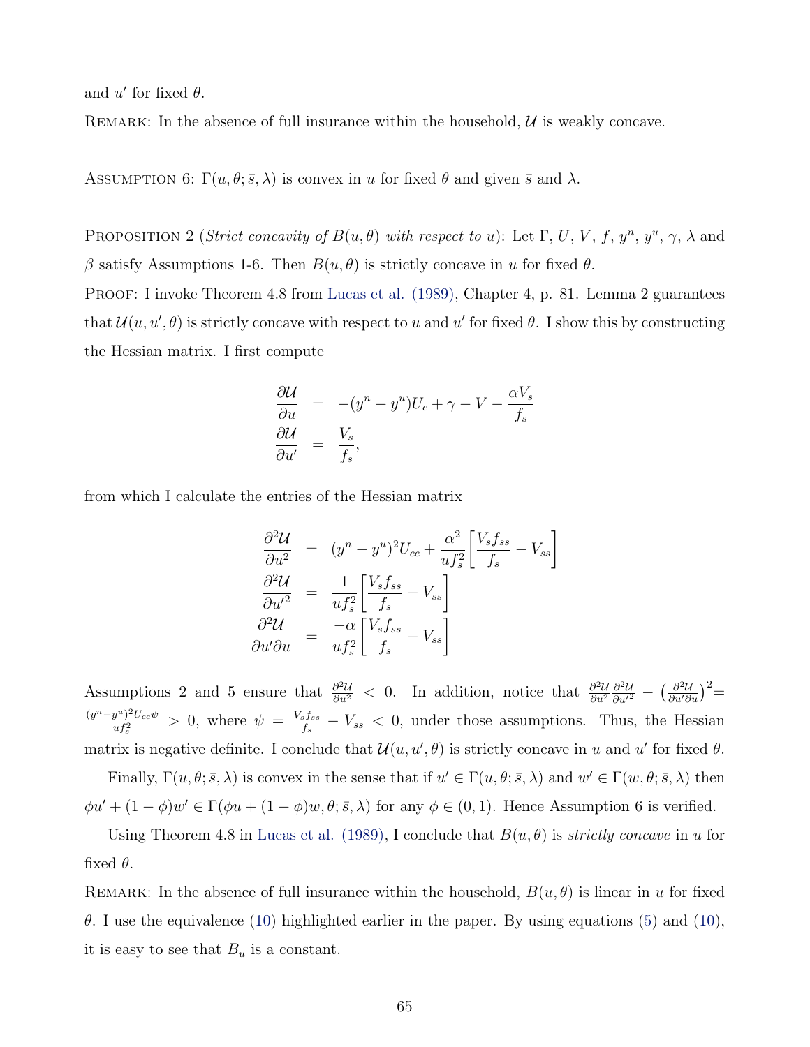and $u'$ for fixed $\theta$.

REMARK: In the absence of full insurance within the household, $\mathcal{U}$ is weakly concave.

ASSUMPTION 6: $\Gamma(u, \theta; \bar{s}, \lambda)$ is convex in $u$ for fixed $\theta$ and given $\bar{s}$ and $\lambda$.

PROPOSITION 2 (*Strict concavity of $B(u, \theta)$ with respect to $u$*): Let $\Gamma$, $U$, $V$, $f$, $y^n$, $y^u$, $\gamma$, $\lambda$ and $\beta$ satisfy Assumptions 1-6. Then $B(u, \theta)$ is strictly concave in $u$ for fixed $\theta$.

PROOF: I invoke Theorem 4.8 from Lucas et al. (1989), Chapter 4, p. 81. Lemma 2 guarantees that $\mathcal{U}(u, u', \theta)$ is strictly concave with respect to $u$ and $u'$ for fixed $\theta$. I show this by constructing the Hessian matrix. I first compute

$$
\begin{aligned}
\frac{\partial \mathcal{U}}{\partial u} &= -(y^n - y^u)U_c + \gamma - V - \frac{\alpha V_s}{f_s} \\
\frac{\partial \mathcal{U}}{\partial u'} &= \frac{V_s}{f_s},
\end{aligned}
$$

from which I calculate the entries of the Hessian matrix

$$
\begin{aligned}
\frac{\partial^2 \mathcal{U}}{\partial u^2} &= (y^n - y^u)^2 U_{cc} + \frac{\alpha^2}{u f_s^2}\left[\frac{V_s f_{ss}}{f_s} - V_{ss}\right] \\
\frac{\partial^2 \mathcal{U}}{\partial u'^2} &= \frac{1}{u f_s^2}\left[\frac{V_s f_{ss}}{f_s} - V_{ss}\right] \\
\frac{\partial^2 \mathcal{U}}{\partial u' \partial u} &= \frac{-\alpha}{u f_s^2}\left[\frac{V_s f_{ss}}{f_s} - V_{ss}\right]
\end{aligned}
$$

Assumptions 2 and 5 ensure that $\frac{\partial^2 \mathcal{U}}{\partial u^2} < 0$. In addition, notice that $\frac{\partial^2 \mathcal{U}}{\partial u^2}\frac{\partial^2 \mathcal{U}}{\partial u'^2} - \left(\frac{\partial^2 \mathcal{U}}{\partial u' \partial u}\right)^2 = \frac{(y^n - y^u)^2 U_{cc} \psi}{u f_s^2} > 0$, where $\psi = \frac{V_s f_{ss}}{f_s} - V_{ss} < 0$, under those assumptions. Thus, the Hessian matrix is negative definite. I conclude that $\mathcal{U}(u, u', \theta)$ is strictly concave in $u$ and $u'$ for fixed $\theta$.

Finally, $\Gamma(u, \theta; \bar{s}, \lambda)$ is convex in the sense that if $u' \in \Gamma(u, \theta; \bar{s}, \lambda)$ and $w' \in \Gamma(w, \theta; \bar{s}, \lambda)$ then $\phi u' + (1 - \phi)w' \in \Gamma(\phi u + (1 - \phi)w, \theta; \bar{s}, \lambda)$ for any $\phi \in (0, 1)$. Hence Assumption 6 is verified.

Using Theorem 4.8 in Lucas et al. (1989), I conclude that $B(u, \theta)$ is *strictly concave* in $u$ for fixed $\theta$.

REMARK: In the absence of full insurance within the household, $B(u, \theta)$ is linear in $u$ for fixed $\theta$. I use the equivalence (10) highlighted earlier in the paper. By using equations (5) and (10), it is easy to see that $B_u$ is a constant.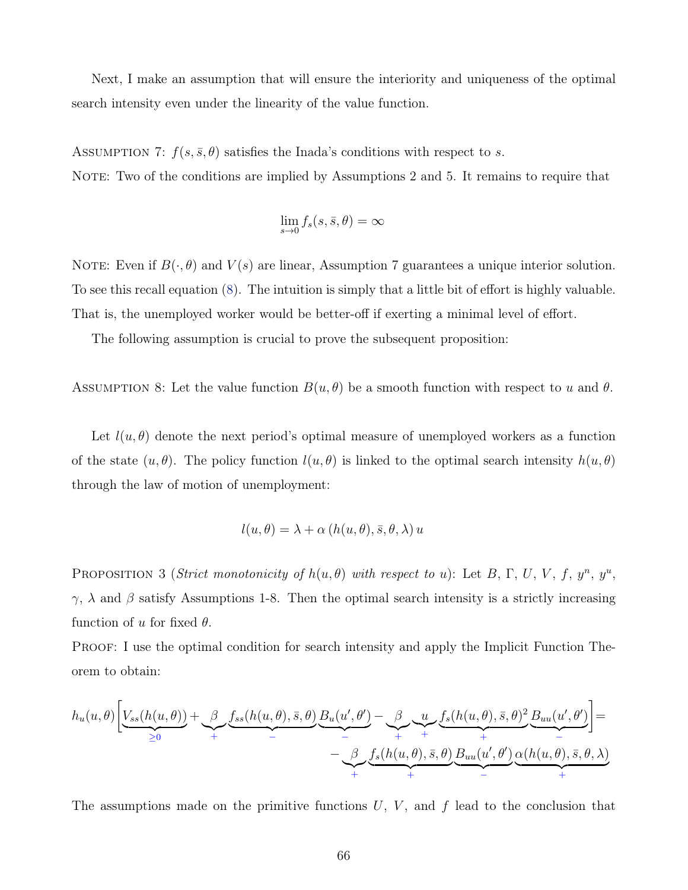Next, I make an assumption that will ensure the interiority and uniqueness of the optimal search intensity even under the linearity of the value function.

Assumption 7: $f(s, \bar{s}, \theta)$ satisfies the Inada's conditions with respect to $s$.

Note: Two of the conditions are implied by Assumptions 2 and 5. It remains to require that

$$\lim_{s \to 0} f_s(s, \bar{s}, \theta) = \infty$$

Note: Even if $B(\cdot, \theta)$ and $V(s)$ are linear, Assumption 7 guarantees a unique interior solution. To see this recall equation (8). The intuition is simply that a little bit of effort is highly valuable. That is, the unemployed worker would be better-off if exerting a minimal level of effort.

The following assumption is crucial to prove the subsequent proposition:

Assumption 8: Let the value function $B(u, \theta)$ be a smooth function with respect to $u$ and $\theta$.

Let $l(u, \theta)$ denote the next period's optimal measure of unemployed workers as a function of the state $(u, \theta)$. The policy function $l(u, \theta)$ is linked to the optimal search intensity $h(u, \theta)$ through the law of motion of unemployment:

$$l(u, \theta) = \lambda + \alpha\left(h(u, \theta), \bar{s}, \theta, \lambda\right) u$$

Proposition 3 (*Strict monotonicity of $h(u, \theta)$ with respect to $u$*): Let $B$, $\Gamma$, $U$, $V$, $f$, $y^n$, $y^u$, $\gamma$, $\lambda$ and $\beta$ satisfy Assumptions 1-8. Then the optimal search intensity is a strictly increasing function of $u$ for fixed $\theta$.

Proof: I use the optimal condition for search intensity and apply the Implicit Function Theorem to obtain:

$$h_u(u,\theta)\Big[\underbrace{V_{ss}(h(u,\theta))}_{\geq 0} + \underbrace{\beta}_{+}\underbrace{f_{ss}(h(u,\theta),\bar{s},\theta)}_{-}\underbrace{B_u(u',\theta')}_{-} - \underbrace{\beta}_{+}\underbrace{u}_{+}\underbrace{f_s(h(u,\theta),\bar{s},\theta)^2}_{+}\underbrace{B_{uu}(u',\theta')}_{-}\Big] = - \underbrace{\beta}_{+}\underbrace{f_s(h(u,\theta),\bar{s},\theta)}_{+}\underbrace{B_{uu}(u',\theta')}_{-}\underbrace{\alpha(h(u,\theta),\bar{s},\theta,\lambda)}_{+}$$

The assumptions made on the primitive functions $U$, $V$, and $f$ lead to the conclusion that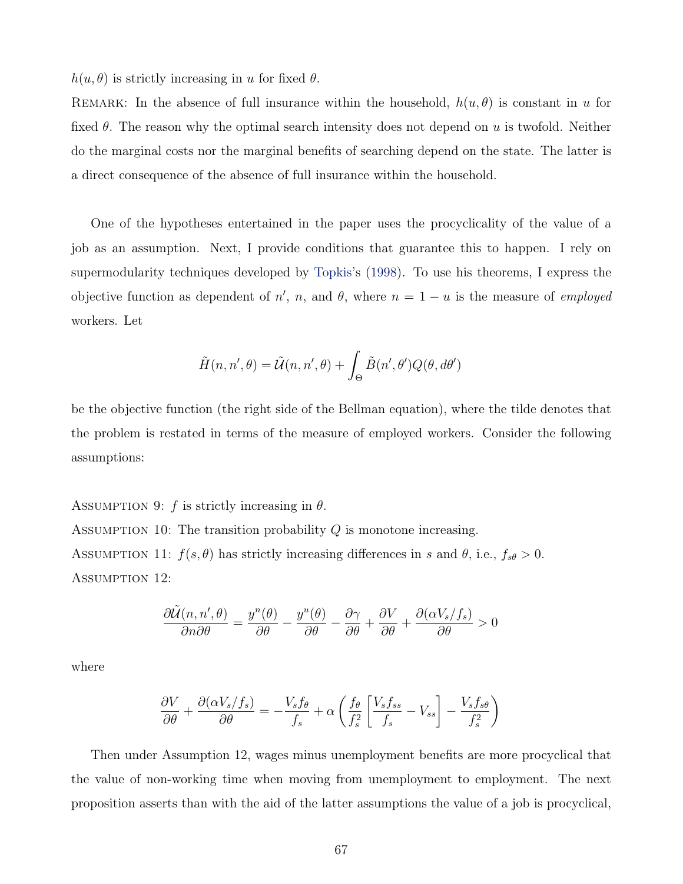$h(u, \theta)$ is strictly increasing in $u$ for fixed $\theta$.

REMARK: In the absence of full insurance within the household, $h(u, \theta)$ is constant in $u$ for fixed $\theta$. The reason why the optimal search intensity does not depend on $u$ is twofold. Neither do the marginal costs nor the marginal benefits of searching depend on the state. The latter is a direct consequence of the absence of full insurance within the household.

One of the hypotheses entertained in the paper uses the procyclicality of the value of a job as an assumption. Next, I provide conditions that guarantee this to happen. I rely on supermodularity techniques developed by Topkis's (1998). To use his theorems, I express the objective function as dependent of $n'$, $n$, and $\theta$, where $n = 1 - u$ is the measure of *employed* workers. Let

$$\tilde{H}(n, n', \theta) = \tilde{\mathcal{U}}(n, n', \theta) + \int_{\Theta} \tilde{B}(n', \theta') Q(\theta, d\theta')$$

be the objective function (the right side of the Bellman equation), where the tilde denotes that the problem is restated in terms of the measure of employed workers. Consider the following assumptions:

ASSUMPTION 9: $f$ is strictly increasing in $\theta$.

ASSUMPTION 10: The transition probability $Q$ is monotone increasing.

ASSUMPTION 11: $f(s, \theta)$ has strictly increasing differences in $s$ and $\theta$, i.e., $f_{s\theta} > 0$.

ASSUMPTION 12:

$$\frac{\partial \tilde{\mathcal{U}}(n, n', \theta)}{\partial n \partial \theta} = \frac{y^n(\theta)}{\partial \theta} - \frac{y^u(\theta)}{\partial \theta} - \frac{\partial \gamma}{\partial \theta} + \frac{\partial V}{\partial \theta} + \frac{\partial(\alpha V_s / f_s)}{\partial \theta} > 0$$

where

$$\frac{\partial V}{\partial \theta} + \frac{\partial(\alpha V_s / f_s)}{\partial \theta} = -\frac{V_s f_\theta}{f_s} + \alpha \left( \frac{f_\theta}{f_s^2} \left[ \frac{V_s f_{ss}}{f_s} - V_{ss} \right] - \frac{V_s f_{s\theta}}{f_s^2} \right)$$

Then under Assumption 12, wages minus unemployment benefits are more procyclical that the value of non-working time when moving from unemployment to employment. The next proposition asserts than with the aid of the latter assumptions the value of a job is procyclical,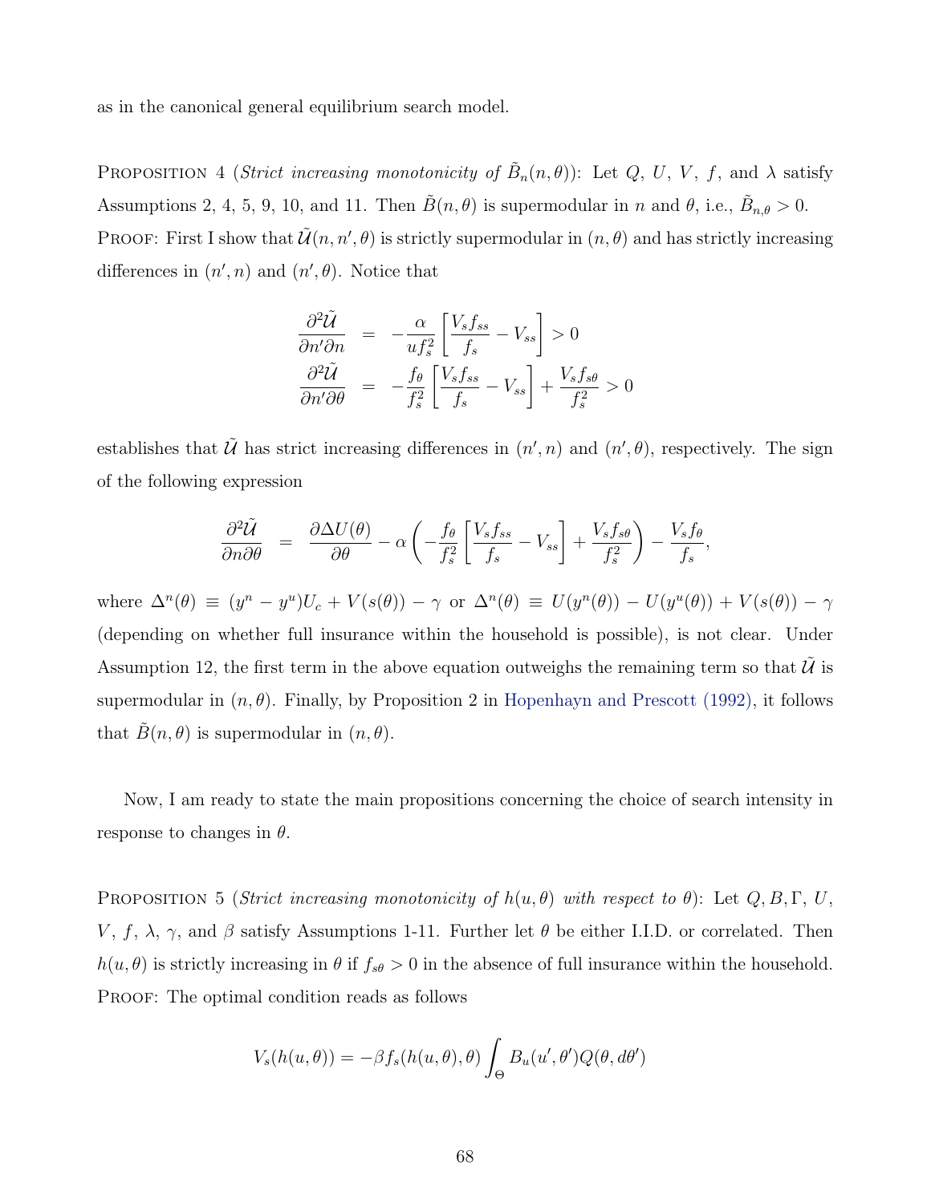as in the canonical general equilibrium search model.

PROPOSITION 4 (*Strict increasing monotonicity of* $\tilde{B}_n(n, \theta)$): Let $Q$, $U$, $V$, $f$, and $\lambda$ satisfy Assumptions 2, 4, 5, 9, 10, and 11. Then $\tilde{B}(n, \theta)$ is supermodular in $n$ and $\theta$, i.e., $\tilde{B}_{n,\theta} > 0$.
PROOF: First I show that $\tilde{\mathcal{U}}(n, n', \theta)$ is strictly supermodular in $(n, \theta)$ and has strictly increasing differences in $(n', n)$ and $(n', \theta)$. Notice that

$$
\begin{aligned}
\frac{\partial^2 \tilde{\mathcal{U}}}{\partial n' \partial n} &= -\frac{\alpha}{u f_s^2}\left[\frac{V_s f_{ss}}{f_s} - V_{ss}\right] > 0 \\
\frac{\partial^2 \tilde{\mathcal{U}}}{\partial n' \partial \theta} &= -\frac{f_\theta}{f_s^2}\left[\frac{V_s f_{ss}}{f_s} - V_{ss}\right] + \frac{V_s f_{s\theta}}{f_s^2} > 0
\end{aligned}
$$

establishes that $\tilde{\mathcal{U}}$ has strict increasing differences in $(n', n)$ and $(n', \theta)$, respectively. The sign of the following expression

$$
\frac{\partial^2 \tilde{\mathcal{U}}}{\partial n \partial \theta} = \frac{\partial \Delta U(\theta)}{\partial \theta} - \alpha\left(-\frac{f_\theta}{f_s^2}\left[\frac{V_s f_{ss}}{f_s} - V_{ss}\right] + \frac{V_s f_{s\theta}}{f_s^2}\right) - \frac{V_s f_\theta}{f_s},
$$

where $\Delta^n(\theta) \equiv (y^n - y^u)U_c + V(s(\theta)) - \gamma$ or $\Delta^n(\theta) \equiv U(y^n(\theta)) - U(y^u(\theta)) + V(s(\theta)) - \gamma$ (depending on whether full insurance within the household is possible), is not clear. Under Assumption 12, the first term in the above equation outweighs the remaining term so that $\tilde{\mathcal{U}}$ is supermodular in $(n, \theta)$. Finally, by Proposition 2 in Hopenhayn and Prescott (1992), it follows that $\tilde{B}(n, \theta)$ is supermodular in $(n, \theta)$.

Now, I am ready to state the main propositions concerning the choice of search intensity in response to changes in $\theta$.

PROPOSITION 5 (*Strict increasing monotonicity of* $h(u, \theta)$ *with respect to* $\theta$): Let $Q, B, \Gamma$, $U$, $V$, $f$, $\lambda$, $\gamma$, and $\beta$ satisfy Assumptions 1-11. Further let $\theta$ be either I.I.D. or correlated. Then $h(u, \theta)$ is strictly increasing in $\theta$ if $f_{s\theta} > 0$ in the absence of full insurance within the household.
PROOF: The optimal condition reads as follows

$$
V_s(h(u, \theta)) = -\beta f_s(h(u, \theta), \theta) \int_\Theta B_u(u', \theta') Q(\theta, d\theta')
$$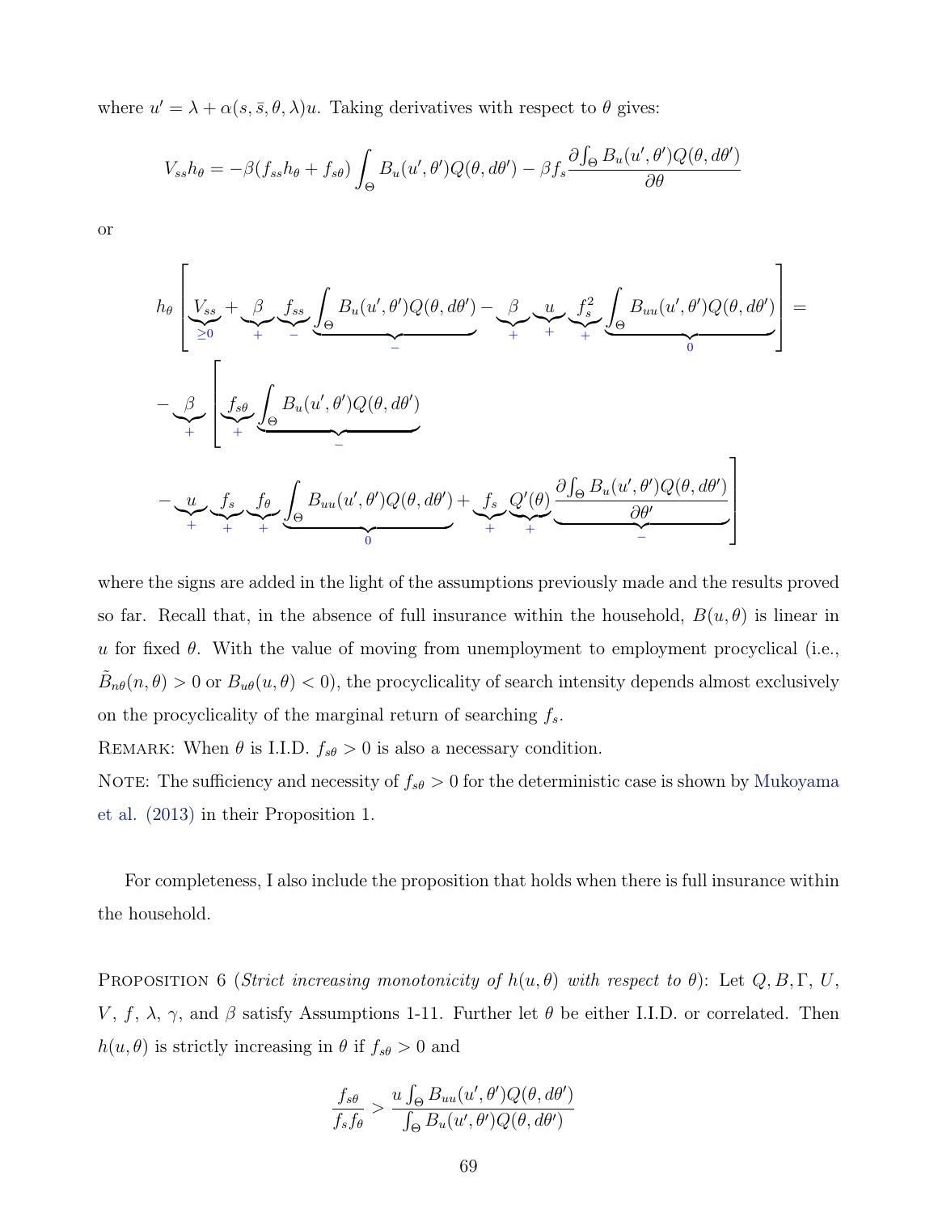where $u' = \lambda + \alpha(s, \bar{s}, \theta, \lambda)u$. Taking derivatives with respect to $\theta$ gives:

$$V_{ss}h_\theta = -\beta(f_{ss}h_\theta + f_{s\theta})\int_\Theta B_u(u', \theta')Q(\theta, d\theta') - \beta f_s \frac{\partial \int_\Theta B_u(u', \theta')Q(\theta, d\theta')}{\partial \theta}$$

or

$$h_\theta \left[ \underbrace{V_{ss}}_{\geq 0} + \underbrace{\beta}_{+} \underbrace{f_{ss}}_{-} \underbrace{\int_\Theta B_u(u', \theta')Q(\theta, d\theta')}_{-} - \underbrace{\beta}_{+} \underbrace{u}_{+} \underbrace{f_s^2}_{+} \underbrace{\int_\Theta B_{uu}(u', \theta')Q(\theta, d\theta')}_{0} \right] =$$

$$- \underbrace{\beta}_{+} \left[ \underbrace{f_{s\theta}}_{+} \underbrace{\int_\Theta B_u(u', \theta')Q(\theta, d\theta')}_{-} \right.$$

$$\left. - \underbrace{u}_{+} \underbrace{f_s}_{+} \underbrace{f_\theta}_{+} \underbrace{\int_\Theta B_{uu}(u', \theta')Q(\theta, d\theta')}_{0} + \underbrace{f_s}_{+} \underbrace{Q'(\theta)}_{+} \underbrace{\frac{\partial \int_\Theta B_u(u', \theta')Q(\theta, d\theta')}{\partial \theta'}}_{-} \right]$$

where the signs are added in the light of the assumptions previously made and the results proved so far. Recall that, in the absence of full insurance within the household, $B(u, \theta)$ is linear in $u$ for fixed $\theta$. With the value of moving from unemployment to employment procyclical (i.e., $\tilde{B}_{n\theta}(n, \theta) > 0$ or $B_{u\theta}(u, \theta) < 0$), the procyclicality of search intensity depends almost exclusively on the procyclicality of the marginal return of searching $f_s$.

Remark: When $\theta$ is I.I.D. $f_{s\theta} > 0$ is also a necessary condition.

Note: The sufficiency and necessity of $f_{s\theta} > 0$ for the deterministic case is shown by Mukoyama et al. (2013) in their Proposition 1.

For completeness, I also include the proposition that holds when there is full insurance within the household.

Proposition 6 (*Strict increasing monotonicity of $h(u, \theta)$ with respect to $\theta$*): Let $Q, B, \Gamma$, $U$, $V$, $f$, $\lambda$, $\gamma$, and $\beta$ satisfy Assumptions 1-11. Further let $\theta$ be either I.I.D. or correlated. Then $h(u, \theta)$ is strictly increasing in $\theta$ if $f_{s\theta} > 0$ and

$$\frac{f_{s\theta}}{f_s f_\theta} > \frac{u \int_\Theta B_{uu}(u', \theta')Q(\theta, d\theta')}{\int_\Theta B_u(u', \theta')Q(\theta, d\theta')}$$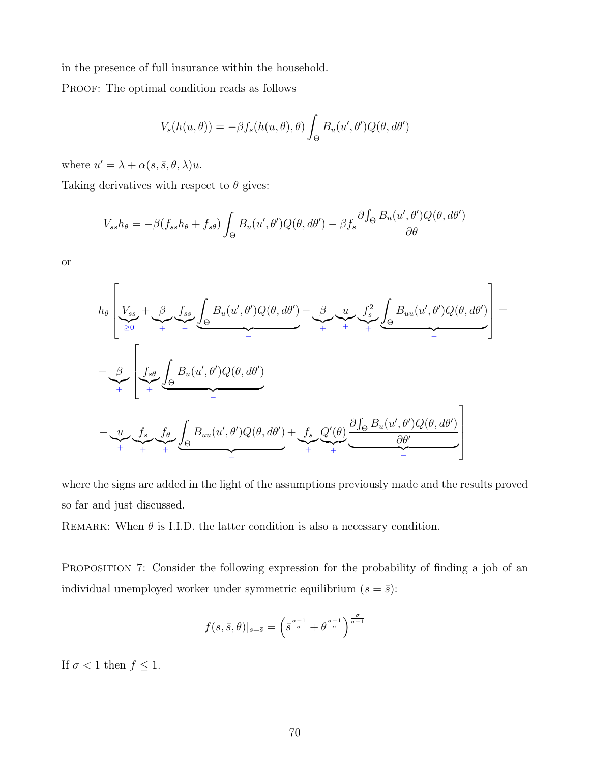in the presence of full insurance within the household.

PROOF: The optimal condition reads as follows

$$V_s(h(u,\theta)) = -\beta f_s(h(u,\theta),\theta) \int_\Theta B_u(u',\theta')Q(\theta,d\theta')$$

where $u' = \lambda + \alpha(s,\bar{s},\theta,\lambda)u$.

Taking derivatives with respect to $\theta$ gives:

$$V_{ss}h_\theta = -\beta(f_{ss}h_\theta + f_{s\theta})\int_\Theta B_u(u',\theta')Q(\theta,d\theta') - \beta f_s \frac{\partial \int_\Theta B_u(u',\theta')Q(\theta,d\theta')}{\partial \theta}$$

or

$$h_\theta \left[ \underbrace{V_{ss}}_{\geq 0} + \underbrace{\beta}_{+} \underbrace{f_{ss}}_{-} \underbrace{\int_\Theta B_u(u',\theta')Q(\theta,d\theta')}_{-} - \underbrace{\beta}_{+} \underbrace{u}_{+} \underbrace{f_s^2}_{+} \underbrace{\int_\Theta B_{uu}(u',\theta')Q(\theta,d\theta')}_{-} \right] =$$

$$-\underbrace{\beta}_{+} \left[ \underbrace{f_{s\theta}}_{+} \underbrace{\int_\Theta B_u(u',\theta')Q(\theta,d\theta')}_{-} \right.$$

$$\left. - \underbrace{u}_{+} \underbrace{f_s}_{+} \underbrace{f_\theta}_{+} \underbrace{\int_\Theta B_{uu}(u',\theta')Q(\theta,d\theta')}_{-} + \underbrace{f_s}_{+} \underbrace{Q'(\theta)}_{+} \underbrace{\frac{\partial \int_\Theta B_u(u',\theta')Q(\theta,d\theta')}{\partial \theta'}}_{-} \right]$$

where the signs are added in the light of the assumptions previously made and the results proved so far and just discussed.

REMARK: When $\theta$ is I.I.D. the latter condition is also a necessary condition.

PROPOSITION 7: Consider the following expression for the probability of finding a job of an individual unemployed worker under symmetric equilibrium ($s = \bar{s}$):

$$f(s,\bar{s},\theta)|_{s=\bar{s}} = \left(\bar{s}^{\frac{\sigma-1}{\sigma}} + \theta^{\frac{\sigma-1}{\sigma}}\right)^{\frac{\sigma}{\sigma-1}}$$

If $\sigma < 1$ then $f \leq 1$.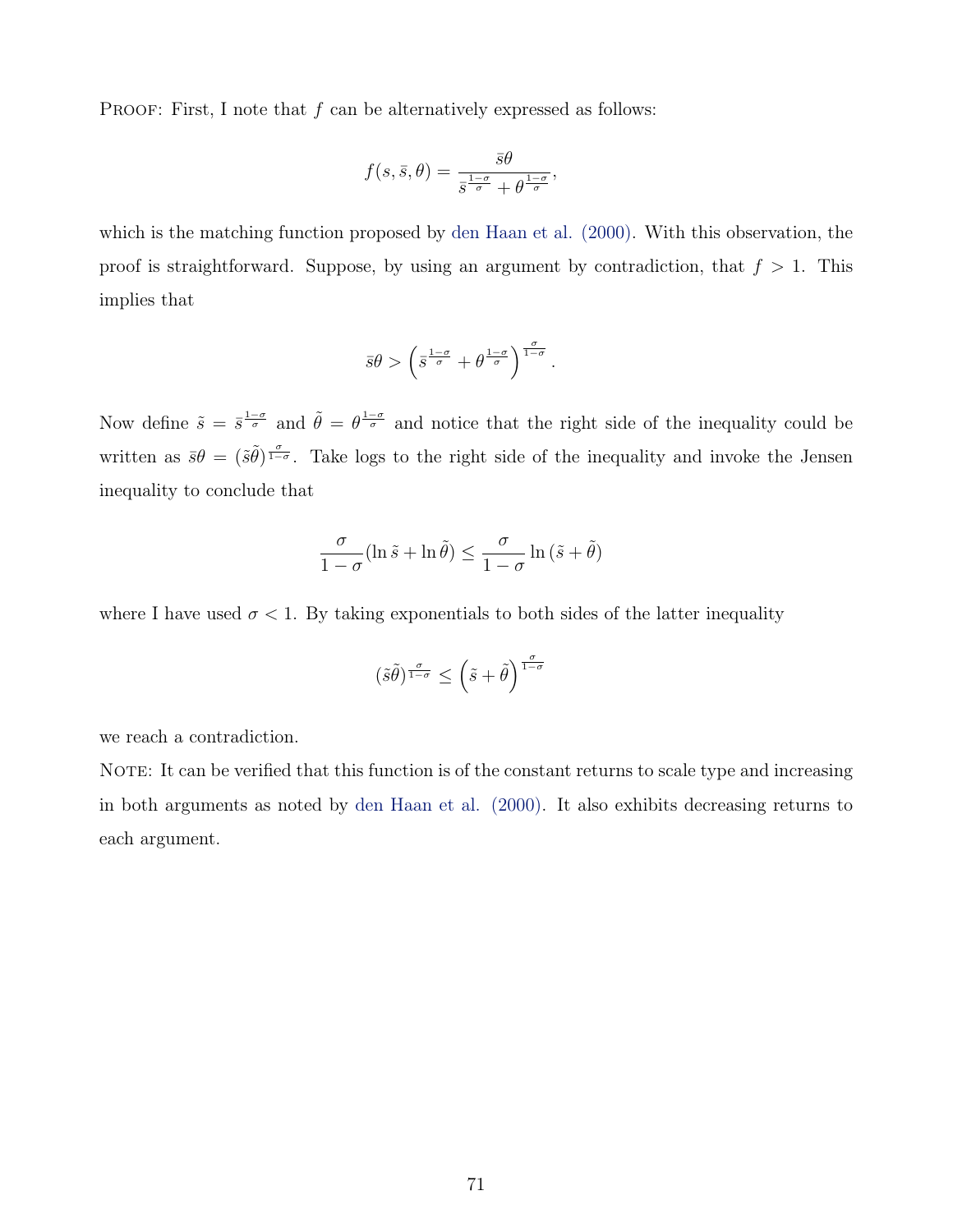Proof: First, I note that $f$ can be alternatively expressed as follows:

$$f(s, \bar{s}, \theta) = \frac{\bar{s}\theta}{\bar{s}^{\frac{1-\sigma}{\sigma}} + \theta^{\frac{1-\sigma}{\sigma}}},$$

which is the matching function proposed by den Haan et al. (2000). With this observation, the proof is straightforward. Suppose, by using an argument by contradiction, that $f > 1$. This implies that

$$\bar{s}\theta > \left(\bar{s}^{\frac{1-\sigma}{\sigma}} + \theta^{\frac{1-\sigma}{\sigma}}\right)^{\frac{\sigma}{1-\sigma}}.$$

Now define $\tilde{s} = \bar{s}^{\frac{1-\sigma}{\sigma}}$ and $\tilde{\theta} = \theta^{\frac{1-\sigma}{\sigma}}$ and notice that the right side of the inequality could be written as $\bar{s}\theta = (\tilde{s}\tilde{\theta})^{\frac{\sigma}{1-\sigma}}$. Take logs to the right side of the inequality and invoke the Jensen inequality to conclude that

$$\frac{\sigma}{1-\sigma}(\ln \tilde{s} + \ln \tilde{\theta}) \leq \frac{\sigma}{1-\sigma} \ln (\tilde{s} + \tilde{\theta})$$

where I have used $\sigma < 1$. By taking exponentials to both sides of the latter inequality

$$(\tilde{s}\tilde{\theta})^{\frac{\sigma}{1-\sigma}} \leq \left(\tilde{s} + \tilde{\theta}\right)^{\frac{\sigma}{1-\sigma}}$$

we reach a contradiction.

Note: It can be verified that this function is of the constant returns to scale type and increasing in both arguments as noted by den Haan et al. (2000). It also exhibits decreasing returns to each argument.